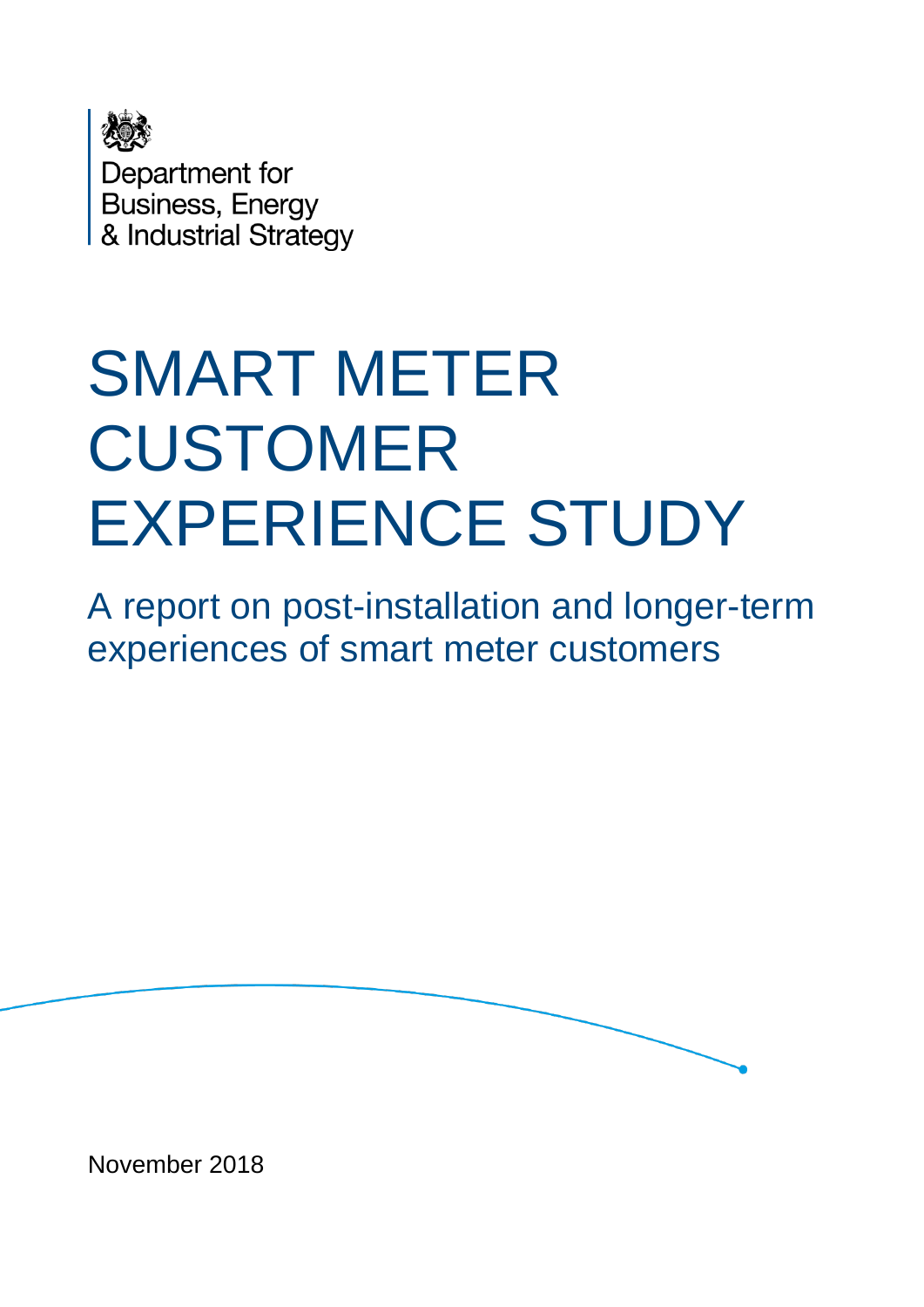Department for
Business, Energy
& Industrial Strategy

# SMART METER CUSTOMER EXPERIENCE STUDY

## A report on post-installation and longer-term experiences of smart meter customers

November 2018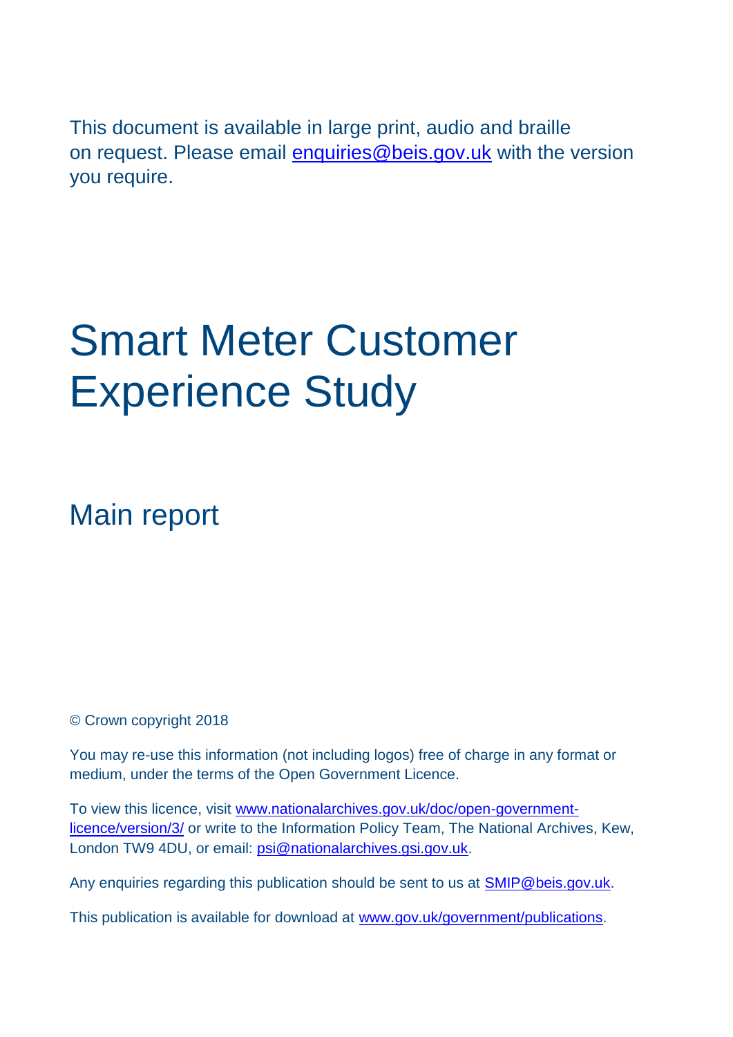This document is available in large print, audio and braille on request. Please email [enquiries@beis.gov.uk](mailto:enquiries@beis.gov.uk) with the version you require.

# Smart Meter Customer Experience Study

## Main report

© Crown copyright 2018

You may re-use this information (not including logos) free of charge in any format or medium, under the terms of the Open Government Licence.

To view this licence, visit [www.nationalarchives.gov.uk/doc/open-government-licence/version/3/](http://www.nationalarchives.gov.uk/doc/open-government-licence/version/3/) or write to the Information Policy Team, The National Archives, Kew, London TW9 4DU, or email: [psi@nationalarchives.gsi.gov.uk](mailto:psi@nationalarchives.gsi.gov.uk).

Any enquiries regarding this publication should be sent to us at [SMIP@beis.gov.uk](mailto:SMIP@beis.gov.uk).

This publication is available for download at [www.gov.uk/government/publications](http://www.gov.uk/government/publications).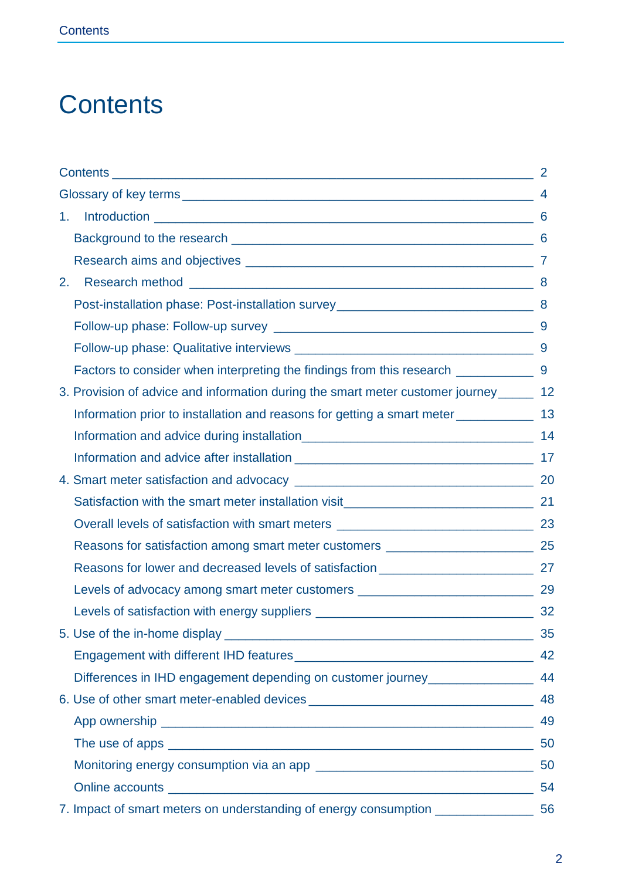# Contents

Contents 2
Glossary of key terms 4
1. Introduction 6
- Background to the research 6
- Research aims and objectives 7

2. Research method 8
- Post-installation phase: Post-installation survey 8
- Follow-up phase: Follow-up survey 9
- Follow-up phase: Qualitative interviews 9
- Factors to consider when interpreting the findings from this research 9

3. Provision of advice and information during the smart meter customer journey 12
- Information prior to installation and reasons for getting a smart meter 13
- Information and advice during installation 14
- Information and advice after installation 17

4. Smart meter satisfaction and advocacy 20
- Satisfaction with the smart meter installation visit 21
- Overall levels of satisfaction with smart meters 23
- Reasons for satisfaction among smart meter customers 25
- Reasons for lower and decreased levels of satisfaction 27
- Levels of advocacy among smart meter customers 29
- Levels of satisfaction with energy suppliers 32

5. Use of the in-home display 35
- Engagement with different IHD features 42
- Differences in IHD engagement depending on customer journey 44

6. Use of other smart meter-enabled devices 48
- App ownership 49
- The use of apps 50
- Monitoring energy consumption via an app 50
- Online accounts 54

7. Impact of smart meters on understanding of energy consumption 56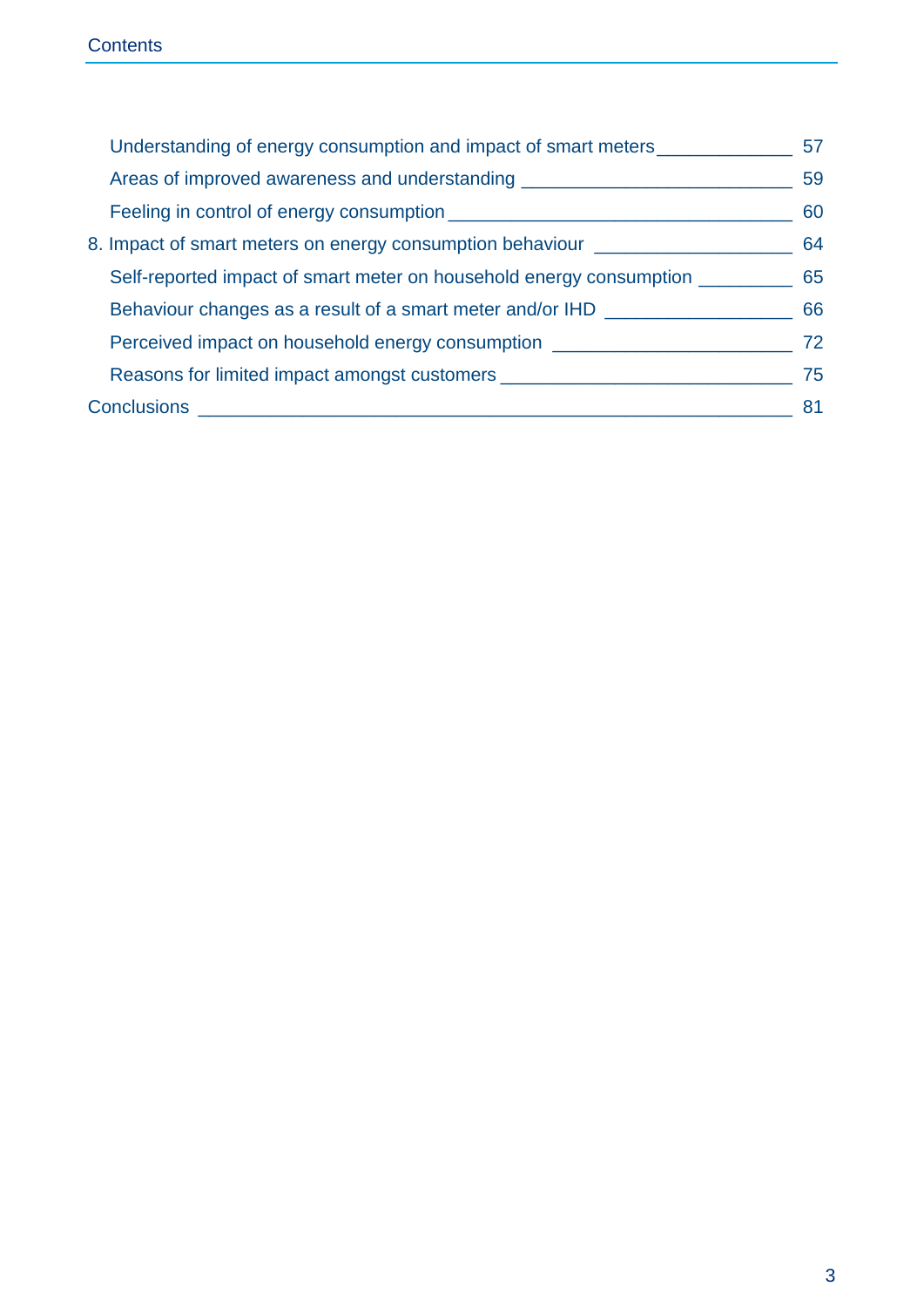Understanding of energy consumption and impact of smart meters _____________ 57

Areas of improved awareness and understanding _________________________ 59

Feeling in control of energy consumption ________________________________ 60

8. Impact of smart meters on energy consumption behaviour __________________ 64

Self-reported impact of smart meter on household energy consumption _________ 65

Behaviour changes as a result of a smart meter and/or IHD __________________ 66

Perceived impact on household energy consumption ______________________ 72

Reasons for limited impact amongst customers ___________________________ 75

Conclusions ________________________________________________________ 81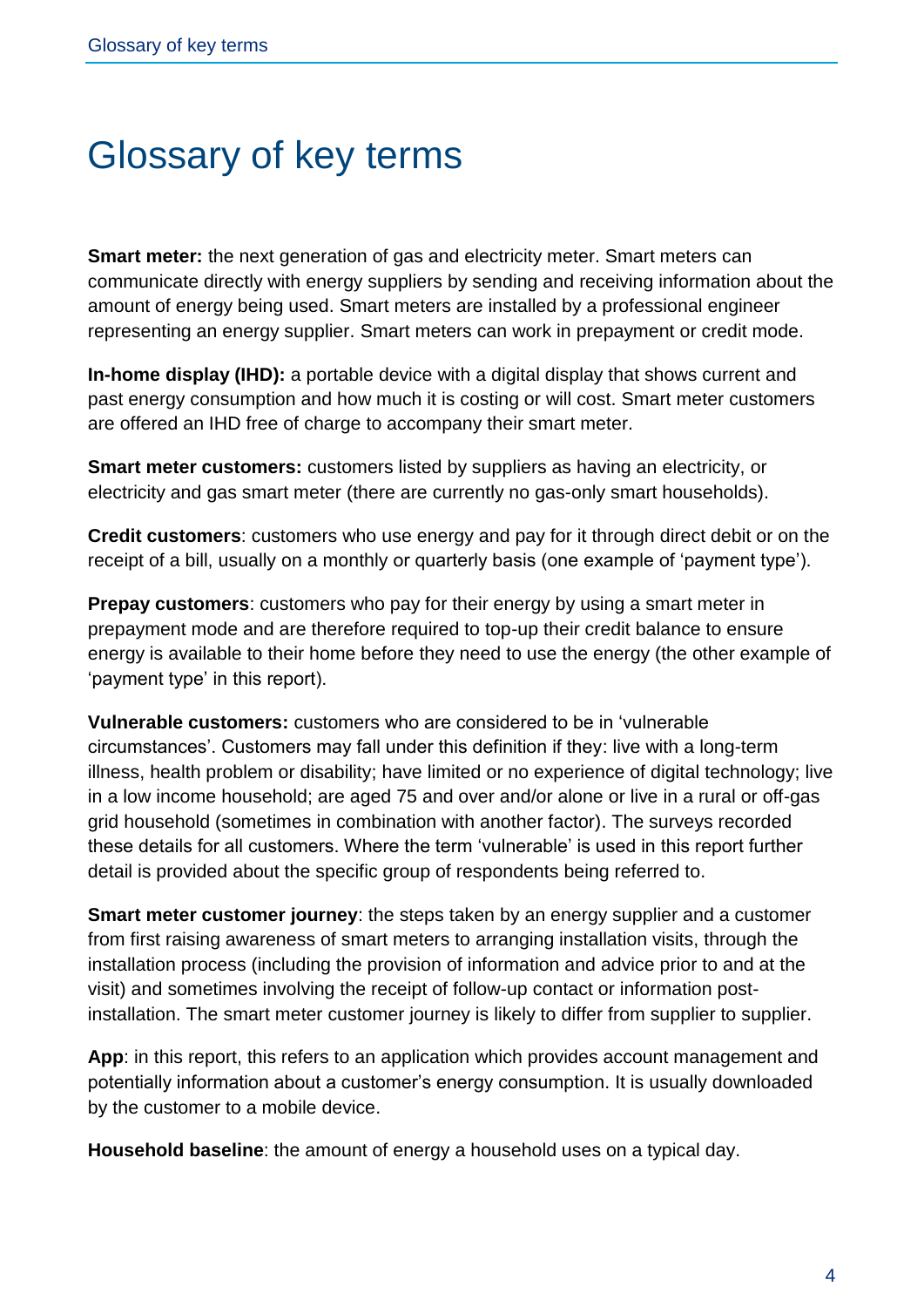# Glossary of key terms

**Smart meter:** the next generation of gas and electricity meter. Smart meters can communicate directly with energy suppliers by sending and receiving information about the amount of energy being used. Smart meters are installed by a professional engineer representing an energy supplier. Smart meters can work in prepayment or credit mode.

**In-home display (IHD):** a portable device with a digital display that shows current and past energy consumption and how much it is costing or will cost. Smart meter customers are offered an IHD free of charge to accompany their smart meter.

**Smart meter customers:** customers listed by suppliers as having an electricity, or electricity and gas smart meter (there are currently no gas-only smart households).

**Credit customers**: customers who use energy and pay for it through direct debit or on the receipt of a bill, usually on a monthly or quarterly basis (one example of 'payment type').

**Prepay customers**: customers who pay for their energy by using a smart meter in prepayment mode and are therefore required to top-up their credit balance to ensure energy is available to their home before they need to use the energy (the other example of 'payment type' in this report).

**Vulnerable customers:** customers who are considered to be in 'vulnerable circumstances'. Customers may fall under this definition if they: live with a long-term illness, health problem or disability; have limited or no experience of digital technology; live in a low income household; are aged 75 and over and/or alone or live in a rural or off-gas grid household (sometimes in combination with another factor). The surveys recorded these details for all customers. Where the term 'vulnerable' is used in this report further detail is provided about the specific group of respondents being referred to.

**Smart meter customer journey**: the steps taken by an energy supplier and a customer from first raising awareness of smart meters to arranging installation visits, through the installation process (including the provision of information and advice prior to and at the visit) and sometimes involving the receipt of follow-up contact or information post-installation. The smart meter customer journey is likely to differ from supplier to supplier.

**App**: in this report, this refers to an application which provides account management and potentially information about a customer's energy consumption. It is usually downloaded by the customer to a mobile device.

**Household baseline**: the amount of energy a household uses on a typical day.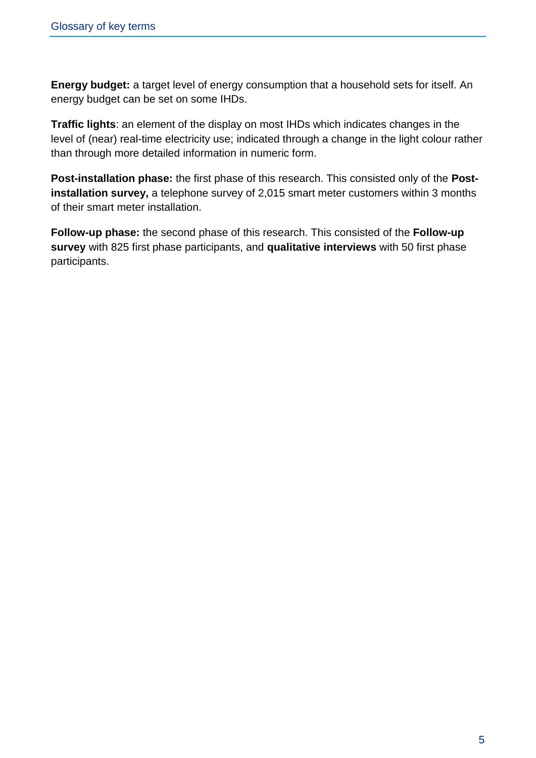**Energy budget:** a target level of energy consumption that a household sets for itself. An energy budget can be set on some IHDs.

**Traffic lights**: an element of the display on most IHDs which indicates changes in the level of (near) real-time electricity use; indicated through a change in the light colour rather than through more detailed information in numeric form.

**Post-installation phase:** the first phase of this research. This consisted only of the **Post-installation survey,** a telephone survey of 2,015 smart meter customers within 3 months of their smart meter installation.

**Follow-up phase:** the second phase of this research. This consisted of the **Follow-up survey** with 825 first phase participants, and **qualitative interviews** with 50 first phase participants.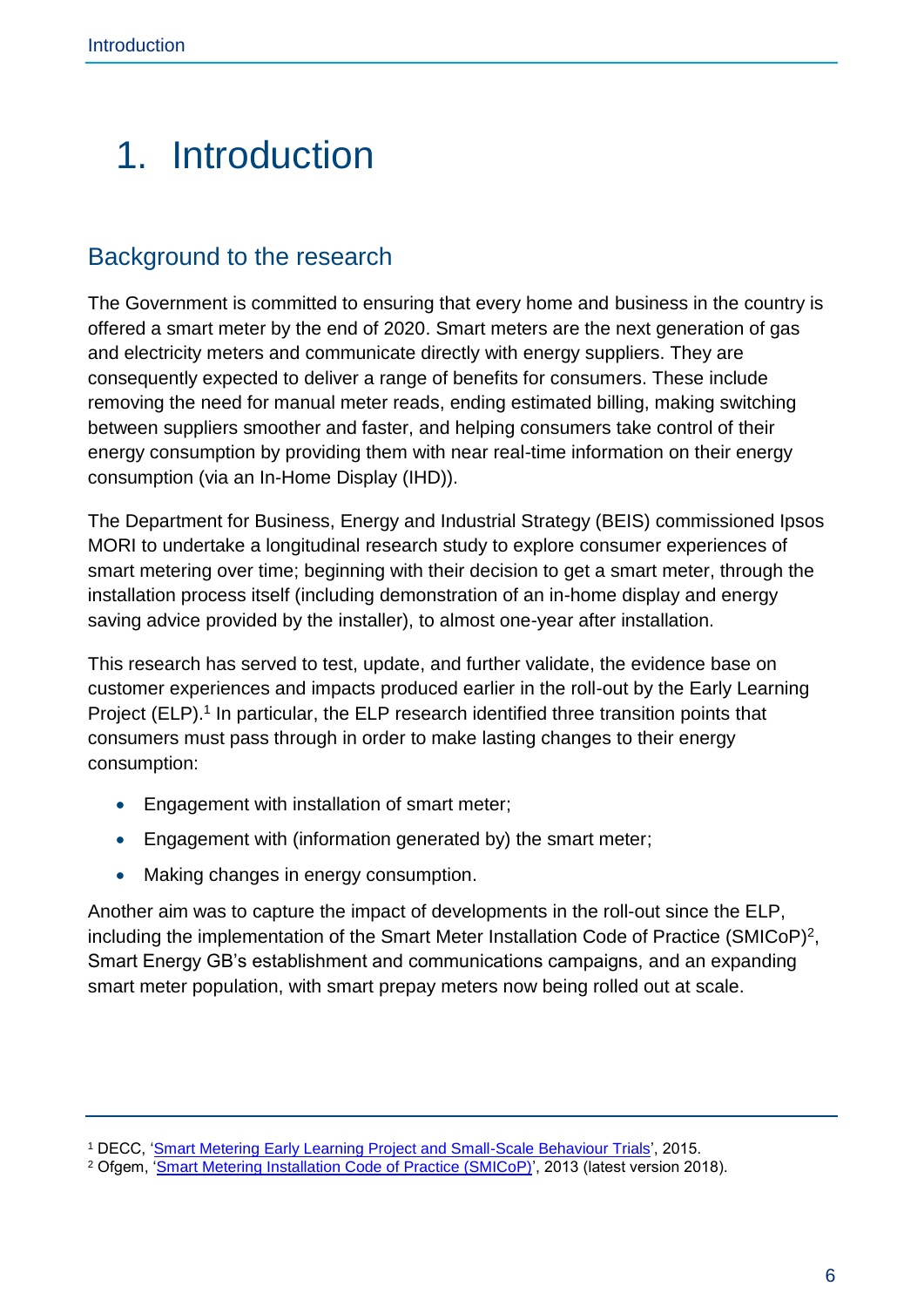# 1. Introduction

## Background to the research

The Government is committed to ensuring that every home and business in the country is offered a smart meter by the end of 2020. Smart meters are the next generation of gas and electricity meters and communicate directly with energy suppliers. They are consequently expected to deliver a range of benefits for consumers. These include removing the need for manual meter reads, ending estimated billing, making switching between suppliers smoother and faster, and helping consumers take control of their energy consumption by providing them with near real-time information on their energy consumption (via an In-Home Display (IHD)).

The Department for Business, Energy and Industrial Strategy (BEIS) commissioned Ipsos MORI to undertake a longitudinal research study to explore consumer experiences of smart metering over time; beginning with their decision to get a smart meter, through the installation process itself (including demonstration of an in-home display and energy saving advice provided by the installer), to almost one-year after installation.

This research has served to test, update, and further validate, the evidence base on customer experiences and impacts produced earlier in the roll-out by the Early Learning Project (ELP).[1] In particular, the ELP research identified three transition points that consumers must pass through in order to make lasting changes to their energy consumption:

- Engagement with installation of smart meter;
- Engagement with (information generated by) the smart meter;
- Making changes in energy consumption.

Another aim was to capture the impact of developments in the roll-out since the ELP, including the implementation of the Smart Meter Installation Code of Practice (SMICoP)[2], Smart Energy GB's establishment and communications campaigns, and an expanding smart meter population, with smart prepay meters now being rolled out at scale.

---

[1] DECC, 'Smart Metering Early Learning Project and Small-Scale Behaviour Trials', 2015.

[2] Ofgem, 'Smart Metering Installation Code of Practice (SMICoP)', 2013 (latest version 2018).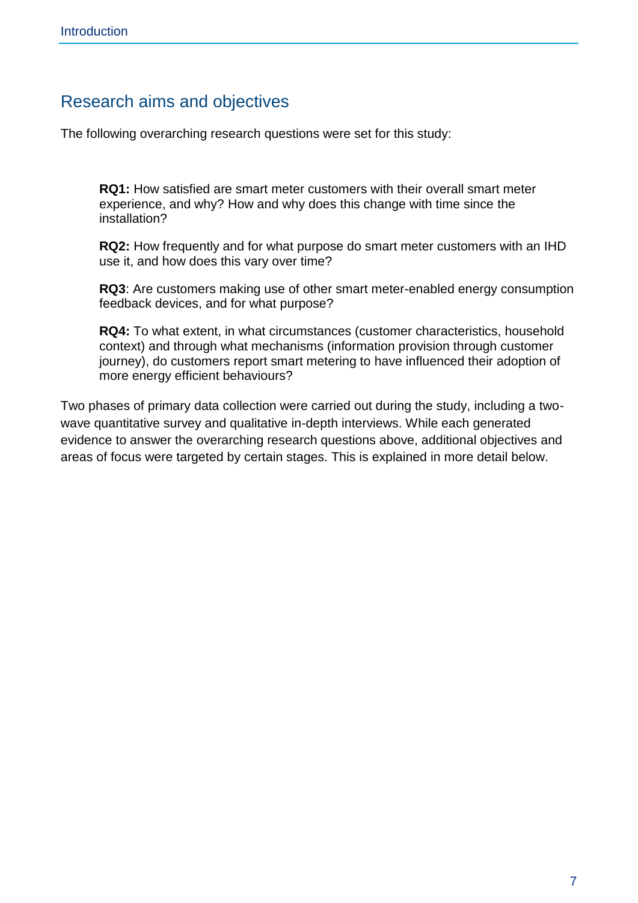## Research aims and objectives

The following overarching research questions were set for this study:

> **RQ1:** How satisfied are smart meter customers with their overall smart meter experience, and why? How and why does this change with time since the installation?
>
> **RQ2:** How frequently and for what purpose do smart meter customers with an IHD use it, and how does this vary over time?
>
> **RQ3**: Are customers making use of other smart meter-enabled energy consumption feedback devices, and for what purpose?
>
> **RQ4:** To what extent, in what circumstances (customer characteristics, household context) and through what mechanisms (information provision through customer journey), do customers report smart metering to have influenced their adoption of more energy efficient behaviours?

Two phases of primary data collection were carried out during the study, including a two-wave quantitative survey and qualitative in-depth interviews. While each generated evidence to answer the overarching research questions above, additional objectives and areas of focus were targeted by certain stages. This is explained in more detail below.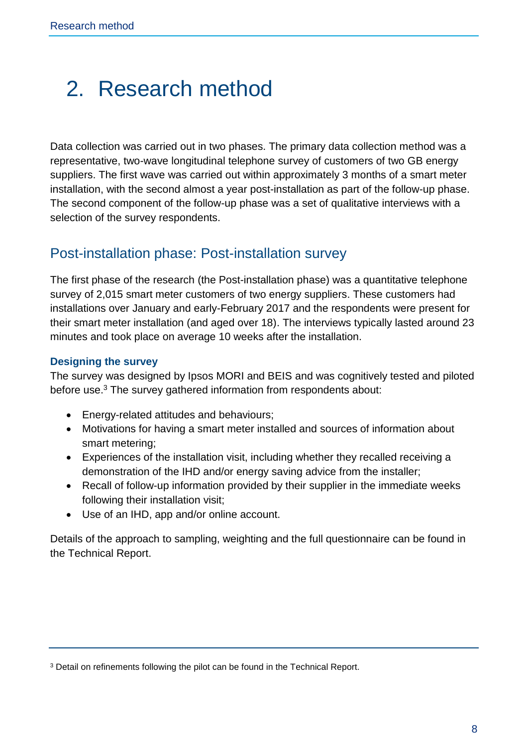# 2. Research method

Data collection was carried out in two phases. The primary data collection method was a representative, two-wave longitudinal telephone survey of customers of two GB energy suppliers. The first wave was carried out within approximately 3 months of a smart meter installation, with the second almost a year post-installation as part of the follow-up phase. The second component of the follow-up phase was a set of qualitative interviews with a selection of the survey respondents.

## Post-installation phase: Post-installation survey

The first phase of the research (the Post-installation phase) was a quantitative telephone survey of 2,015 smart meter customers of two energy suppliers. These customers had installations over January and early-February 2017 and the respondents were present for their smart meter installation (and aged over 18). The interviews typically lasted around 23 minutes and took place on average 10 weeks after the installation.

### Designing the survey

The survey was designed by Ipsos MORI and BEIS and was cognitively tested and piloted before use.[3] The survey gathered information from respondents about:

- Energy-related attitudes and behaviours;
- Motivations for having a smart meter installed and sources of information about smart metering;
- Experiences of the installation visit, including whether they recalled receiving a demonstration of the IHD and/or energy saving advice from the installer;
- Recall of follow-up information provided by their supplier in the immediate weeks following their installation visit;
- Use of an IHD, app and/or online account.

Details of the approach to sampling, weighting and the full questionnaire can be found in the Technical Report.

[3] Detail on refinements following the pilot can be found in the Technical Report.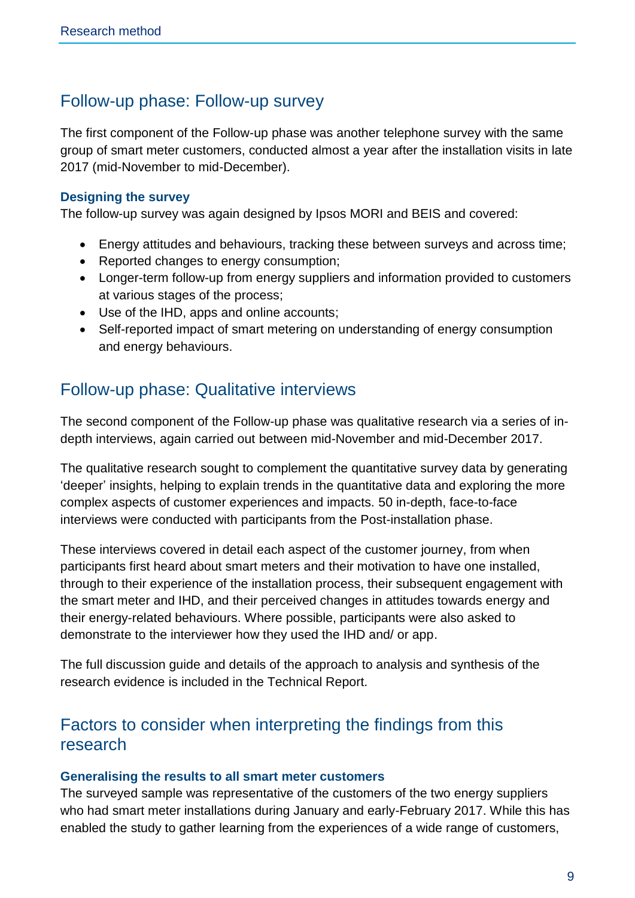## Follow-up phase: Follow-up survey

The first component of the Follow-up phase was another telephone survey with the same group of smart meter customers, conducted almost a year after the installation visits in late 2017 (mid-November to mid-December).

### Designing the survey

The follow-up survey was again designed by Ipsos MORI and BEIS and covered:

- Energy attitudes and behaviours, tracking these between surveys and across time;
- Reported changes to energy consumption;
- Longer-term follow-up from energy suppliers and information provided to customers at various stages of the process;
- Use of the IHD, apps and online accounts;
- Self-reported impact of smart metering on understanding of energy consumption and energy behaviours.

## Follow-up phase: Qualitative interviews

The second component of the Follow-up phase was qualitative research via a series of in-depth interviews, again carried out between mid-November and mid-December 2017.

The qualitative research sought to complement the quantitative survey data by generating 'deeper' insights, helping to explain trends in the quantitative data and exploring the more complex aspects of customer experiences and impacts. 50 in-depth, face-to-face interviews were conducted with participants from the Post-installation phase.

These interviews covered in detail each aspect of the customer journey, from when participants first heard about smart meters and their motivation to have one installed, through to their experience of the installation process, their subsequent engagement with the smart meter and IHD, and their perceived changes in attitudes towards energy and their energy-related behaviours. Where possible, participants were also asked to demonstrate to the interviewer how they used the IHD and/ or app.

The full discussion guide and details of the approach to analysis and synthesis of the research evidence is included in the Technical Report.

## Factors to consider when interpreting the findings from this research

### Generalising the results to all smart meter customers

The surveyed sample was representative of the customers of the two energy suppliers who had smart meter installations during January and early-February 2017. While this has enabled the study to gather learning from the experiences of a wide range of customers,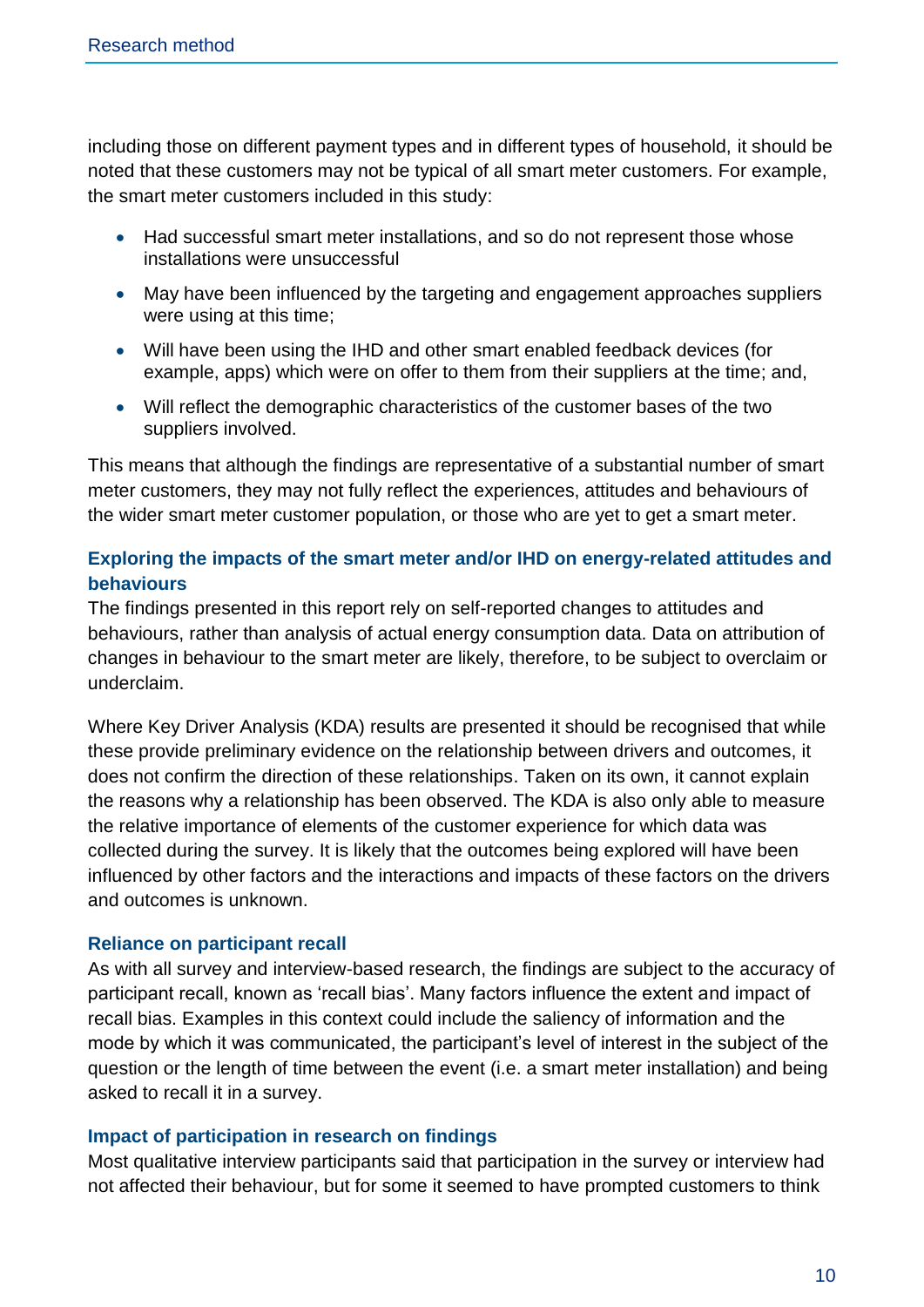including those on different payment types and in different types of household, it should be noted that these customers may not be typical of all smart meter customers. For example, the smart meter customers included in this study:

- Had successful smart meter installations, and so do not represent those whose installations were unsuccessful
- May have been influenced by the targeting and engagement approaches suppliers were using at this time;
- Will have been using the IHD and other smart enabled feedback devices (for example, apps) which were on offer to them from their suppliers at the time; and,
- Will reflect the demographic characteristics of the customer bases of the two suppliers involved.

This means that although the findings are representative of a substantial number of smart meter customers, they may not fully reflect the experiences, attitudes and behaviours of the wider smart meter customer population, or those who are yet to get a smart meter.

### Exploring the impacts of the smart meter and/or IHD on energy-related attitudes and behaviours

The findings presented in this report rely on self-reported changes to attitudes and behaviours, rather than analysis of actual energy consumption data. Data on attribution of changes in behaviour to the smart meter are likely, therefore, to be subject to overclaim or underclaim.

Where Key Driver Analysis (KDA) results are presented it should be recognised that while these provide preliminary evidence on the relationship between drivers and outcomes, it does not confirm the direction of these relationships. Taken on its own, it cannot explain the reasons why a relationship has been observed. The KDA is also only able to measure the relative importance of elements of the customer experience for which data was collected during the survey. It is likely that the outcomes being explored will have been influenced by other factors and the interactions and impacts of these factors on the drivers and outcomes is unknown.

### Reliance on participant recall

As with all survey and interview-based research, the findings are subject to the accuracy of participant recall, known as 'recall bias'. Many factors influence the extent and impact of recall bias. Examples in this context could include the saliency of information and the mode by which it was communicated, the participant's level of interest in the subject of the question or the length of time between the event (i.e. a smart meter installation) and being asked to recall it in a survey.

### Impact of participation in research on findings

Most qualitative interview participants said that participation in the survey or interview had not affected their behaviour, but for some it seemed to have prompted customers to think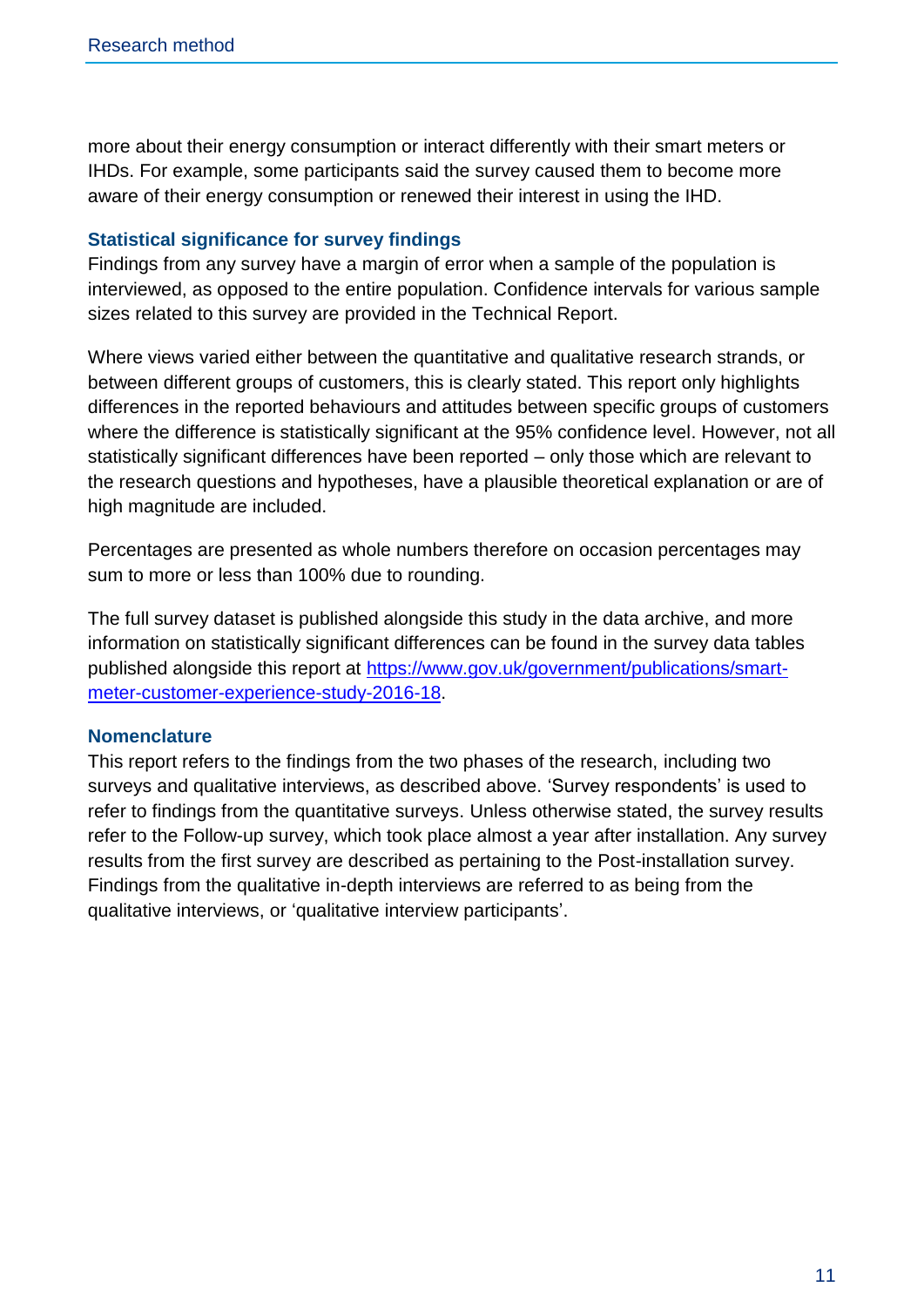more about their energy consumption or interact differently with their smart meters or IHDs. For example, some participants said the survey caused them to become more aware of their energy consumption or renewed their interest in using the IHD.

### Statistical significance for survey findings

Findings from any survey have a margin of error when a sample of the population is interviewed, as opposed to the entire population. Confidence intervals for various sample sizes related to this survey are provided in the Technical Report.

Where views varied either between the quantitative and qualitative research strands, or between different groups of customers, this is clearly stated. This report only highlights differences in the reported behaviours and attitudes between specific groups of customers where the difference is statistically significant at the 95% confidence level. However, not all statistically significant differences have been reported – only those which are relevant to the research questions and hypotheses, have a plausible theoretical explanation or are of high magnitude are included.

Percentages are presented as whole numbers therefore on occasion percentages may sum to more or less than 100% due to rounding.

The full survey dataset is published alongside this study in the data archive, and more information on statistically significant differences can be found in the survey data tables published alongside this report at [https://www.gov.uk/government/publications/smart-meter-customer-experience-study-2016-18](https://www.gov.uk/government/publications/smart-meter-customer-experience-study-2016-18).

### Nomenclature

This report refers to the findings from the two phases of the research, including two surveys and qualitative interviews, as described above. 'Survey respondents' is used to refer to findings from the quantitative surveys. Unless otherwise stated, the survey results refer to the Follow-up survey, which took place almost a year after installation. Any survey results from the first survey are described as pertaining to the Post-installation survey. Findings from the qualitative in-depth interviews are referred to as being from the qualitative interviews, or 'qualitative interview participants'.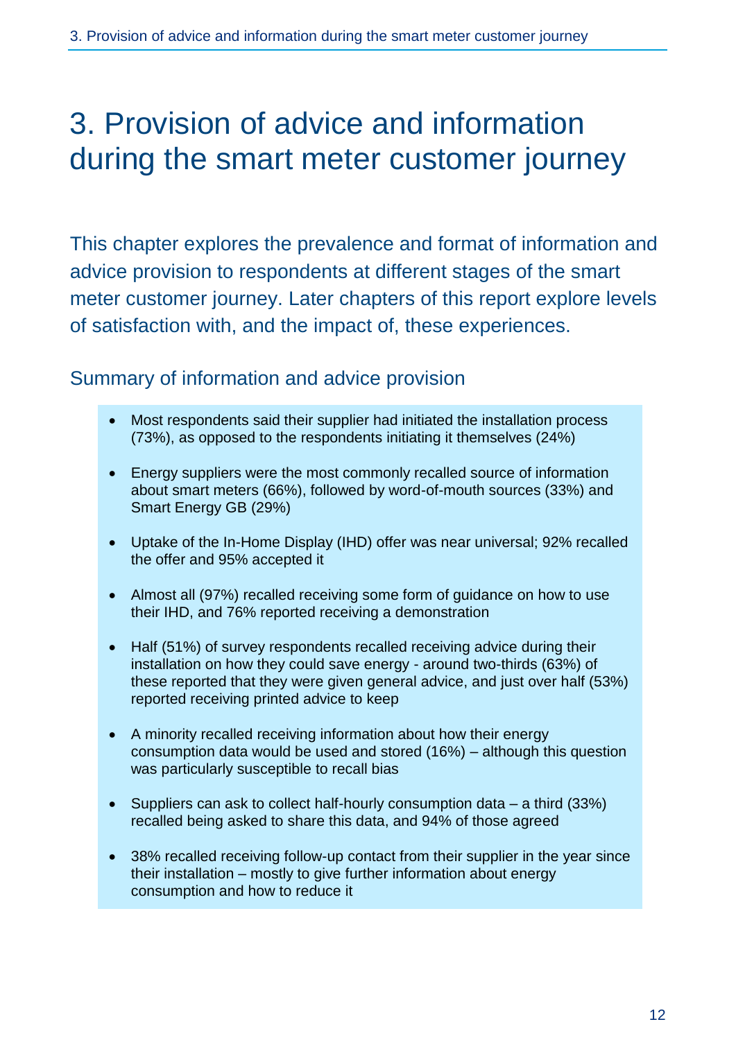# 3. Provision of advice and information during the smart meter customer journey

This chapter explores the prevalence and format of information and advice provision to respondents at different stages of the smart meter customer journey. Later chapters of this report explore levels of satisfaction with, and the impact of, these experiences.

## Summary of information and advice provision

- Most respondents said their supplier had initiated the installation process (73%), as opposed to the respondents initiating it themselves (24%)
- Energy suppliers were the most commonly recalled source of information about smart meters (66%), followed by word-of-mouth sources (33%) and Smart Energy GB (29%)
- Uptake of the In-Home Display (IHD) offer was near universal; 92% recalled the offer and 95% accepted it
- Almost all (97%) recalled receiving some form of guidance on how to use their IHD, and 76% reported receiving a demonstration
- Half (51%) of survey respondents recalled receiving advice during their installation on how they could save energy - around two-thirds (63%) of these reported that they were given general advice, and just over half (53%) reported receiving printed advice to keep
- A minority recalled receiving information about how their energy consumption data would be used and stored (16%) – although this question was particularly susceptible to recall bias
- Suppliers can ask to collect half-hourly consumption data – a third (33%) recalled being asked to share this data, and 94% of those agreed
- 38% recalled receiving follow-up contact from their supplier in the year since their installation – mostly to give further information about energy consumption and how to reduce it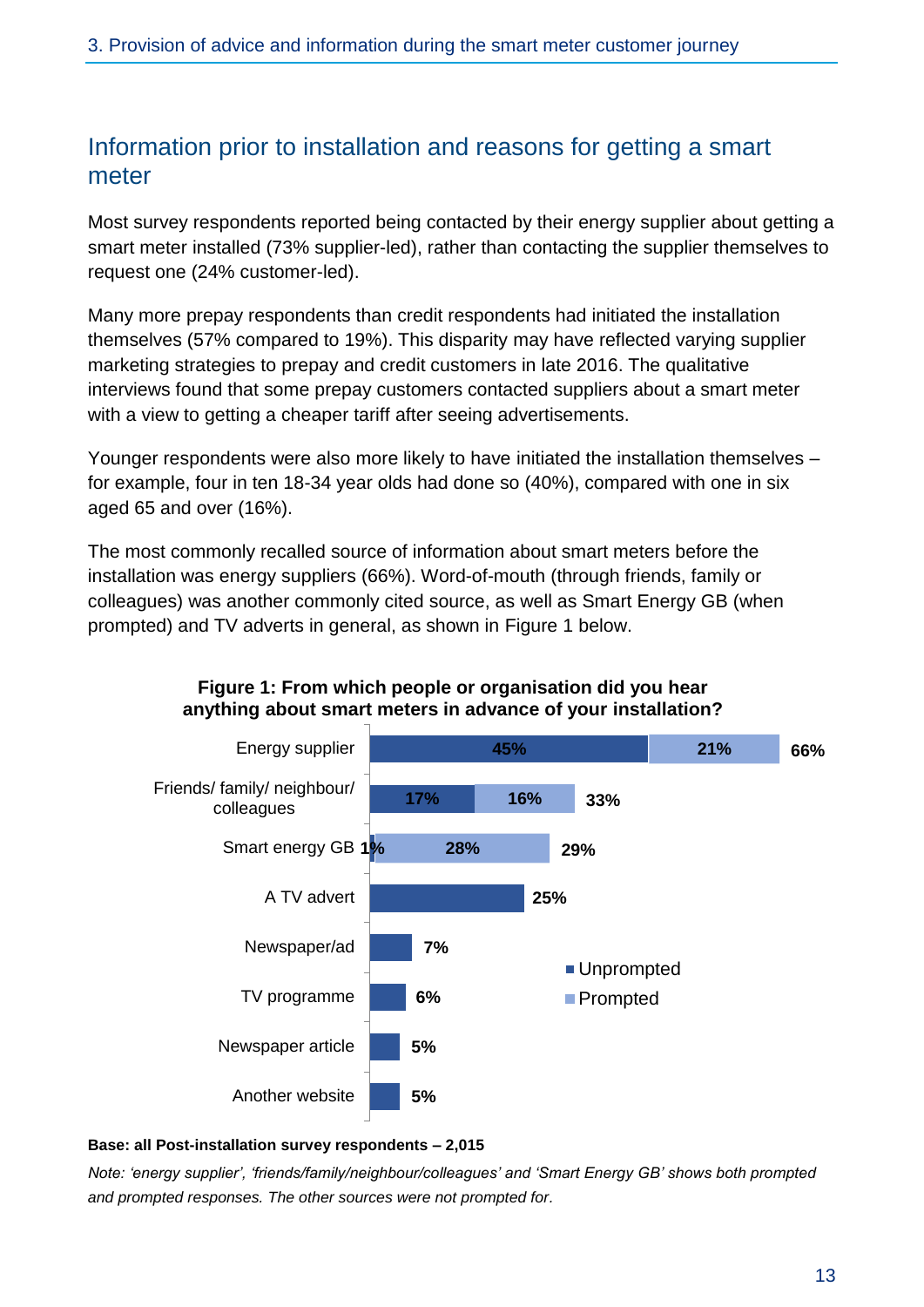## Information prior to installation and reasons for getting a smart meter

Most survey respondents reported being contacted by their energy supplier about getting a smart meter installed (73% supplier-led), rather than contacting the supplier themselves to request one (24% customer-led).

Many more prepay respondents than credit respondents had initiated the installation themselves (57% compared to 19%). This disparity may have reflected varying supplier marketing strategies to prepay and credit customers in late 2016. The qualitative interviews found that some prepay customers contacted suppliers about a smart meter with a view to getting a cheaper tariff after seeing advertisements.

Younger respondents were also more likely to have initiated the installation themselves – for example, four in ten 18-34 year olds had done so (40%), compared with one in six aged 65 and over (16%).

The most commonly recalled source of information about smart meters before the installation was energy suppliers (66%). Word-of-mouth (through friends, family or colleagues) was another commonly cited source, as well as Smart Energy GB (when prompted) and TV adverts in general, as shown in Figure 1 below.

**Figure 1: From which people or organisation did you hear anything about smart meters in advance of your installation?**

| Source | Unprompted | Prompted | Total |
|---|---|---|---|
| Energy supplier | 45% | 21% | 66% |
| Friends/ family/ neighbour/ colleagues | 17% | 16% | 33% |
| Smart energy GB | 1% | 28% | 29% |
| A TV advert | 25% | | 25% |
| Newspaper/ad | 7% | | 7% |
| TV programme | 6% | | 6% |
| Newspaper article | 5% | | 5% |
| Another website | 5% | | 5% |

**Base: all Post-installation survey respondents – 2,015**

*Note: 'energy supplier', 'friends/family/neighbour/colleagues' and 'Smart Energy GB' shows both prompted and prompted responses. The other sources were not prompted for.*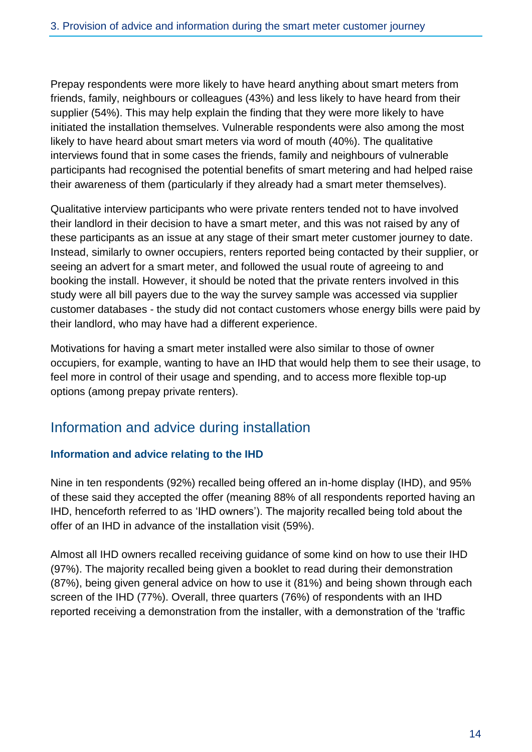Prepay respondents were more likely to have heard anything about smart meters from friends, family, neighbours or colleagues (43%) and less likely to have heard from their supplier (54%). This may help explain the finding that they were more likely to have initiated the installation themselves. Vulnerable respondents were also among the most likely to have heard about smart meters via word of mouth (40%). The qualitative interviews found that in some cases the friends, family and neighbours of vulnerable participants had recognised the potential benefits of smart metering and had helped raise their awareness of them (particularly if they already had a smart meter themselves).

Qualitative interview participants who were private renters tended not to have involved their landlord in their decision to have a smart meter, and this was not raised by any of these participants as an issue at any stage of their smart meter customer journey to date. Instead, similarly to owner occupiers, renters reported being contacted by their supplier, or seeing an advert for a smart meter, and followed the usual route of agreeing to and booking the install. However, it should be noted that the private renters involved in this study were all bill payers due to the way the survey sample was accessed via supplier customer databases - the study did not contact customers whose energy bills were paid by their landlord, who may have had a different experience.

Motivations for having a smart meter installed were also similar to those of owner occupiers, for example, wanting to have an IHD that would help them to see their usage, to feel more in control of their usage and spending, and to access more flexible top-up options (among prepay private renters).

## Information and advice during installation

### Information and advice relating to the IHD

Nine in ten respondents (92%) recalled being offered an in-home display (IHD), and 95% of these said they accepted the offer (meaning 88% of all respondents reported having an IHD, henceforth referred to as 'IHD owners'). The majority recalled being told about the offer of an IHD in advance of the installation visit (59%).

Almost all IHD owners recalled receiving guidance of some kind on how to use their IHD (97%). The majority recalled being given a booklet to read during their demonstration (87%), being given general advice on how to use it (81%) and being shown through each screen of the IHD (77%). Overall, three quarters (76%) of respondents with an IHD reported receiving a demonstration from the installer, with a demonstration of the 'traffic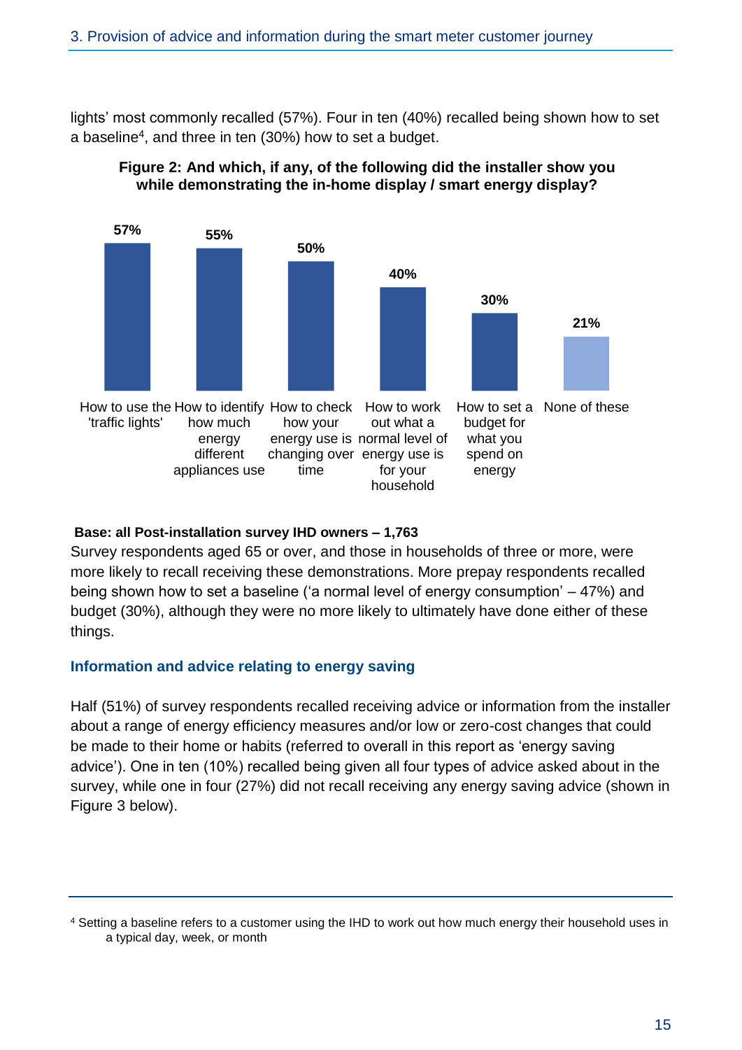lights' most commonly recalled (57%). Four in ten (40%) recalled being shown how to set a baseline[4], and three in ten (30%) how to set a budget.

**Figure 2: And which, if any, of the following did the installer show you while demonstrating the in-home display / smart energy display?**

| Item | % |
|---|---|
| How to use the 'traffic lights' | 57% |
| How to identify how much energy different appliances use | 55% |
| How to check how your energy use is changing over time | 50% |
| How to work out what a normal level of energy use is for your household | 40% |
| How to set a budget for what you spend on energy | 30% |
| None of these | 21% |

**Base: all Post-installation survey IHD owners – 1,763**

Survey respondents aged 65 or over, and those in households of three or more, were more likely to recall receiving these demonstrations. More prepay respondents recalled being shown how to set a baseline ('a normal level of energy consumption' – 47%) and budget (30%), although they were no more likely to ultimately have done either of these things.

### Information and advice relating to energy saving

Half (51%) of survey respondents recalled receiving advice or information from the installer about a range of energy efficiency measures and/or low or zero-cost changes that could be made to their home or habits (referred to overall in this report as 'energy saving advice'). One in ten (10%) recalled being given all four types of advice asked about in the survey, while one in four (27%) did not recall receiving any energy saving advice (shown in Figure 3 below).

[4] Setting a baseline refers to a customer using the IHD to work out how much energy their household uses in a typical day, week, or month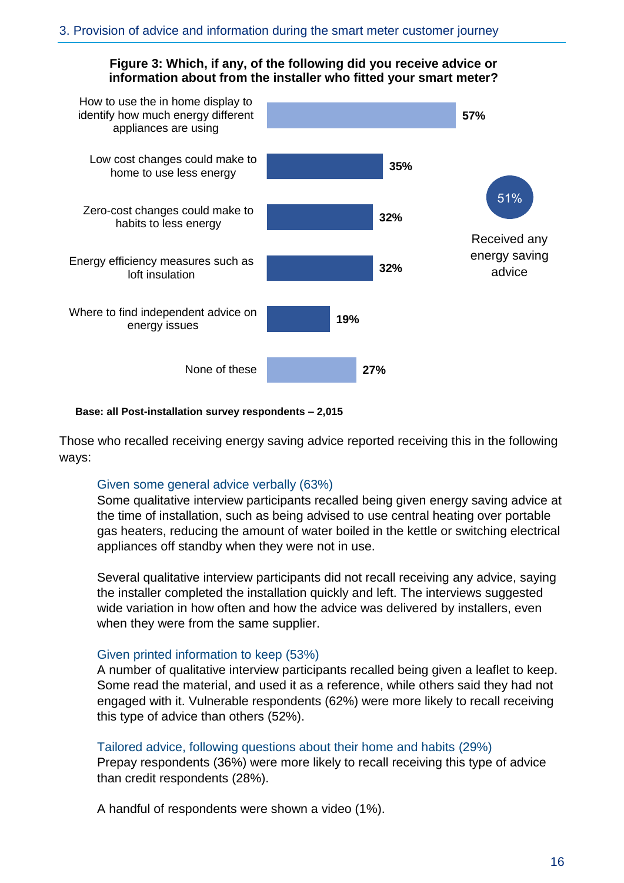**Figure 3: Which, if any, of the following did you receive advice or information about from the installer who fitted your smart meter?**

| Advice or information | % |
|---|---|
| How to use the in home display to identify how much energy different appliances are using | 57% |
| Low cost changes could make to home to use less energy | 35% |
| Zero-cost changes could make to habits to less energy | 32% |
| Energy efficiency measures such as loft insulation | 32% |
| Where to find independent advice on energy issues | 19% |
| None of these | 27% |

51% Received any energy saving advice

**Base: all Post-installation survey respondents – 2,015**

Those who recalled receiving energy saving advice reported receiving this in the following ways:

Given some general advice verbally (63%)

Some qualitative interview participants recalled being given energy saving advice at the time of installation, such as being advised to use central heating over portable gas heaters, reducing the amount of water boiled in the kettle or switching electrical appliances off standby when they were not in use.

Several qualitative interview participants did not recall receiving any advice, saying the installer completed the installation quickly and left. The interviews suggested wide variation in how often and how the advice was delivered by installers, even when they were from the same supplier.

Given printed information to keep (53%)

A number of qualitative interview participants recalled being given a leaflet to keep. Some read the material, and used it as a reference, while others said they had not engaged with it. Vulnerable respondents (62%) were more likely to recall receiving this type of advice than others (52%).

Tailored advice, following questions about their home and habits (29%)

Prepay respondents (36%) were more likely to recall receiving this type of advice than credit respondents (28%).

A handful of respondents were shown a video (1%).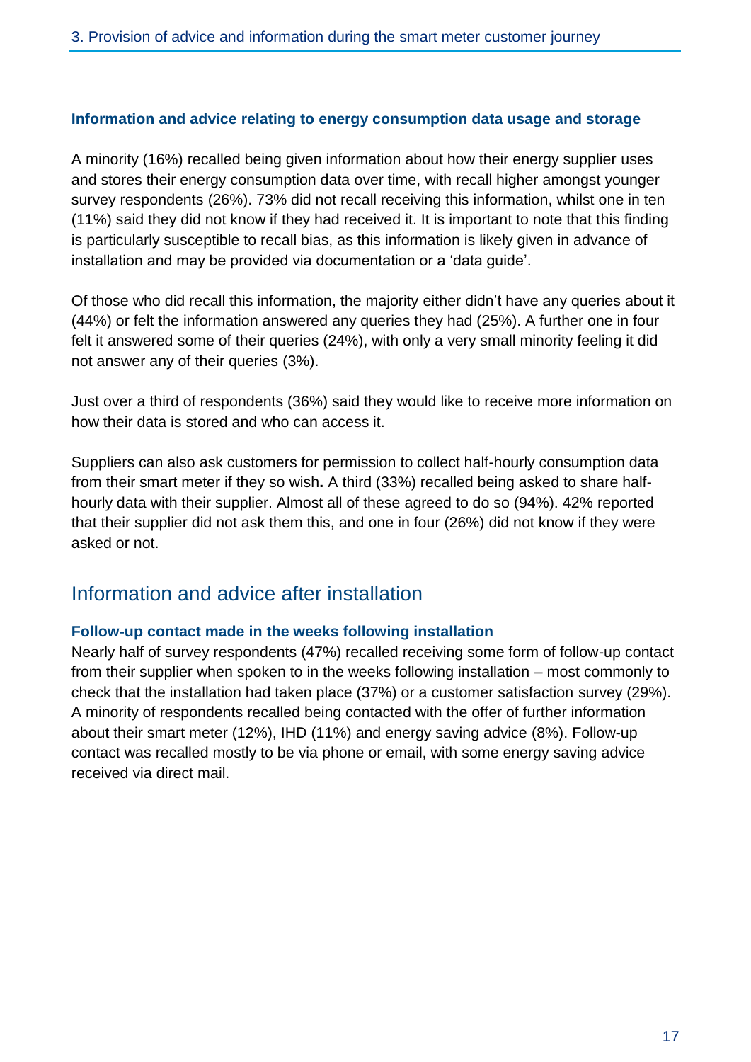#### Information and advice relating to energy consumption data usage and storage

A minority (16%) recalled being given information about how their energy supplier uses and stores their energy consumption data over time, with recall higher amongst younger survey respondents (26%). 73% did not recall receiving this information, whilst one in ten (11%) said they did not know if they had received it. It is important to note that this finding is particularly susceptible to recall bias, as this information is likely given in advance of installation and may be provided via documentation or a 'data guide'.

Of those who did recall this information, the majority either didn't have any queries about it (44%) or felt the information answered any queries they had (25%). A further one in four felt it answered some of their queries (24%), with only a very small minority feeling it did not answer any of their queries (3%).

Just over a third of respondents (36%) said they would like to receive more information on how their data is stored and who can access it.

Suppliers can also ask customers for permission to collect half-hourly consumption data from their smart meter if they so wish**.** A third (33%) recalled being asked to share half-hourly data with their supplier. Almost all of these agreed to do so (94%). 42% reported that their supplier did not ask them this, and one in four (26%) did not know if they were asked or not.

## Information and advice after installation

#### Follow-up contact made in the weeks following installation

Nearly half of survey respondents (47%) recalled receiving some form of follow-up contact from their supplier when spoken to in the weeks following installation – most commonly to check that the installation had taken place (37%) or a customer satisfaction survey (29%). A minority of respondents recalled being contacted with the offer of further information about their smart meter (12%), IHD (11%) and energy saving advice (8%). Follow-up contact was recalled mostly to be via phone or email, with some energy saving advice received via direct mail.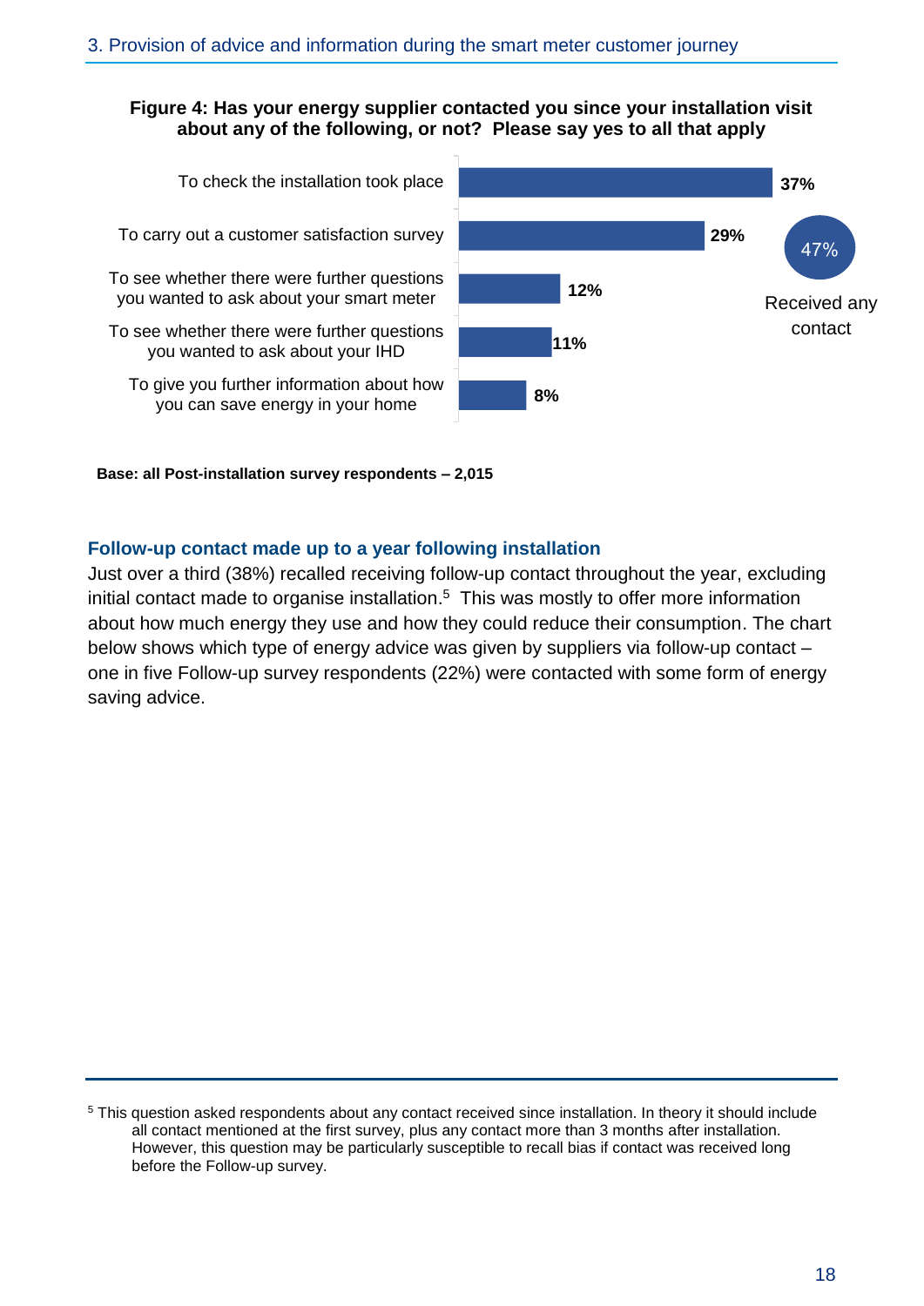**Figure 4: Has your energy supplier contacted you since your installation visit about any of the following, or not? Please say yes to all that apply**

| Contact reason | % |
|---|---|
| To check the installation took place | 37% |
| To carry out a customer satisfaction survey | 29% |
| To see whether there were further questions you wanted to ask about your smart meter | 12% |
| To see whether there were further questions you wanted to ask about your IHD | 11% |
| To give you further information about how you can save energy in your home | 8% |

47% Received any contact

**Base: all Post-installation survey respondents – 2,015**

### Follow-up contact made up to a year following installation

Just over a third (38%) recalled receiving follow-up contact throughout the year, excluding initial contact made to organise installation.[5] This was mostly to offer more information about how much energy they use and how they could reduce their consumption. The chart below shows which type of energy advice was given by suppliers via follow-up contact – one in five Follow-up survey respondents (22%) were contacted with some form of energy saving advice.

[5] This question asked respondents about any contact received since installation. In theory it should include all contact mentioned at the first survey, plus any contact more than 3 months after installation. However, this question may be particularly susceptible to recall bias if contact was received long before the Follow-up survey.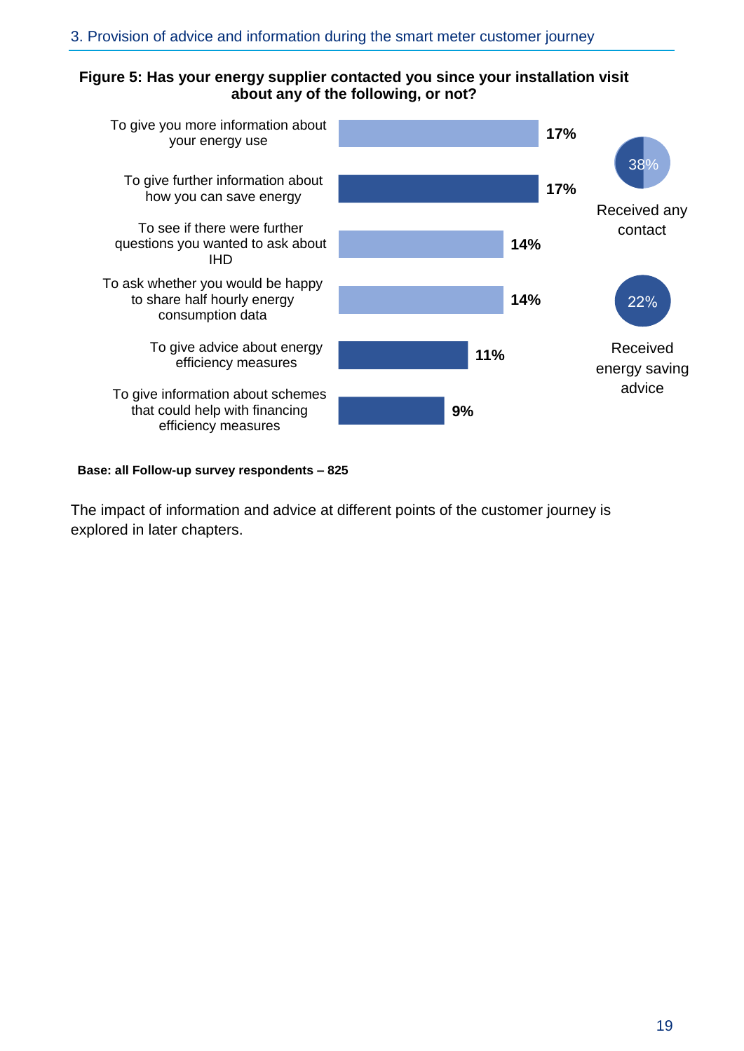**Figure 5: Has your energy supplier contacted you since your installation visit about any of the following, or not?**

| Contact reason | % |
|---|---|
| To give you more information about your energy use | 17% |
| To give further information about how you can save energy | 17% |
| To see if there were further questions you wanted to ask about IHD | 14% |
| To ask whether you would be happy to share half hourly energy consumption data | 14% |
| To give advice about energy efficiency measures | 11% |
| To give information about schemes that could help with financing efficiency measures | 9% |

Received any contact: 38%

Received energy saving advice: 22%

**Base: all Follow-up survey respondents – 825**

The impact of information and advice at different points of the customer journey is explored in later chapters.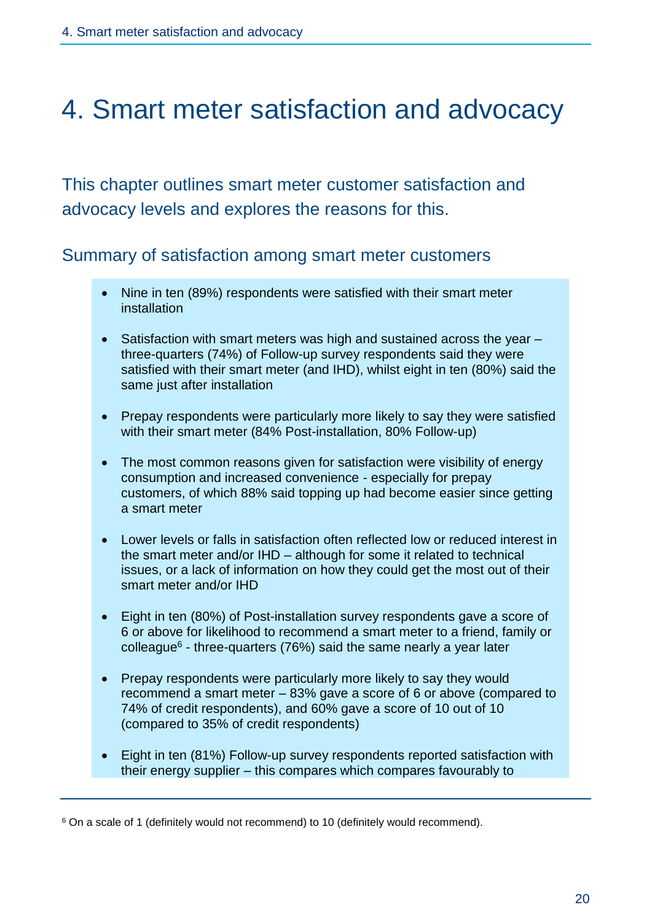# 4. Smart meter satisfaction and advocacy

This chapter outlines smart meter customer satisfaction and advocacy levels and explores the reasons for this.

## Summary of satisfaction among smart meter customers

- Nine in ten (89%) respondents were satisfied with their smart meter installation
- Satisfaction with smart meters was high and sustained across the year – three-quarters (74%) of Follow-up survey respondents said they were satisfied with their smart meter (and IHD), whilst eight in ten (80%) said the same just after installation
- Prepay respondents were particularly more likely to say they were satisfied with their smart meter (84% Post-installation, 80% Follow-up)
- The most common reasons given for satisfaction were visibility of energy consumption and increased convenience - especially for prepay customers, of which 88% said topping up had become easier since getting a smart meter
- Lower levels or falls in satisfaction often reflected low or reduced interest in the smart meter and/or IHD – although for some it related to technical issues, or a lack of information on how they could get the most out of their smart meter and/or IHD
- Eight in ten (80%) of Post-installation survey respondents gave a score of 6 or above for likelihood to recommend a smart meter to a friend, family or colleague[6] - three-quarters (76%) said the same nearly a year later
- Prepay respondents were particularly more likely to say they would recommend a smart meter – 83% gave a score of 6 or above (compared to 74% of credit respondents), and 60% gave a score of 10 out of 10 (compared to 35% of credit respondents)
- Eight in ten (81%) Follow-up survey respondents reported satisfaction with their energy supplier – this compares which compares favourably to

[6] On a scale of 1 (definitely would not recommend) to 10 (definitely would recommend).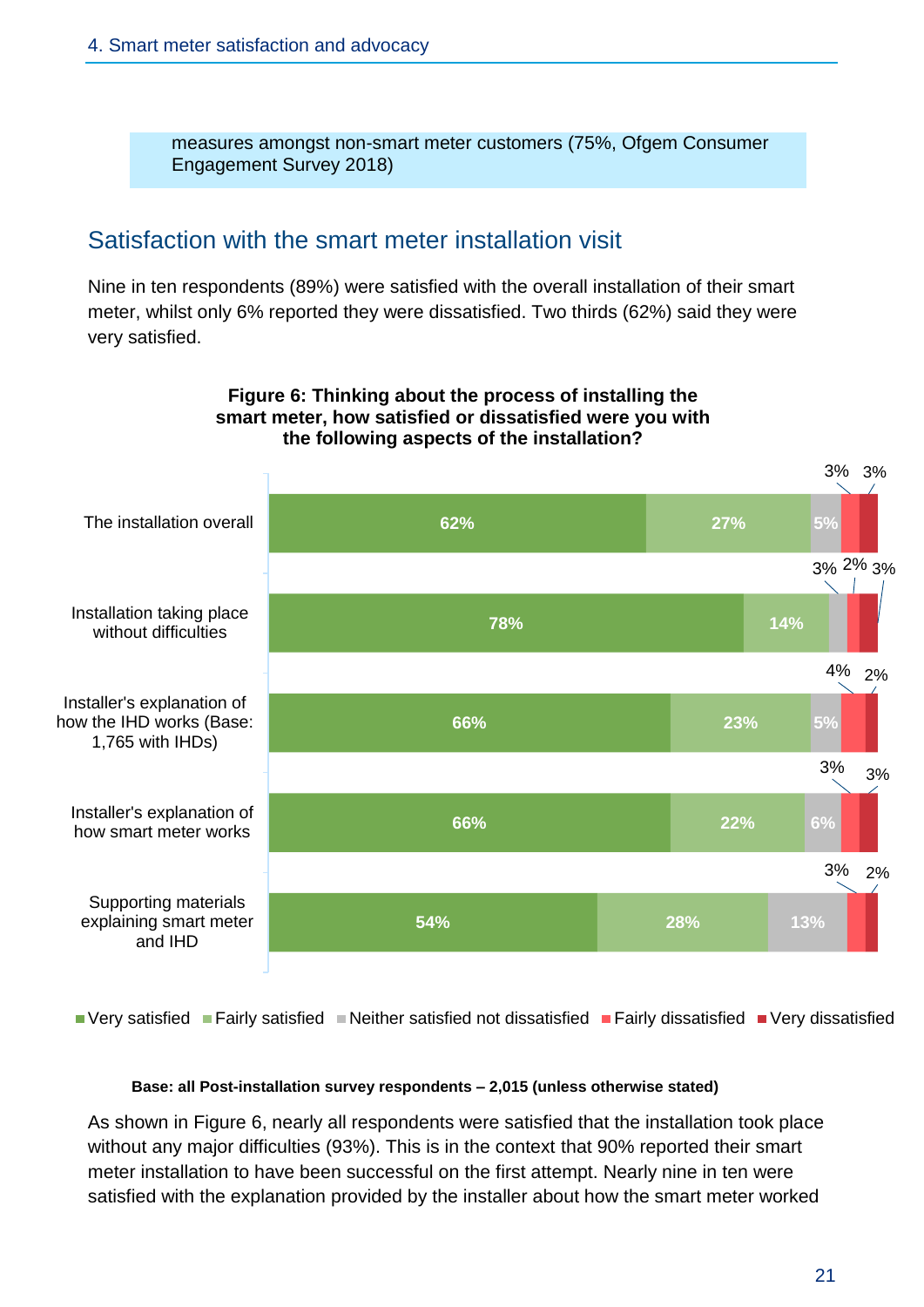measures amongst non-smart meter customers (75%, Ofgem Consumer Engagement Survey 2018)

## Satisfaction with the smart meter installation visit

Nine in ten respondents (89%) were satisfied with the overall installation of their smart meter, whilst only 6% reported they were dissatisfied. Two thirds (62%) said they were very satisfied.

**Figure 6: Thinking about the process of installing the smart meter, how satisfied or dissatisfied were you with the following aspects of the installation?**

| | Very satisfied | Fairly satisfied | Neither satisfied not dissatisfied | Fairly dissatisfied | Very dissatisfied |
|---|---|---|---|---|---|
| The installation overall | 62% | 27% | 5% | 3% | 3% |
| Installation taking place without difficulties | 78% | 14% | 3% | 2% | 3% |
| Installer's explanation of how the IHD works (Base: 1,765 with IHDs) | 66% | 23% | 5% | 4% | 2% |
| Installer's explanation of how smart meter works | 66% | 22% | 6% | 3% | 3% |
| Supporting materials explaining smart meter and IHD | 54% | 28% | 13% | 3% | 2% |

**Base: all Post-installation survey respondents – 2,015 (unless otherwise stated)**

As shown in Figure 6, nearly all respondents were satisfied that the installation took place without any major difficulties (93%). This is in the context that 90% reported their smart meter installation to have been successful on the first attempt. Nearly nine in ten were satisfied with the explanation provided by the installer about how the smart meter worked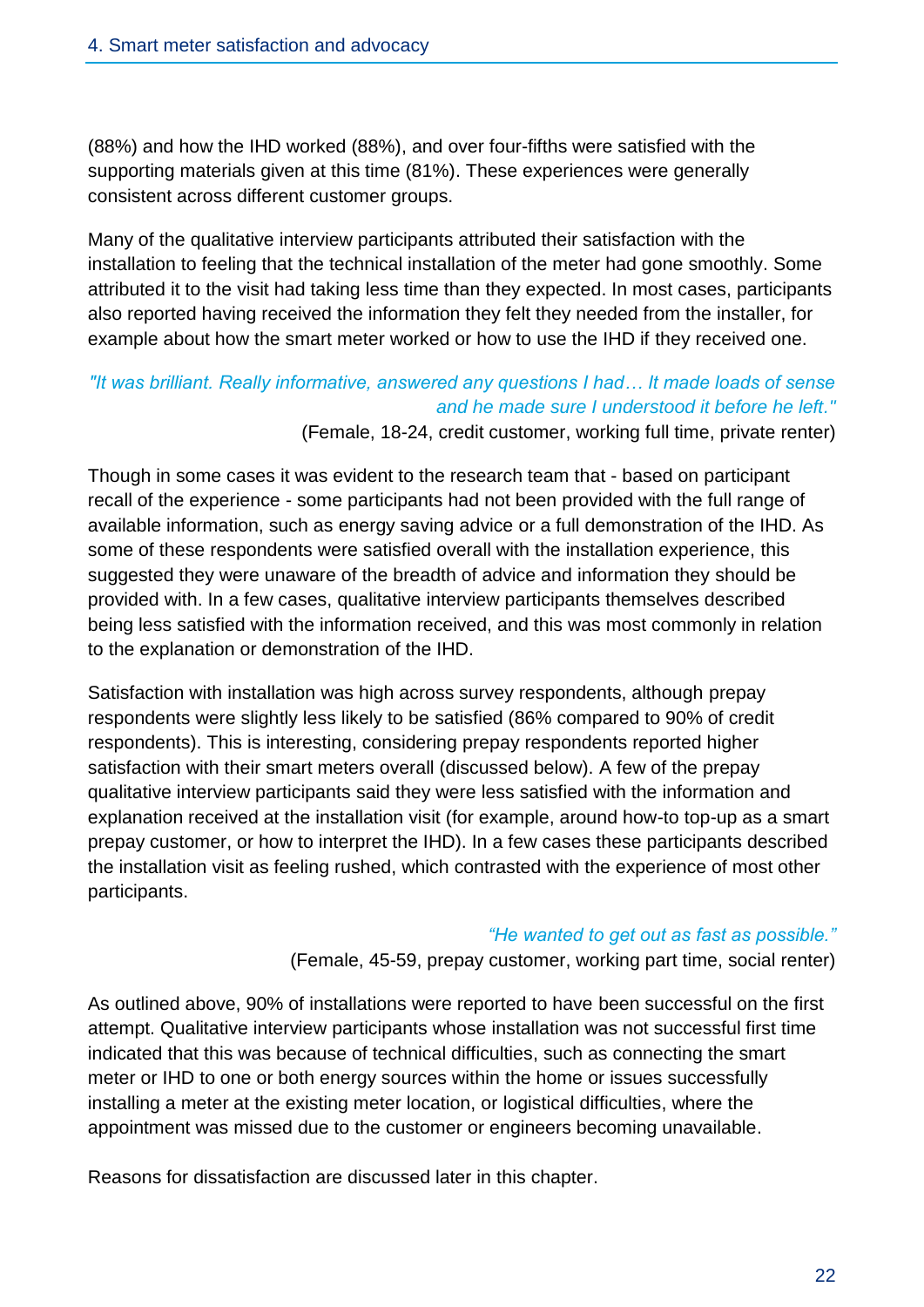(88%) and how the IHD worked (88%), and over four-fifths were satisfied with the supporting materials given at this time (81%). These experiences were generally consistent across different customer groups.

Many of the qualitative interview participants attributed their satisfaction with the installation to feeling that the technical installation of the meter had gone smoothly. Some attributed it to the visit had taking less time than they expected. In most cases, participants also reported having received the information they felt they needed from the installer, for example about how the smart meter worked or how to use the IHD if they received one.

*"It was brilliant. Really informative, answered any questions I had… It made loads of sense and he made sure I understood it before he left."*

(Female, 18-24, credit customer, working full time, private renter)

Though in some cases it was evident to the research team that - based on participant recall of the experience - some participants had not been provided with the full range of available information, such as energy saving advice or a full demonstration of the IHD. As some of these respondents were satisfied overall with the installation experience, this suggested they were unaware of the breadth of advice and information they should be provided with. In a few cases, qualitative interview participants themselves described being less satisfied with the information received, and this was most commonly in relation to the explanation or demonstration of the IHD.

Satisfaction with installation was high across survey respondents, although prepay respondents were slightly less likely to be satisfied (86% compared to 90% of credit respondents). This is interesting, considering prepay respondents reported higher satisfaction with their smart meters overall (discussed below). A few of the prepay qualitative interview participants said they were less satisfied with the information and explanation received at the installation visit (for example, around how-to top-up as a smart prepay customer, or how to interpret the IHD). In a few cases these participants described the installation visit as feeling rushed, which contrasted with the experience of most other participants.

*"He wanted to get out as fast as possible."*

(Female, 45-59, prepay customer, working part time, social renter)

As outlined above, 90% of installations were reported to have been successful on the first attempt. Qualitative interview participants whose installation was not successful first time indicated that this was because of technical difficulties, such as connecting the smart meter or IHD to one or both energy sources within the home or issues successfully installing a meter at the existing meter location, or logistical difficulties, where the appointment was missed due to the customer or engineers becoming unavailable.

Reasons for dissatisfaction are discussed later in this chapter.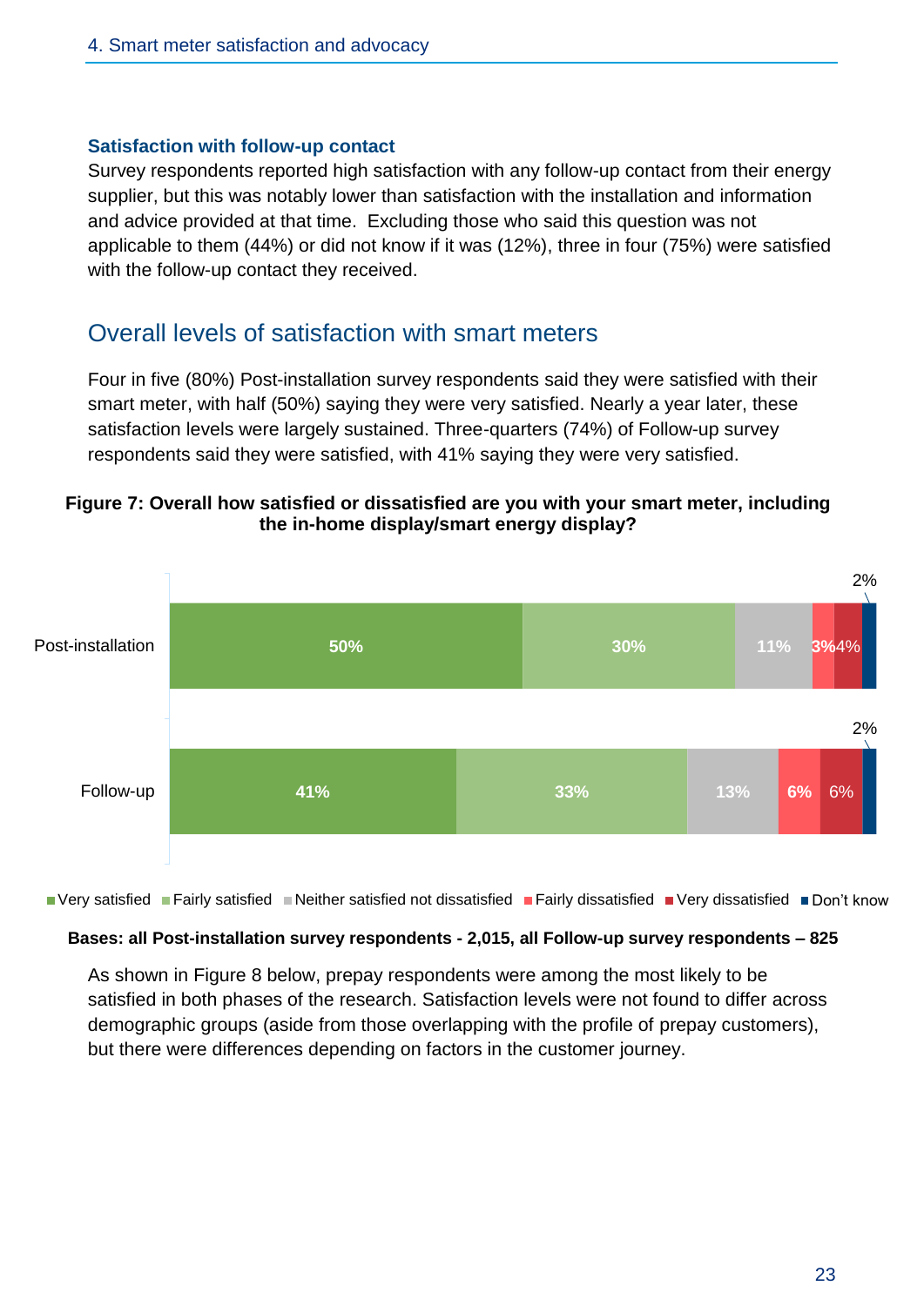### Satisfaction with follow-up contact

Survey respondents reported high satisfaction with any follow-up contact from their energy supplier, but this was notably lower than satisfaction with the installation and information and advice provided at that time. Excluding those who said this question was not applicable to them (44%) or did not know if it was (12%), three in four (75%) were satisfied with the follow-up contact they received.

## Overall levels of satisfaction with smart meters

Four in five (80%) Post-installation survey respondents said they were satisfied with their smart meter, with half (50%) saying they were very satisfied. Nearly a year later, these satisfaction levels were largely sustained. Three-quarters (74%) of Follow-up survey respondents said they were satisfied, with 41% saying they were very satisfied.

**Figure 7: Overall how satisfied or dissatisfied are you with your smart meter, including the in-home display/smart energy display?**

| | Very satisfied | Fairly satisfied | Neither satisfied not dissatisfied | Fairly dissatisfied | Very dissatisfied | Don't know |
|---|---|---|---|---|---|---|
| Post-installation | 50% | 30% | 11% | 3% | 4% | 2% |
| Follow-up | 41% | 33% | 13% | 6% | 6% | 2% |

**Bases: all Post-installation survey respondents - 2,015, all Follow-up survey respondents – 825**

As shown in Figure 8 below, prepay respondents were among the most likely to be satisfied in both phases of the research. Satisfaction levels were not found to differ across demographic groups (aside from those overlapping with the profile of prepay customers), but there were differences depending on factors in the customer journey.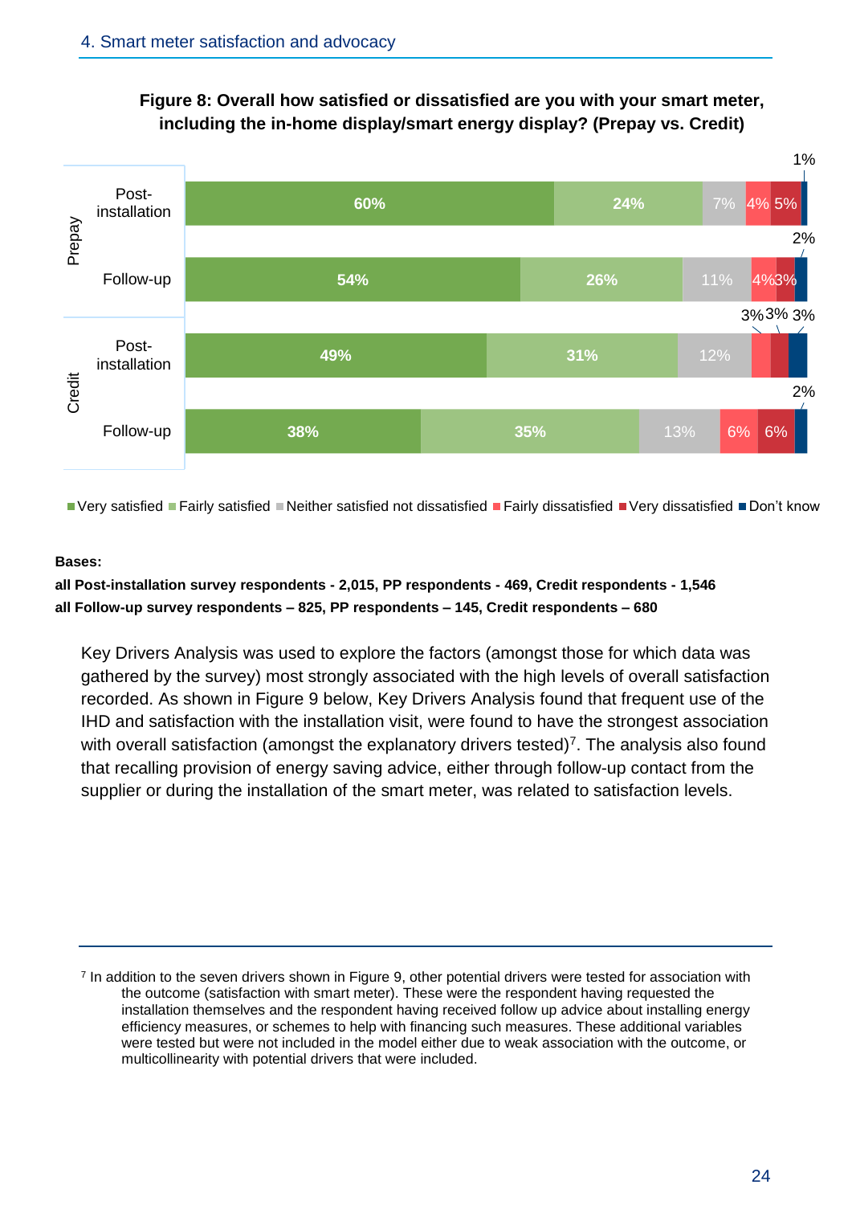**Figure 8: Overall how satisfied or dissatisfied are you with your smart meter, including the in-home display/smart energy display? (Prepay vs. Credit)**

| | | Very satisfied | Fairly satisfied | Neither satisfied not dissatisfied | Fairly dissatisfied | Very dissatisfied | Don't know |
|---|---|---|---|---|---|---|---|
| Prepay | Post-installation | 60% | 24% | 7% | 4% | 5% | 1% |
| | Follow-up | 54% | 26% | 11% | 4% | 3% | 2% |
| Credit | Post-installation | 49% | 31% | 12% | 3% | 3% | 3% |
| | Follow-up | 38% | 35% | 13% | 6% | 6% | 2% |

**Bases:**

**all Post-installation survey respondents - 2,015, PP respondents - 469, Credit respondents - 1,546**

**all Follow-up survey respondents – 825, PP respondents – 145, Credit respondents – 680**

Key Drivers Analysis was used to explore the factors (amongst those for which data was gathered by the survey) most strongly associated with the high levels of overall satisfaction recorded. As shown in Figure 9 below, Key Drivers Analysis found that frequent use of the IHD and satisfaction with the installation visit, were found to have the strongest association with overall satisfaction (amongst the explanatory drivers tested)[7]. The analysis also found that recalling provision of energy saving advice, either through follow-up contact from the supplier or during the installation of the smart meter, was related to satisfaction levels.

[7] In addition to the seven drivers shown in Figure 9, other potential drivers were tested for association with the outcome (satisfaction with smart meter). These were the respondent having requested the installation themselves and the respondent having received follow up advice about installing energy efficiency measures, or schemes to help with financing such measures. These additional variables were tested but were not included in the model either due to weak association with the outcome, or multicollinearity with potential drivers that were included.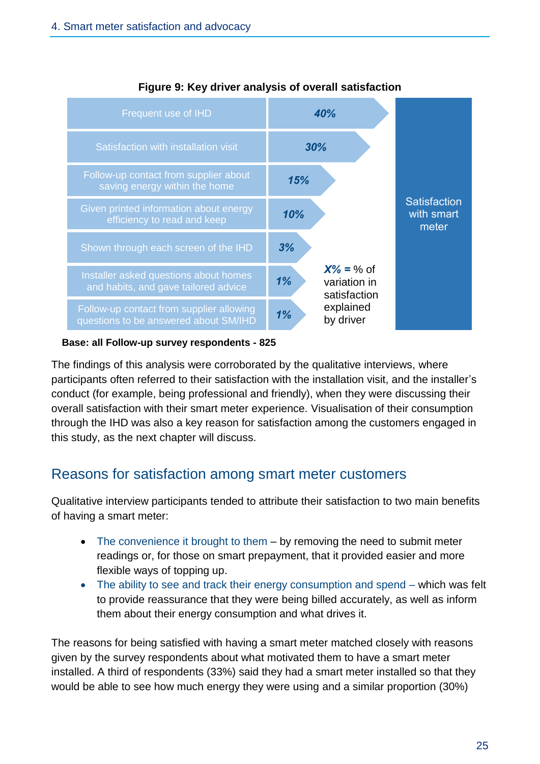**Figure 9: Key driver analysis of overall satisfaction**

| Driver | % of variation in satisfaction explained by driver |
| --- | --- |
| Frequent use of IHD | 40% |
| Satisfaction with installation visit | 30% |
| Follow-up contact from supplier about saving energy within the home | 15% |
| Given printed information about energy efficiency to read and keep | 10% |
| Shown through each screen of the IHD | 3% |
| Installer asked questions about homes and habits, and gave tailored advice | 1% |
| Follow-up contact from supplier allowing questions to be answered about SM/IHD | 1% |

Outcome: Satisfaction with smart meter

*X%* = % of variation in satisfaction explained by driver

**Base: all Follow-up survey respondents - 825**

The findings of this analysis were corroborated by the qualitative interviews, where participants often referred to their satisfaction with the installation visit, and the installer's conduct (for example, being professional and friendly), when they were discussing their overall satisfaction with their smart meter experience. Visualisation of their consumption through the IHD was also a key reason for satisfaction among the customers engaged in this study, as the next chapter will discuss.

## Reasons for satisfaction among smart meter customers

Qualitative interview participants tended to attribute their satisfaction to two main benefits of having a smart meter:

- The convenience it brought to them – by removing the need to submit meter readings or, for those on smart prepayment, that it provided easier and more flexible ways of topping up.
- The ability to see and track their energy consumption and spend – which was felt to provide reassurance that they were being billed accurately, as well as inform them about their energy consumption and what drives it.

The reasons for being satisfied with having a smart meter matched closely with reasons given by the survey respondents about what motivated them to have a smart meter installed. A third of respondents (33%) said they had a smart meter installed so that they would be able to see how much energy they were using and a similar proportion (30%)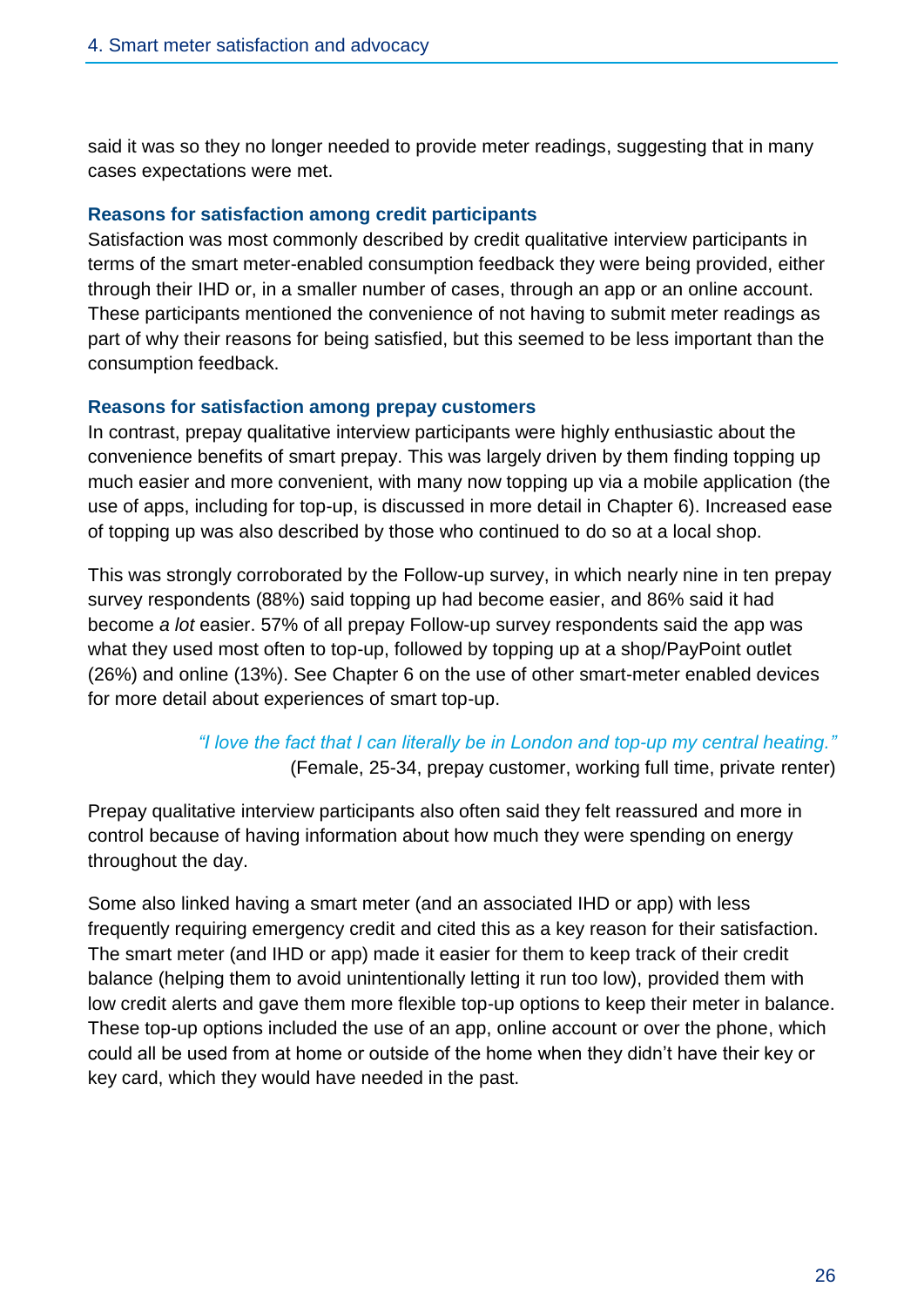said it was so they no longer needed to provide meter readings, suggesting that in many cases expectations were met.

### Reasons for satisfaction among credit participants

Satisfaction was most commonly described by credit qualitative interview participants in terms of the smart meter-enabled consumption feedback they were being provided, either through their IHD or, in a smaller number of cases, through an app or an online account. These participants mentioned the convenience of not having to submit meter readings as part of why their reasons for being satisfied, but this seemed to be less important than the consumption feedback.

### Reasons for satisfaction among prepay customers

In contrast, prepay qualitative interview participants were highly enthusiastic about the convenience benefits of smart prepay. This was largely driven by them finding topping up much easier and more convenient, with many now topping up via a mobile application (the use of apps, including for top-up, is discussed in more detail in Chapter 6). Increased ease of topping up was also described by those who continued to do so at a local shop.

This was strongly corroborated by the Follow-up survey, in which nearly nine in ten prepay survey respondents (88%) said topping up had become easier, and 86% said it had become *a lot* easier. 57% of all prepay Follow-up survey respondents said the app was what they used most often to top-up, followed by topping up at a shop/PayPoint outlet (26%) and online (13%). See Chapter 6 on the use of other smart-meter enabled devices for more detail about experiences of smart top-up.

> *"I love the fact that I can literally be in London and top-up my central heating."*
> (Female, 25-34, prepay customer, working full time, private renter)

Prepay qualitative interview participants also often said they felt reassured and more in control because of having information about how much they were spending on energy throughout the day.

Some also linked having a smart meter (and an associated IHD or app) with less frequently requiring emergency credit and cited this as a key reason for their satisfaction. The smart meter (and IHD or app) made it easier for them to keep track of their credit balance (helping them to avoid unintentionally letting it run too low), provided them with low credit alerts and gave them more flexible top-up options to keep their meter in balance. These top-up options included the use of an app, online account or over the phone, which could all be used from at home or outside of the home when they didn't have their key or key card, which they would have needed in the past.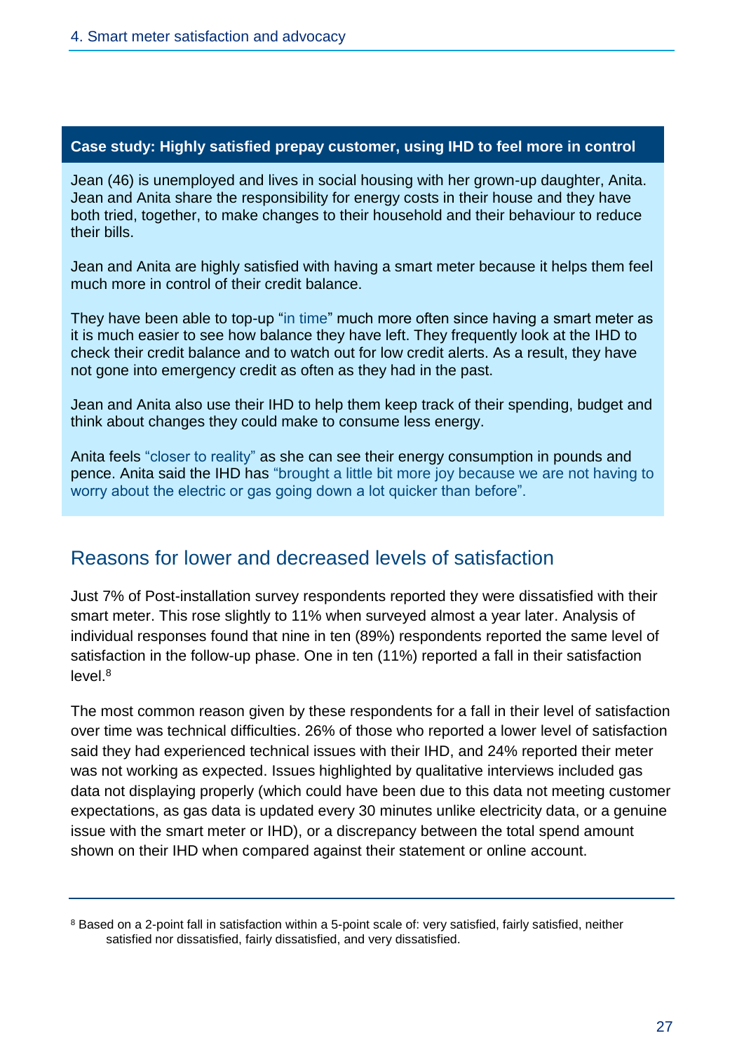**Case study: Highly satisfied prepay customer, using IHD to feel more in control**

Jean (46) is unemployed and lives in social housing with her grown-up daughter, Anita. Jean and Anita share the responsibility for energy costs in their house and they have both tried, together, to make changes to their household and their behaviour to reduce their bills.

Jean and Anita are highly satisfied with having a smart meter because it helps them feel much more in control of their credit balance.

They have been able to top-up "in time" much more often since having a smart meter as it is much easier to see how balance they have left. They frequently look at the IHD to check their credit balance and to watch out for low credit alerts. As a result, they have not gone into emergency credit as often as they had in the past.

Jean and Anita also use their IHD to help them keep track of their spending, budget and think about changes they could make to consume less energy.

Anita feels "closer to reality" as she can see their energy consumption in pounds and pence. Anita said the IHD has "brought a little bit more joy because we are not having to worry about the electric or gas going down a lot quicker than before".

## Reasons for lower and decreased levels of satisfaction

Just 7% of Post-installation survey respondents reported they were dissatisfied with their smart meter. This rose slightly to 11% when surveyed almost a year later. Analysis of individual responses found that nine in ten (89%) respondents reported the same level of satisfaction in the follow-up phase. One in ten (11%) reported a fall in their satisfaction level.[8]

The most common reason given by these respondents for a fall in their level of satisfaction over time was technical difficulties. 26% of those who reported a lower level of satisfaction said they had experienced technical issues with their IHD, and 24% reported their meter was not working as expected. Issues highlighted by qualitative interviews included gas data not displaying properly (which could have been due to this data not meeting customer expectations, as gas data is updated every 30 minutes unlike electricity data, or a genuine issue with the smart meter or IHD), or a discrepancy between the total spend amount shown on their IHD when compared against their statement or online account.

[8] Based on a 2-point fall in satisfaction within a 5-point scale of: very satisfied, fairly satisfied, neither satisfied nor dissatisfied, fairly dissatisfied, and very dissatisfied.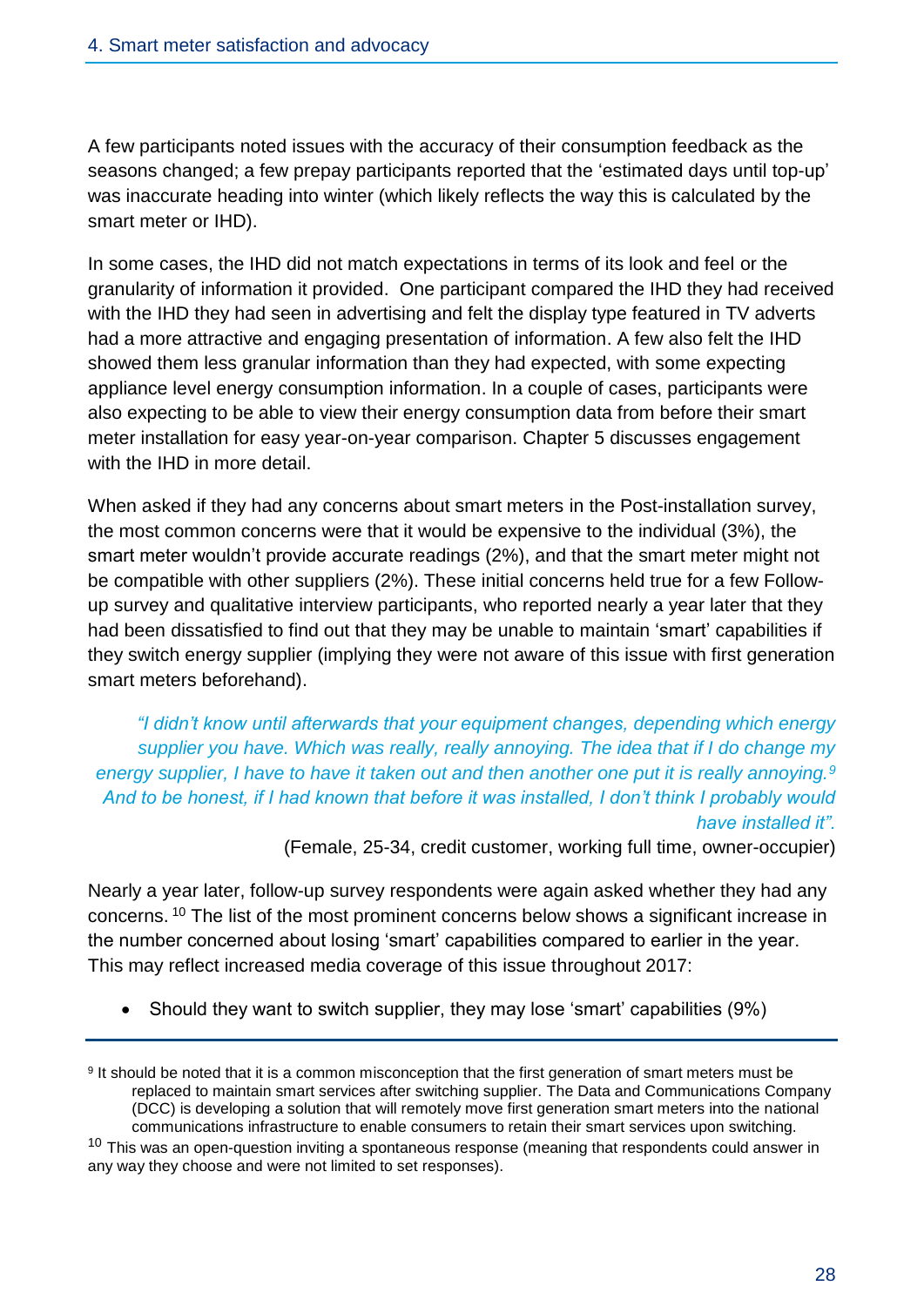A few participants noted issues with the accuracy of their consumption feedback as the seasons changed; a few prepay participants reported that the 'estimated days until top-up' was inaccurate heading into winter (which likely reflects the way this is calculated by the smart meter or IHD).

In some cases, the IHD did not match expectations in terms of its look and feel or the granularity of information it provided. One participant compared the IHD they had received with the IHD they had seen in advertising and felt the display type featured in TV adverts had a more attractive and engaging presentation of information. A few also felt the IHD showed them less granular information than they had expected, with some expecting appliance level energy consumption information. In a couple of cases, participants were also expecting to be able to view their energy consumption data from before their smart meter installation for easy year-on-year comparison. Chapter 5 discusses engagement with the IHD in more detail.

When asked if they had any concerns about smart meters in the Post-installation survey, the most common concerns were that it would be expensive to the individual (3%), the smart meter wouldn't provide accurate readings (2%), and that the smart meter might not be compatible with other suppliers (2%). These initial concerns held true for a few Follow-up survey and qualitative interview participants, who reported nearly a year later that they had been dissatisfied to find out that they may be unable to maintain 'smart' capabilities if they switch energy supplier (implying they were not aware of this issue with first generation smart meters beforehand).

> *"I didn't know until afterwards that your equipment changes, depending which energy supplier you have. Which was really, really annoying. The idea that if I do change my energy supplier, I have to have it taken out and then another one put it is really annoying.[9] And to be honest, if I had known that before it was installed, I don't think I probably would have installed it".*
>
> (Female, 25-34, credit customer, working full time, owner-occupier)

Nearly a year later, follow-up survey respondents were again asked whether they had any concerns.[10] The list of the most prominent concerns below shows a significant increase in the number concerned about losing 'smart' capabilities compared to earlier in the year. This may reflect increased media coverage of this issue throughout 2017:

- Should they want to switch supplier, they may lose 'smart' capabilities (9%)

---

[9] It should be noted that it is a common misconception that the first generation of smart meters must be replaced to maintain smart services after switching supplier. The Data and Communications Company (DCC) is developing a solution that will remotely move first generation smart meters into the national communications infrastructure to enable consumers to retain their smart services upon switching.

[10] This was an open-question inviting a spontaneous response (meaning that respondents could answer in any way they choose and were not limited to set responses).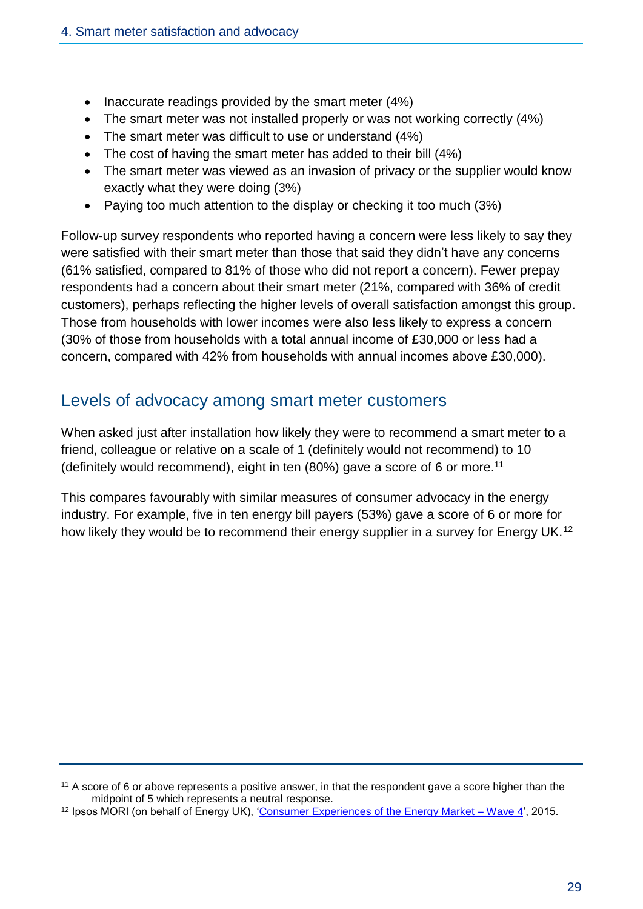- Inaccurate readings provided by the smart meter (4%)
- The smart meter was not installed properly or was not working correctly (4%)
- The smart meter was difficult to use or understand (4%)
- The cost of having the smart meter has added to their bill (4%)
- The smart meter was viewed as an invasion of privacy or the supplier would know exactly what they were doing (3%)
- Paying too much attention to the display or checking it too much (3%)

Follow-up survey respondents who reported having a concern were less likely to say they were satisfied with their smart meter than those that said they didn't have any concerns (61% satisfied, compared to 81% of those who did not report a concern). Fewer prepay respondents had a concern about their smart meter (21%, compared with 36% of credit customers), perhaps reflecting the higher levels of overall satisfaction amongst this group. Those from households with lower incomes were also less likely to express a concern (30% of those from households with a total annual income of £30,000 or less had a concern, compared with 42% from households with annual incomes above £30,000).

## Levels of advocacy among smart meter customers

When asked just after installation how likely they were to recommend a smart meter to a friend, colleague or relative on a scale of 1 (definitely would not recommend) to 10 (definitely would recommend), eight in ten (80%) gave a score of 6 or more.[11]

This compares favourably with similar measures of consumer advocacy in the energy industry. For example, five in ten energy bill payers (53%) gave a score of 6 or more for how likely they would be to recommend their energy supplier in a survey for Energy UK.[12]

---

[11] A score of 6 or above represents a positive answer, in that the respondent gave a score higher than the midpoint of 5 which represents a neutral response.

[12] Ipsos MORI (on behalf of Energy UK), 'Consumer Experiences of the Energy Market – Wave 4', 2015.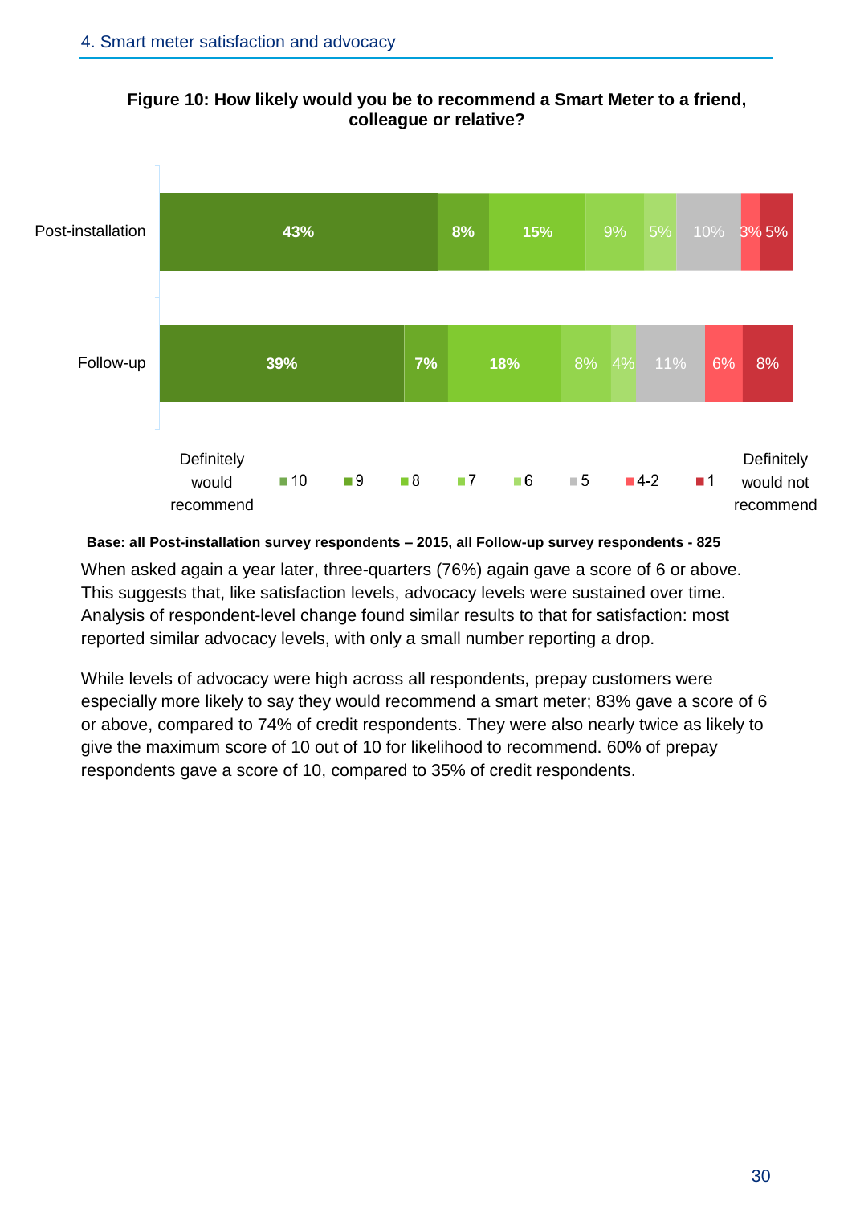**Figure 10: How likely would you be to recommend a Smart Meter to a friend, colleague or relative?**

| | 10 (Definitely would recommend) | 9 | 8 | 7 | 6 | 5 | 4-2 | 1 (Definitely would not recommend) |
|---|---|---|---|---|---|---|---|---|
| Post-installation | 43% | 8% | 15% | 9% | 5% | 10% | 3% | 5% |
| Follow-up | 39% | 7% | 18% | 8% | 4% | 11% | 6% | 8% |

**Base: all Post-installation survey respondents – 2015, all Follow-up survey respondents - 825**

When asked again a year later, three-quarters (76%) again gave a score of 6 or above. This suggests that, like satisfaction levels, advocacy levels were sustained over time. Analysis of respondent-level change found similar results to that for satisfaction: most reported similar advocacy levels, with only a small number reporting a drop.

While levels of advocacy were high across all respondents, prepay customers were especially more likely to say they would recommend a smart meter; 83% gave a score of 6 or above, compared to 74% of credit respondents. They were also nearly twice as likely to give the maximum score of 10 out of 10 for likelihood to recommend. 60% of prepay respondents gave a score of 10, compared to 35% of credit respondents.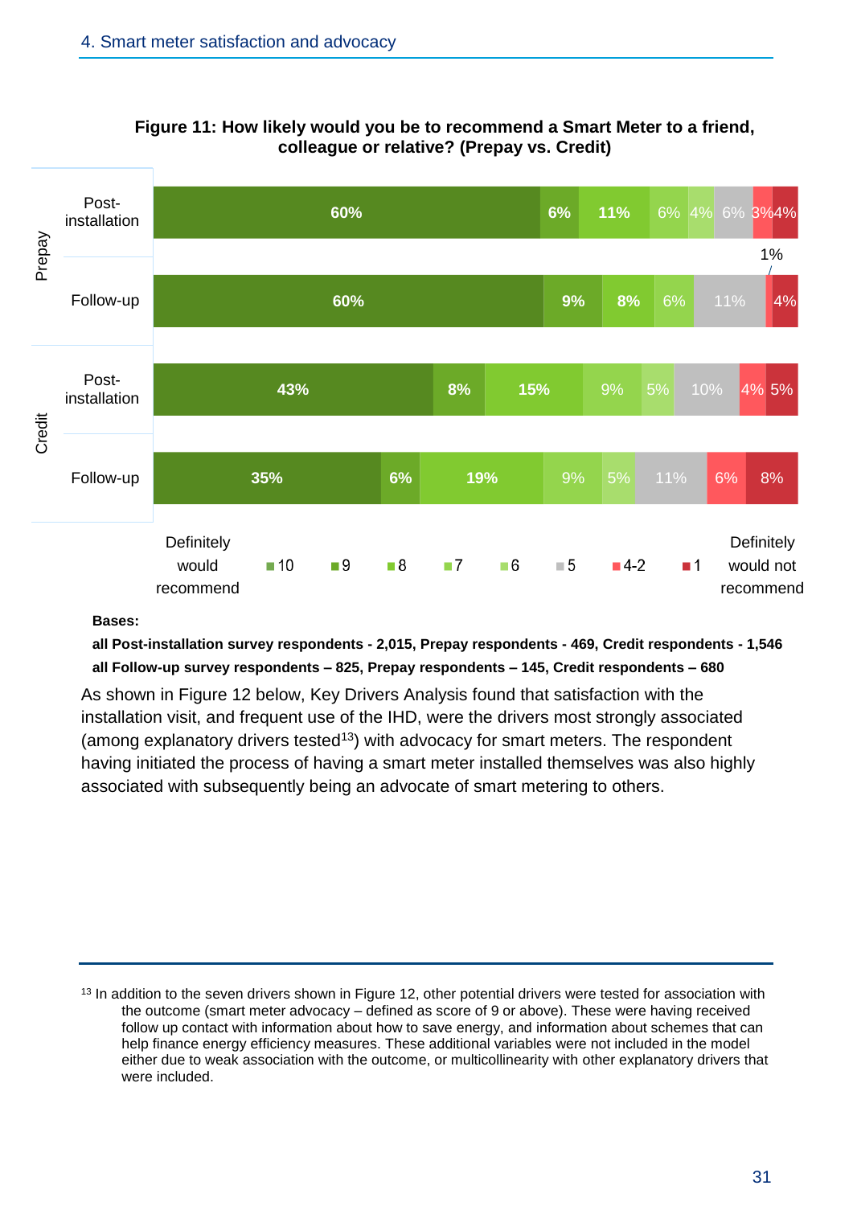**Figure 11: How likely would you be to recommend a Smart Meter to a friend, colleague or relative? (Prepay vs. Credit)**

| | | 10 (Definitely would recommend) | 9 | 8 | 7 | 6 | 5 | 4-2 | 1 (Definitely would not recommend) |
|---|---|---|---|---|---|---|---|---|---|
| Prepay | Post-installation | 60% | 6% | 11% | 6% | 4% | 6% | 3% | 4% |
| | Follow-up | 60% | 9% | 8% | 6% | | 11% | 1% | 4% |
| Credit | Post-installation | 43% | 8% | 15% | 9% | 5% | 10% | 4% | 5% |
| | Follow-up | 35% | 6% | 19% | 9% | 5% | 11% | 6% | 8% |

**Bases:**

**all Post-installation survey respondents - 2,015, Prepay respondents - 469, Credit respondents - 1,546**

**all Follow-up survey respondents – 825, Prepay respondents – 145, Credit respondents – 680**

As shown in Figure 12 below, Key Drivers Analysis found that satisfaction with the installation visit, and frequent use of the IHD, were the drivers most strongly associated (among explanatory drivers tested[13]) with advocacy for smart meters. The respondent having initiated the process of having a smart meter installed themselves was also highly associated with subsequently being an advocate of smart metering to others.

[13] In addition to the seven drivers shown in Figure 12, other potential drivers were tested for association with the outcome (smart meter advocacy – defined as score of 9 or above). These were having received follow up contact with information about how to save energy, and information about schemes that can help finance energy efficiency measures. These additional variables were not included in the model either due to weak association with the outcome, or multicollinearity with other explanatory drivers that were included.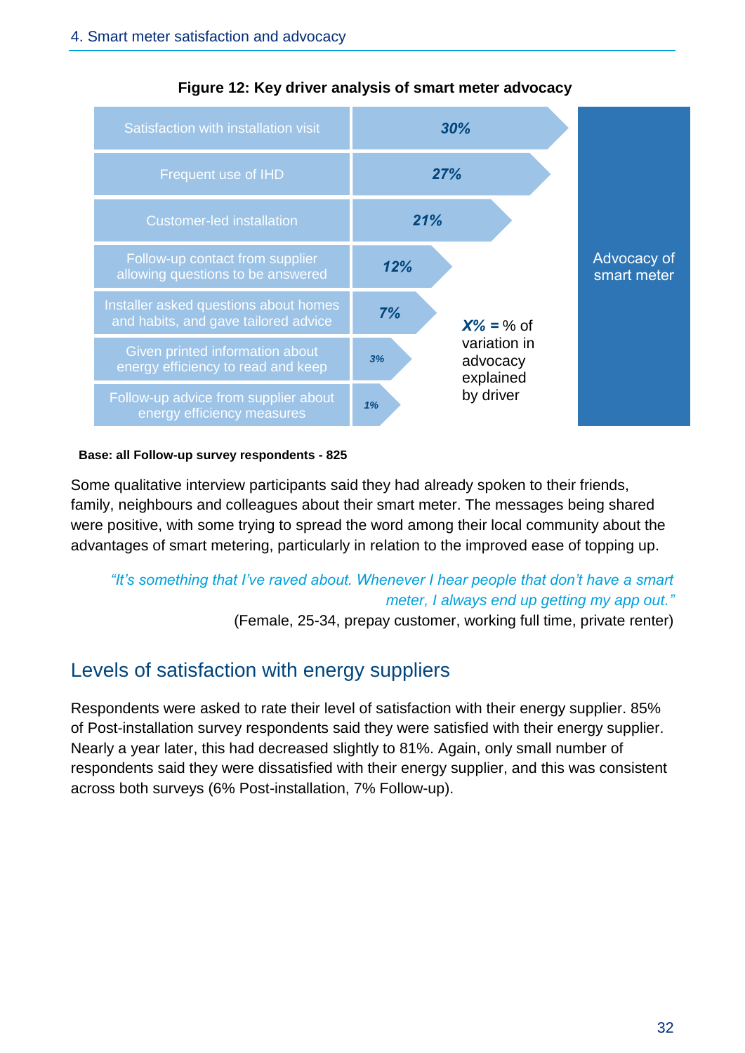**Figure 12: Key driver analysis of smart meter advocacy**

| Driver | % of variation in advocacy explained by driver |
|---|---|
| Satisfaction with installation visit | 30% |
| Frequent use of IHD | 27% |
| Customer-led installation | 21% |
| Follow-up contact from supplier allowing questions to be answered | 12% |
| Installer asked questions about homes and habits, and gave tailored advice | 7% |
| Given printed information about energy efficiency to read and keep | 3% |
| Follow-up advice from supplier about energy efficiency measures | 1% |

Outcome: Advocacy of smart meter

*X%* = % of variation in advocacy explained by driver

**Base: all Follow-up survey respondents - 825**

Some qualitative interview participants said they had already spoken to their friends, family, neighbours and colleagues about their smart meter. The messages being shared were positive, with some trying to spread the word among their local community about the advantages of smart metering, particularly in relation to the improved ease of topping up.

> *"It's something that I've raved about. Whenever I hear people that don't have a smart meter, I always end up getting my app out."*
>
> (Female, 25-34, prepay customer, working full time, private renter)

## Levels of satisfaction with energy suppliers

Respondents were asked to rate their level of satisfaction with their energy supplier. 85% of Post-installation survey respondents said they were satisfied with their energy supplier. Nearly a year later, this had decreased slightly to 81%. Again, only small number of respondents said they were dissatisfied with their energy supplier, and this was consistent across both surveys (6% Post-installation, 7% Follow-up).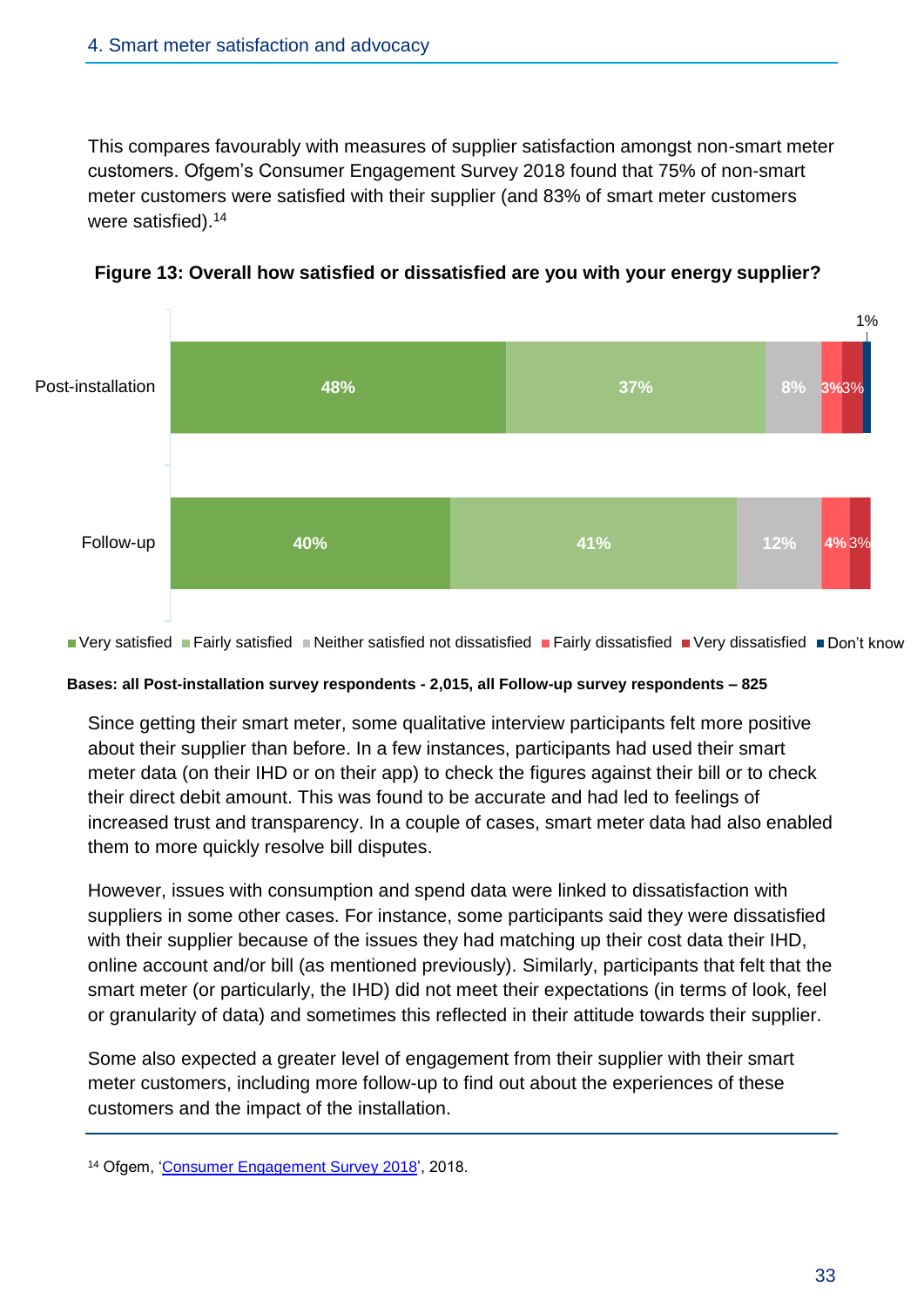This compares favourably with measures of supplier satisfaction amongst non-smart meter customers. Ofgem's Consumer Engagement Survey 2018 found that 75% of non-smart meter customers were satisfied with their supplier (and 83% of smart meter customers were satisfied).[14]

**Figure 13: Overall how satisfied or dissatisfied are you with your energy supplier?**

| | Very satisfied | Fairly satisfied | Neither satisfied not dissatisfied | Fairly dissatisfied | Very dissatisfied | Don't know |
|---|---|---|---|---|---|---|
| Post-installation | 48% | 37% | 8% | 3% | 3% | 1% |
| Follow-up | 40% | 41% | 12% | 4% | 3% | |

**Bases: all Post-installation survey respondents - 2,015, all Follow-up survey respondents – 825**

Since getting their smart meter, some qualitative interview participants felt more positive about their supplier than before. In a few instances, participants had used their smart meter data (on their IHD or on their app) to check the figures against their bill or to check their direct debit amount. This was found to be accurate and had led to feelings of increased trust and transparency. In a couple of cases, smart meter data had also enabled them to more quickly resolve bill disputes.

However, issues with consumption and spend data were linked to dissatisfaction with suppliers in some other cases. For instance, some participants said they were dissatisfied with their supplier because of the issues they had matching up their cost data their IHD, online account and/or bill (as mentioned previously). Similarly, participants that felt that the smart meter (or particularly, the IHD) did not meet their expectations (in terms of look, feel or granularity of data) and sometimes this reflected in their attitude towards their supplier.

Some also expected a greater level of engagement from their supplier with their smart meter customers, including more follow-up to find out about the experiences of these customers and the impact of the installation.

[14] Ofgem, 'Consumer Engagement Survey 2018', 2018.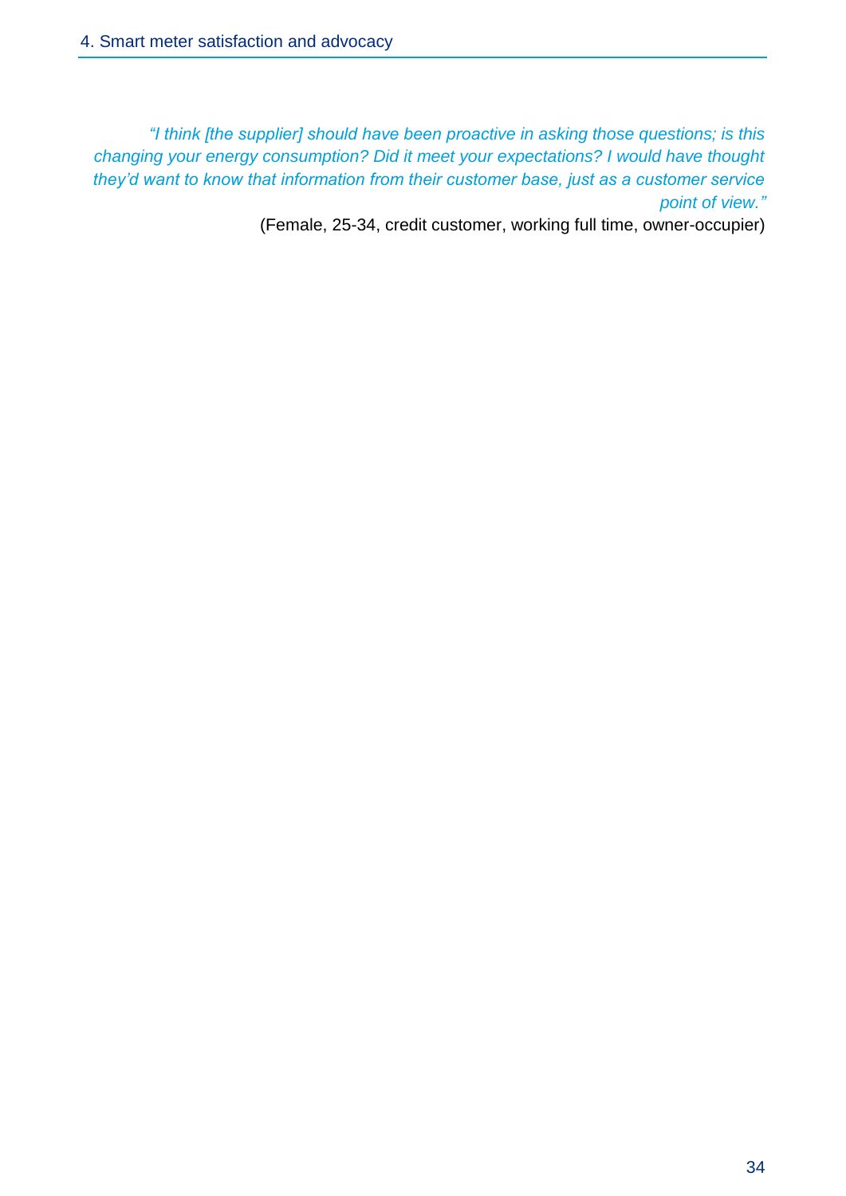*"I think [the supplier] should have been proactive in asking those questions; is this changing your energy consumption? Did it meet your expectations? I would have thought they'd want to know that information from their customer base, just as a customer service point of view."*

(Female, 25-34, credit customer, working full time, owner-occupier)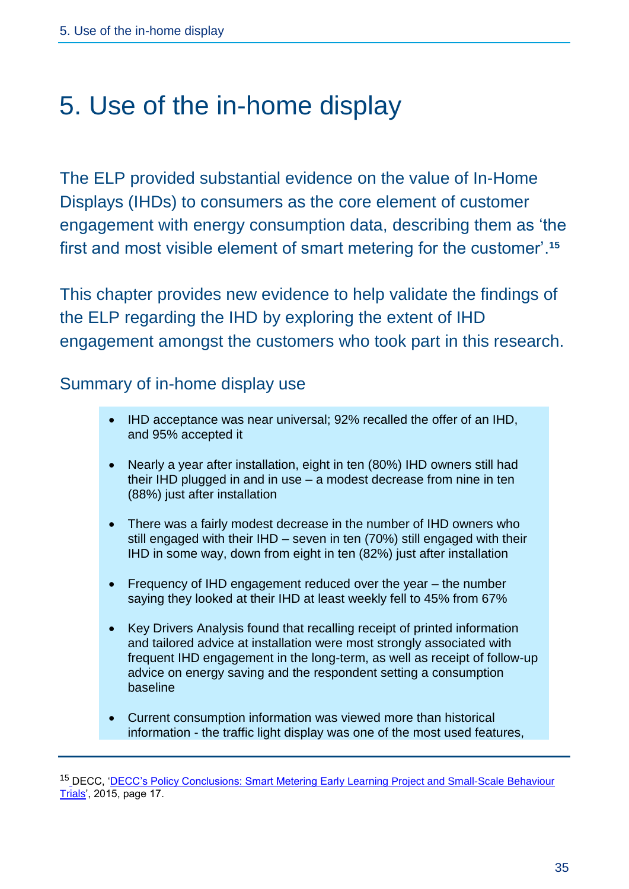# 5. Use of the in-home display

The ELP provided substantial evidence on the value of In-Home Displays (IHDs) to consumers as the core element of customer engagement with energy consumption data, describing them as 'the first and most visible element of smart metering for the customer'.[15]

This chapter provides new evidence to help validate the findings of the ELP regarding the IHD by exploring the extent of IHD engagement amongst the customers who took part in this research.

## Summary of in-home display use

- IHD acceptance was near universal; 92% recalled the offer of an IHD, and 95% accepted it
- Nearly a year after installation, eight in ten (80%) IHD owners still had their IHD plugged in and in use – a modest decrease from nine in ten (88%) just after installation
- There was a fairly modest decrease in the number of IHD owners who still engaged with their IHD – seven in ten (70%) still engaged with their IHD in some way, down from eight in ten (82%) just after installation
- Frequency of IHD engagement reduced over the year – the number saying they looked at their IHD at least weekly fell to 45% from 67%
- Key Drivers Analysis found that recalling receipt of printed information and tailored advice at installation were most strongly associated with frequent IHD engagement in the long-term, as well as receipt of follow-up advice on energy saving and the respondent setting a consumption baseline
- Current consumption information was viewed more than historical information - the traffic light display was one of the most used features,

[15] DECC, 'DECC's Policy Conclusions: Smart Metering Early Learning Project and Small-Scale Behaviour Trials', 2015, page 17.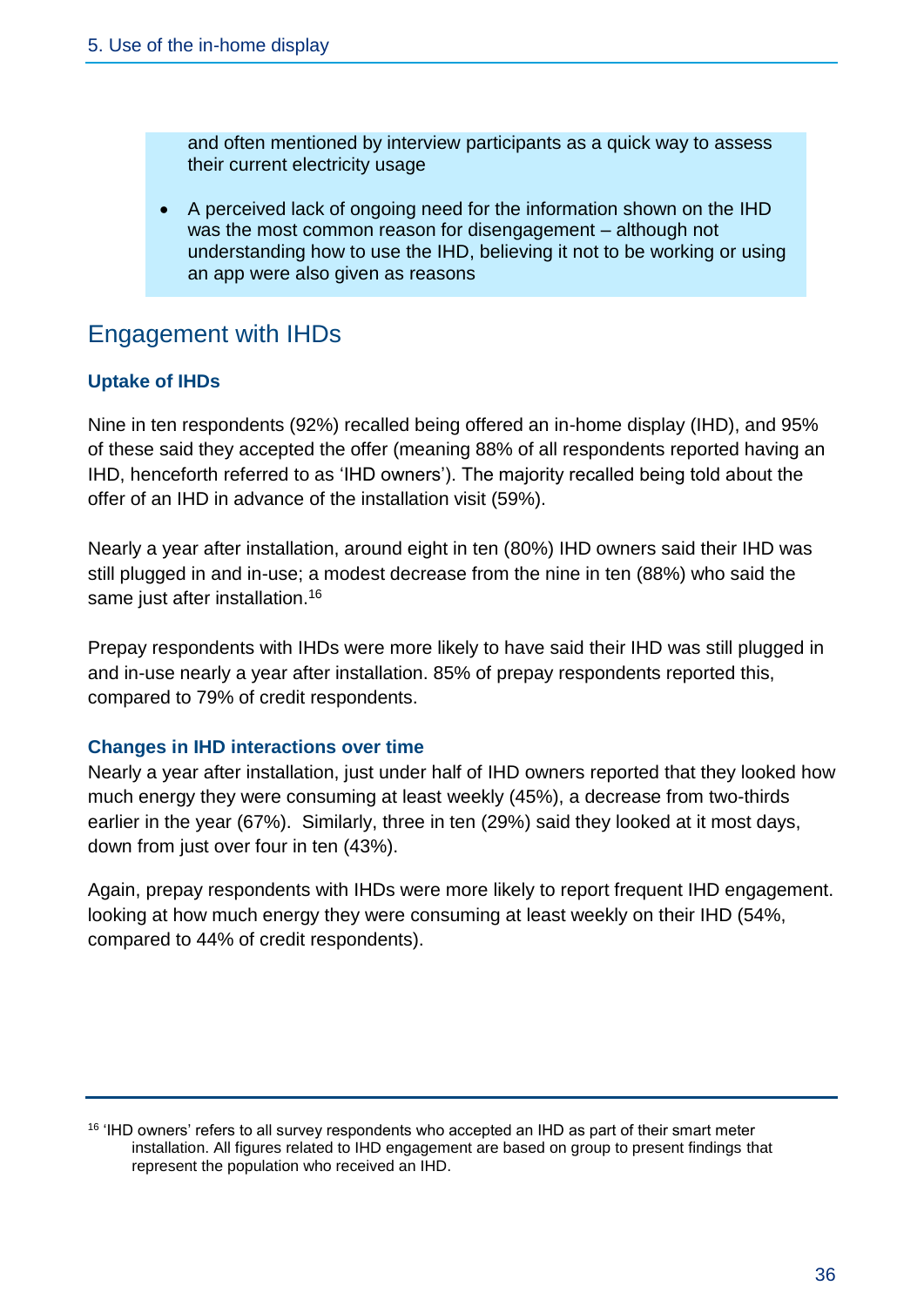and often mentioned by interview participants as a quick way to assess their current electricity usage

- A perceived lack of ongoing need for the information shown on the IHD was the most common reason for disengagement – although not understanding how to use the IHD, believing it not to be working or using an app were also given as reasons

## Engagement with IHDs

### Uptake of IHDs

Nine in ten respondents (92%) recalled being offered an in-home display (IHD), and 95% of these said they accepted the offer (meaning 88% of all respondents reported having an IHD, henceforth referred to as 'IHD owners'). The majority recalled being told about the offer of an IHD in advance of the installation visit (59%).

Nearly a year after installation, around eight in ten (80%) IHD owners said their IHD was still plugged in and in-use; a modest decrease from the nine in ten (88%) who said the same just after installation.[16]

Prepay respondents with IHDs were more likely to have said their IHD was still plugged in and in-use nearly a year after installation. 85% of prepay respondents reported this, compared to 79% of credit respondents.

### Changes in IHD interactions over time

Nearly a year after installation, just under half of IHD owners reported that they looked how much energy they were consuming at least weekly (45%), a decrease from two-thirds earlier in the year (67%). Similarly, three in ten (29%) said they looked at it most days, down from just over four in ten (43%).

Again, prepay respondents with IHDs were more likely to report frequent IHD engagement. looking at how much energy they were consuming at least weekly on their IHD (54%, compared to 44% of credit respondents).

[16] 'IHD owners' refers to all survey respondents who accepted an IHD as part of their smart meter installation. All figures related to IHD engagement are based on group to present findings that represent the population who received an IHD.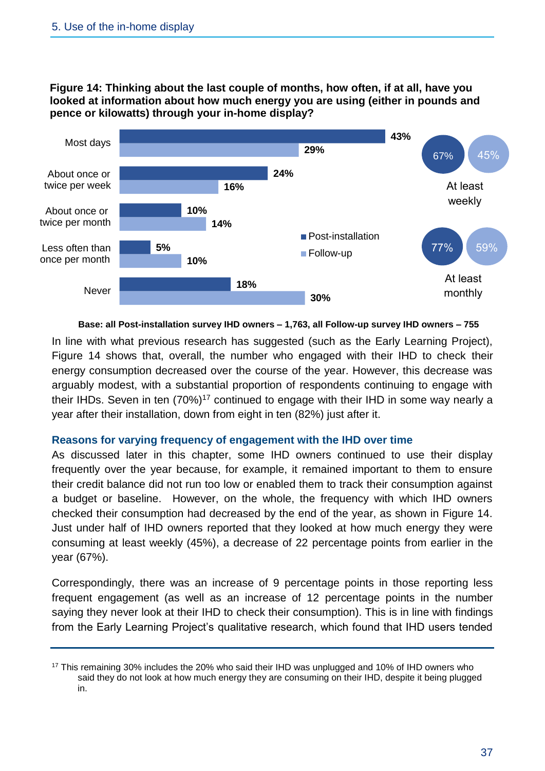**Figure 14: Thinking about the last couple of months, how often, if at all, have you looked at information about how much energy you are using (either in pounds and pence or kilowatts) through your in-home display?**

| | Post-installation | Follow-up |
|---|---|---|
| Most days | 43% | 29% |
| About once or twice per week | 24% | 16% |
| About once or twice per month | 10% | 14% |
| Less often than once per month | 5% | 10% |
| Never | 18% | 30% |
| At least weekly | 67% | 45% |
| At least monthly | 77% | 59% |

**Base: all Post-installation survey IHD owners – 1,763, all Follow-up survey IHD owners – 755**

In line with what previous research has suggested (such as the Early Learning Project), Figure 14 shows that, overall, the number who engaged with their IHD to check their energy consumption decreased over the course of the year. However, this decrease was arguably modest, with a substantial proportion of respondents continuing to engage with their IHDs. Seven in ten (70%)[17] continued to engage with their IHD in some way nearly a year after their installation, down from eight in ten (82%) just after it.

### Reasons for varying frequency of engagement with the IHD over time

As discussed later in this chapter, some IHD owners continued to use their display frequently over the year because, for example, it remained important to them to ensure their credit balance did not run too low or enabled them to track their consumption against a budget or baseline. However, on the whole, the frequency with which IHD owners checked their consumption had decreased by the end of the year, as shown in Figure 14. Just under half of IHD owners reported that they looked at how much energy they were consuming at least weekly (45%), a decrease of 22 percentage points from earlier in the year (67%).

Correspondingly, there was an increase of 9 percentage points in those reporting less frequent engagement (as well as an increase of 12 percentage points in the number saying they never look at their IHD to check their consumption). This is in line with findings from the Early Learning Project's qualitative research, which found that IHD users tended

---

[17] This remaining 30% includes the 20% who said their IHD was unplugged and 10% of IHD owners who said they do not look at how much energy they are consuming on their IHD, despite it being plugged in.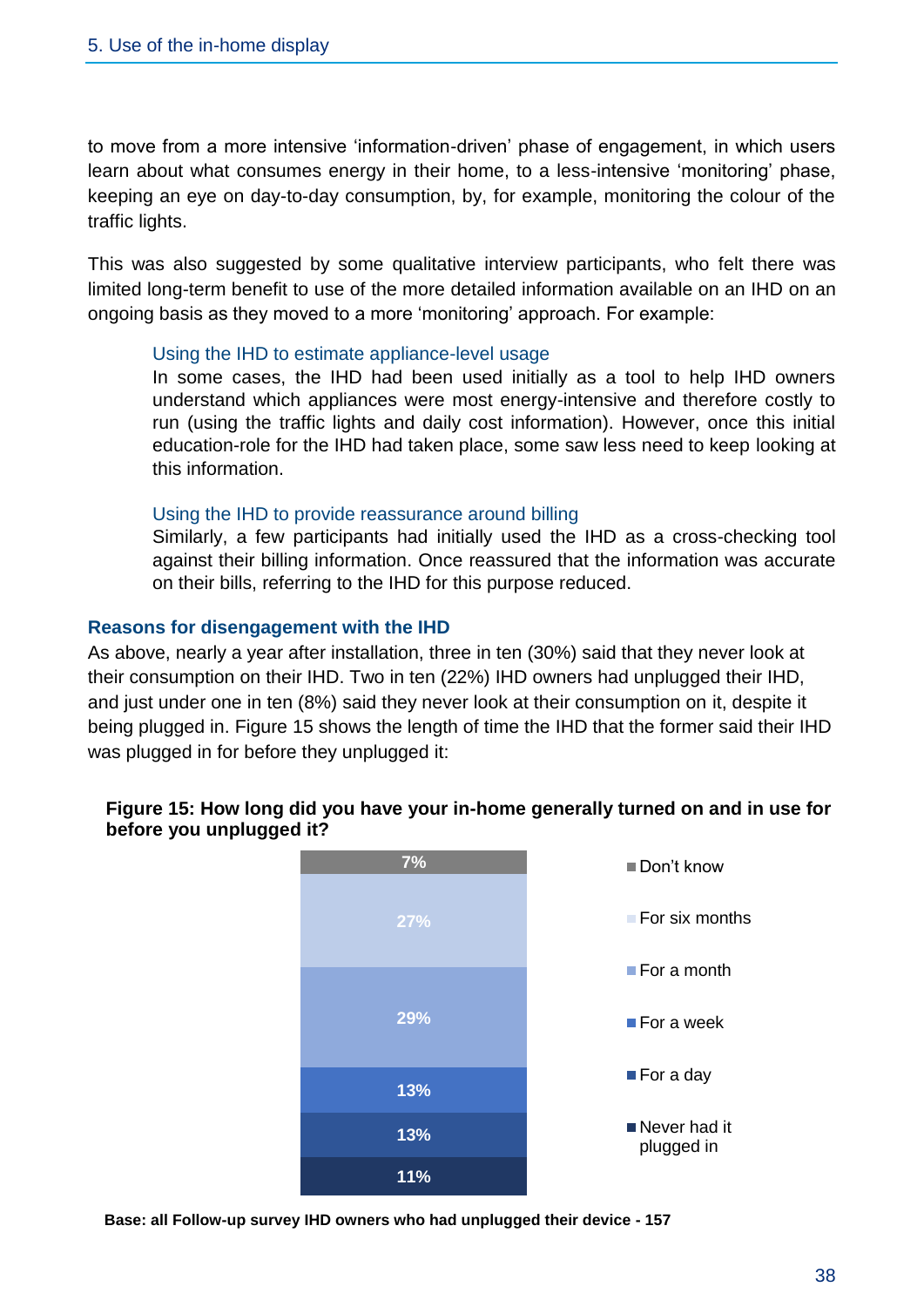to move from a more intensive 'information-driven' phase of engagement, in which users learn about what consumes energy in their home, to a less-intensive 'monitoring' phase, keeping an eye on day-to-day consumption, by, for example, monitoring the colour of the traffic lights.

This was also suggested by some qualitative interview participants, who felt there was limited long-term benefit to use of the more detailed information available on an IHD on an ongoing basis as they moved to a more 'monitoring' approach. For example:

> **Using the IHD to estimate appliance-level usage**
> In some cases, the IHD had been used initially as a tool to help IHD owners understand which appliances were most energy-intensive and therefore costly to run (using the traffic lights and daily cost information). However, once this initial education-role for the IHD had taken place, some saw less need to keep looking at this information.
>
> **Using the IHD to provide reassurance around billing**
> Similarly, a few participants had initially used the IHD as a cross-checking tool against their billing information. Once reassured that the information was accurate on their bills, referring to the IHD for this purpose reduced.

### Reasons for disengagement with the IHD

As above, nearly a year after installation, three in ten (30%) said that they never look at their consumption on their IHD. Two in ten (22%) IHD owners had unplugged their IHD, and just under one in ten (8%) said they never look at their consumption on it, despite it being plugged in. Figure 15 shows the length of time the IHD that the former said their IHD was plugged in for before they unplugged it:

**Figure 15: How long did you have your in-home generally turned on and in use for before you unplugged it?**

| Response | % |
|---|---|
| Don't know | 7% |
| For six months | 27% |
| For a month | 29% |
| For a week | 13% |
| For a day | 13% |
| Never had it plugged in | 11% |

**Base: all Follow-up survey IHD owners who had unplugged their device - 157**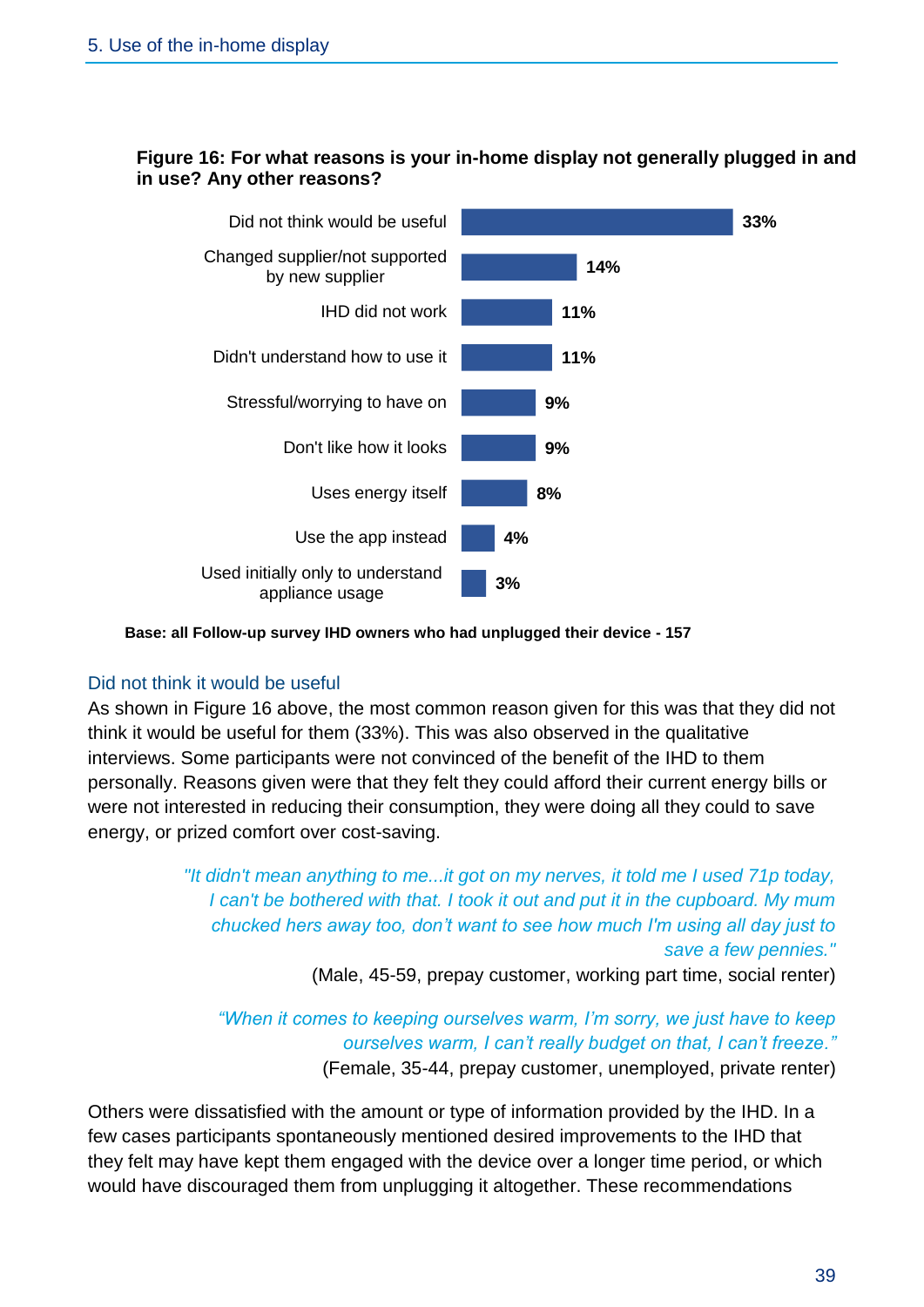**Figure 16: For what reasons is your in-home display not generally plugged in and in use? Any other reasons?**

| Reason | % |
|---|---|
| Did not think would be useful | 33% |
| Changed supplier/not supported by new supplier | 14% |
| IHD did not work | 11% |
| Didn't understand how to use it | 11% |
| Stressful/worrying to have on | 9% |
| Don't like how it looks | 9% |
| Uses energy itself | 8% |
| Use the app instead | 4% |
| Used initially only to understand appliance usage | 3% |

**Base: all Follow-up survey IHD owners who had unplugged their device - 157**

### Did not think it would be useful

As shown in Figure 16 above, the most common reason given for this was that they did not think it would be useful for them (33%). This was also observed in the qualitative interviews. Some participants were not convinced of the benefit of the IHD to them personally. Reasons given were that they felt they could afford their current energy bills or were not interested in reducing their consumption, they were doing all they could to save energy, or prized comfort over cost-saving.

> *"It didn't mean anything to me...it got on my nerves, it told me I used 71p today, I can't be bothered with that. I took it out and put it in the cupboard. My mum chucked hers away too, don't want to see how much I'm using all day just to save a few pennies."*
>
> (Male, 45-59, prepay customer, working part time, social renter)

> *"When it comes to keeping ourselves warm, I'm sorry, we just have to keep ourselves warm, I can't really budget on that, I can't freeze."*
>
> (Female, 35-44, prepay customer, unemployed, private renter)

Others were dissatisfied with the amount or type of information provided by the IHD. In a few cases participants spontaneously mentioned desired improvements to the IHD that they felt may have kept them engaged with the device over a longer time period, or which would have discouraged them from unplugging it altogether. These recommendations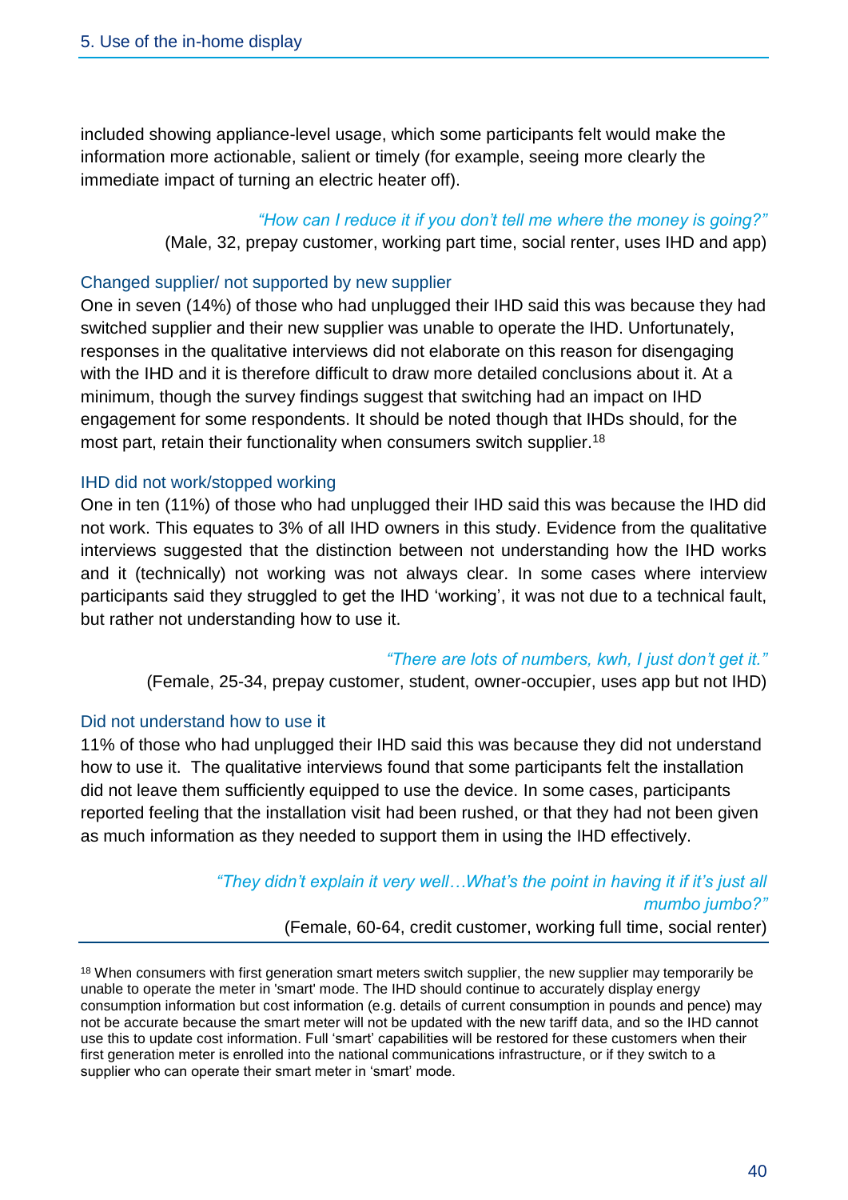included showing appliance-level usage, which some participants felt would make the information more actionable, salient or timely (for example, seeing more clearly the immediate impact of turning an electric heater off).

> *"How can I reduce it if you don't tell me where the money is going?"*
> (Male, 32, prepay customer, working part time, social renter, uses IHD and app)

### Changed supplier/ not supported by new supplier

One in seven (14%) of those who had unplugged their IHD said this was because they had switched supplier and their new supplier was unable to operate the IHD. Unfortunately, responses in the qualitative interviews did not elaborate on this reason for disengaging with the IHD and it is therefore difficult to draw more detailed conclusions about it. At a minimum, though the survey findings suggest that switching had an impact on IHD engagement for some respondents. It should be noted though that IHDs should, for the most part, retain their functionality when consumers switch supplier.[18]

### IHD did not work/stopped working

One in ten (11%) of those who had unplugged their IHD said this was because the IHD did not work. This equates to 3% of all IHD owners in this study. Evidence from the qualitative interviews suggested that the distinction between not understanding how the IHD works and it (technically) not working was not always clear. In some cases where interview participants said they struggled to get the IHD 'working', it was not due to a technical fault, but rather not understanding how to use it.

> *"There are lots of numbers, kwh, I just don't get it."*
> (Female, 25-34, prepay customer, student, owner-occupier, uses app but not IHD)

### Did not understand how to use it

11% of those who had unplugged their IHD said this was because they did not understand how to use it. The qualitative interviews found that some participants felt the installation did not leave them sufficiently equipped to use the device. In some cases, participants reported feeling that the installation visit had been rushed, or that they had not been given as much information as they needed to support them in using the IHD effectively.

> *"They didn't explain it very well…What's the point in having it if it's just all mumbo jumbo?"*
> (Female, 60-64, credit customer, working full time, social renter)

---

[18] When consumers with first generation smart meters switch supplier, the new supplier may temporarily be unable to operate the meter in 'smart' mode. The IHD should continue to accurately display energy consumption information but cost information (e.g. details of current consumption in pounds and pence) may not be accurate because the smart meter will not be updated with the new tariff data, and so the IHD cannot use this to update cost information. Full 'smart' capabilities will be restored for these customers when their first generation meter is enrolled into the national communications infrastructure, or if they switch to a supplier who can operate their smart meter in 'smart' mode.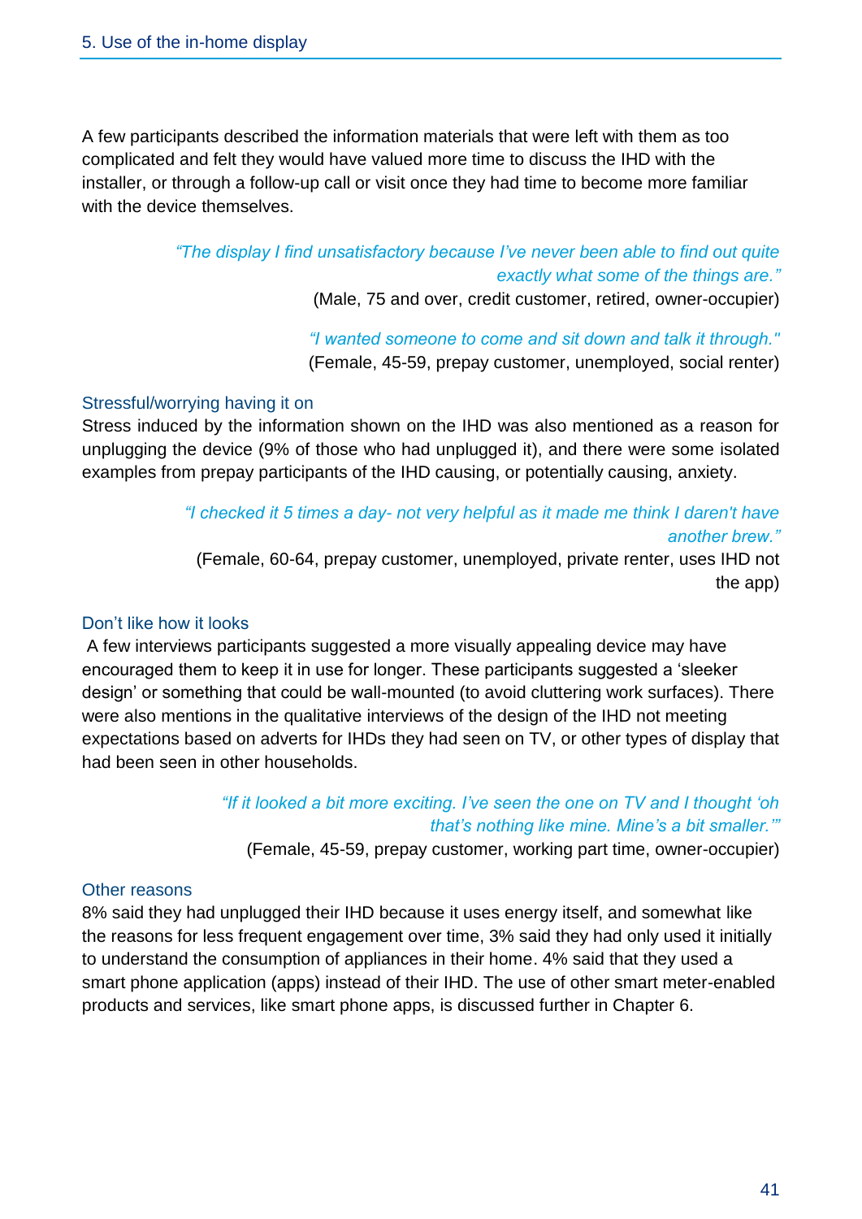A few participants described the information materials that were left with them as too complicated and felt they would have valued more time to discuss the IHD with the installer, or through a follow-up call or visit once they had time to become more familiar with the device themselves.

> *"The display I find unsatisfactory because I've never been able to find out quite exactly what some of the things are."*
> (Male, 75 and over, credit customer, retired, owner-occupier)

> *"I wanted someone to come and sit down and talk it through."*
> (Female, 45-59, prepay customer, unemployed, social renter)

### Stressful/worrying having it on

Stress induced by the information shown on the IHD was also mentioned as a reason for unplugging the device (9% of those who had unplugged it), and there were some isolated examples from prepay participants of the IHD causing, or potentially causing, anxiety.

> *"I checked it 5 times a day- not very helpful as it made me think I daren't have another brew."*
> (Female, 60-64, prepay customer, unemployed, private renter, uses IHD not the app)

### Don't like how it looks

A few interviews participants suggested a more visually appealing device may have encouraged them to keep it in use for longer. These participants suggested a 'sleeker design' or something that could be wall-mounted (to avoid cluttering work surfaces). There were also mentions in the qualitative interviews of the design of the IHD not meeting expectations based on adverts for IHDs they had seen on TV, or other types of display that had been seen in other households.

> *"If it looked a bit more exciting. I've seen the one on TV and I thought 'oh that's nothing like mine. Mine's a bit smaller.'"*
> (Female, 45-59, prepay customer, working part time, owner-occupier)

### Other reasons

8% said they had unplugged their IHD because it uses energy itself, and somewhat like the reasons for less frequent engagement over time, 3% said they had only used it initially to understand the consumption of appliances in their home. 4% said that they used a smart phone application (apps) instead of their IHD. The use of other smart meter-enabled products and services, like smart phone apps, is discussed further in Chapter 6.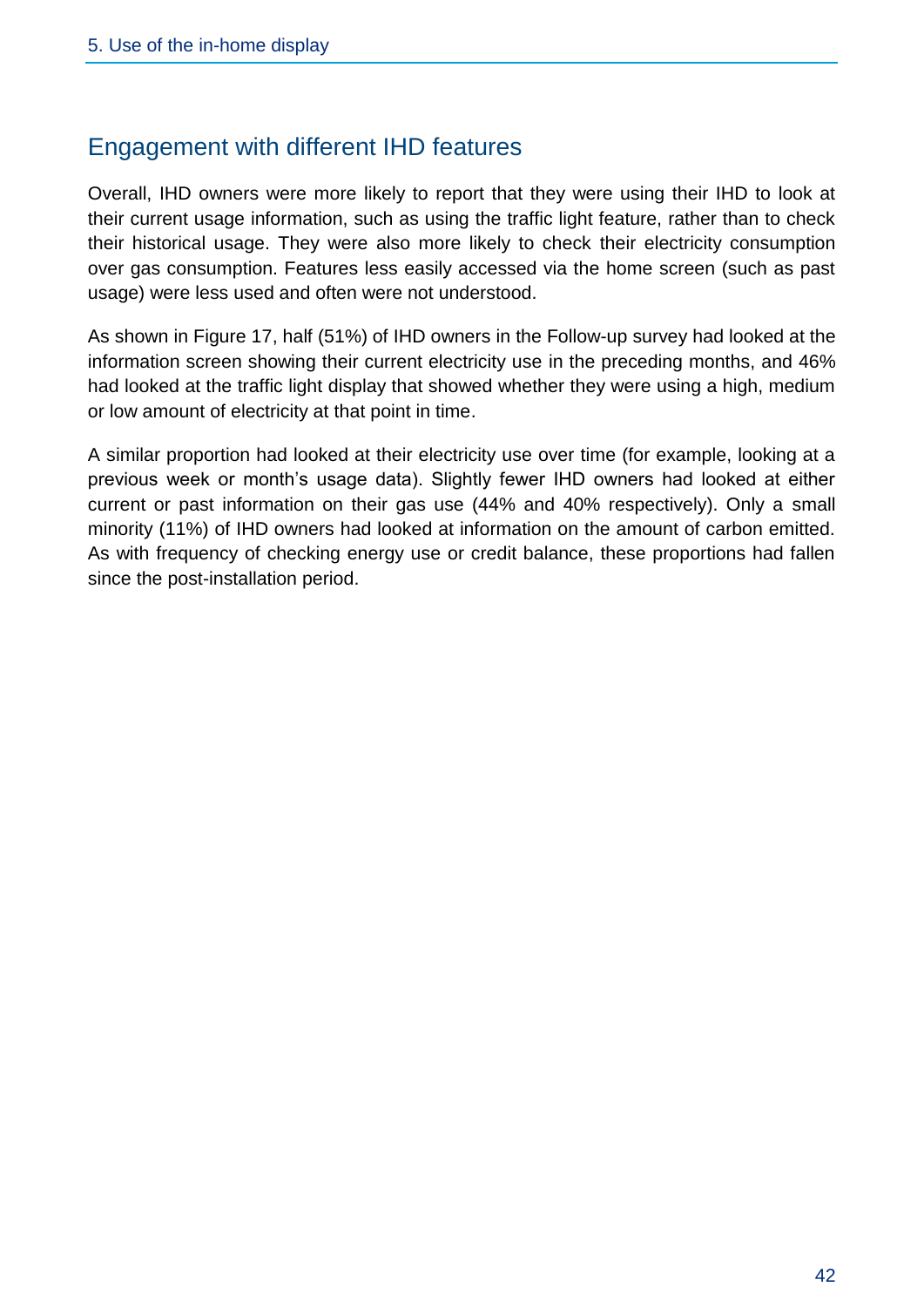## Engagement with different IHD features

Overall, IHD owners were more likely to report that they were using their IHD to look at their current usage information, such as using the traffic light feature, rather than to check their historical usage. They were also more likely to check their electricity consumption over gas consumption. Features less easily accessed via the home screen (such as past usage) were less used and often were not understood.

As shown in Figure 17, half (51%) of IHD owners in the Follow-up survey had looked at the information screen showing their current electricity use in the preceding months, and 46% had looked at the traffic light display that showed whether they were using a high, medium or low amount of electricity at that point in time.

A similar proportion had looked at their electricity use over time (for example, looking at a previous week or month's usage data). Slightly fewer IHD owners had looked at either current or past information on their gas use (44% and 40% respectively). Only a small minority (11%) of IHD owners had looked at information on the amount of carbon emitted. As with frequency of checking energy use or credit balance, these proportions had fallen since the post-installation period.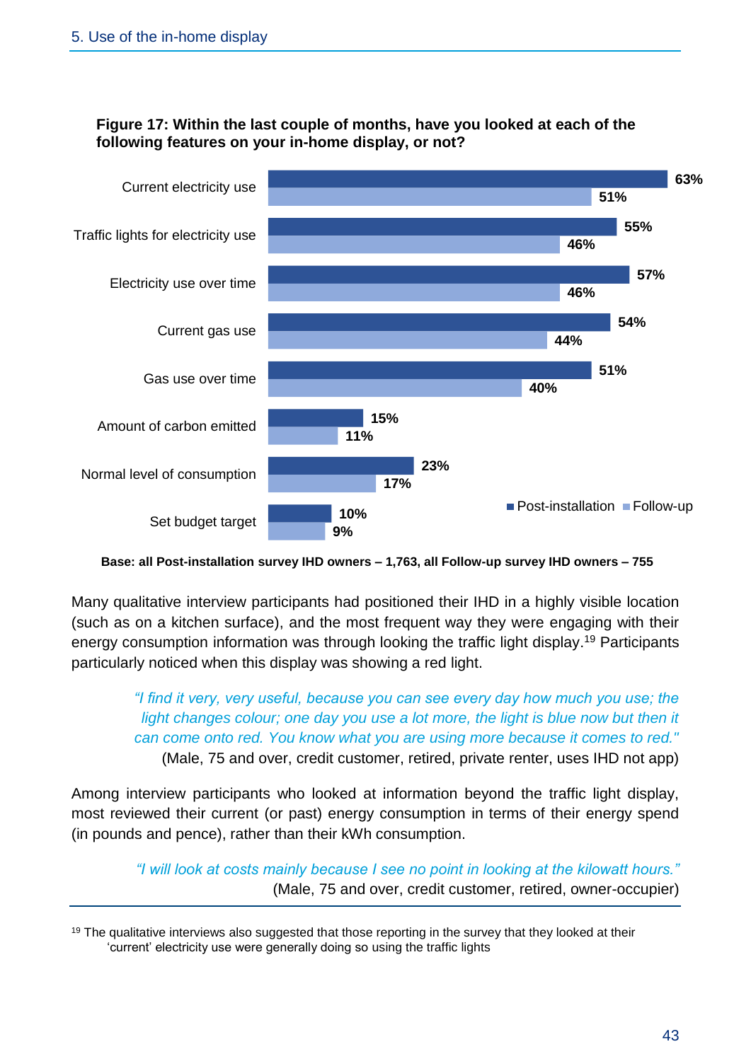**Figure 17: Within the last couple of months, have you looked at each of the following features on your in-home display, or not?**

| Feature | Post-installation | Follow-up |
|---|---|---|
| Current electricity use | 63% | 51% |
| Traffic lights for electricity use | 55% | 46% |
| Electricity use over time | 57% | 46% |
| Current gas use | 54% | 44% |
| Gas use over time | 51% | 40% |
| Amount of carbon emitted | 15% | 11% |
| Normal level of consumption | 23% | 17% |
| Set budget target | 10% | 9% |

**Base: all Post-installation survey IHD owners – 1,763, all Follow-up survey IHD owners – 755**

Many qualitative interview participants had positioned their IHD in a highly visible location (such as on a kitchen surface), and the most frequent way they were engaging with their energy consumption information was through looking the traffic light display.[19] Participants particularly noticed when this display was showing a red light.

> *"I find it very, very useful, because you can see every day how much you use; the light changes colour; one day you use a lot more, the light is blue now but then it can come onto red. You know what you are using more because it comes to red."*
> (Male, 75 and over, credit customer, retired, private renter, uses IHD not app)

Among interview participants who looked at information beyond the traffic light display, most reviewed their current (or past) energy consumption in terms of their energy spend (in pounds and pence), rather than their kWh consumption.

> *"I will look at costs mainly because I see no point in looking at the kilowatt hours."*
> (Male, 75 and over, credit customer, retired, owner-occupier)

[19] The qualitative interviews also suggested that those reporting in the survey that they looked at their 'current' electricity use were generally doing so using the traffic lights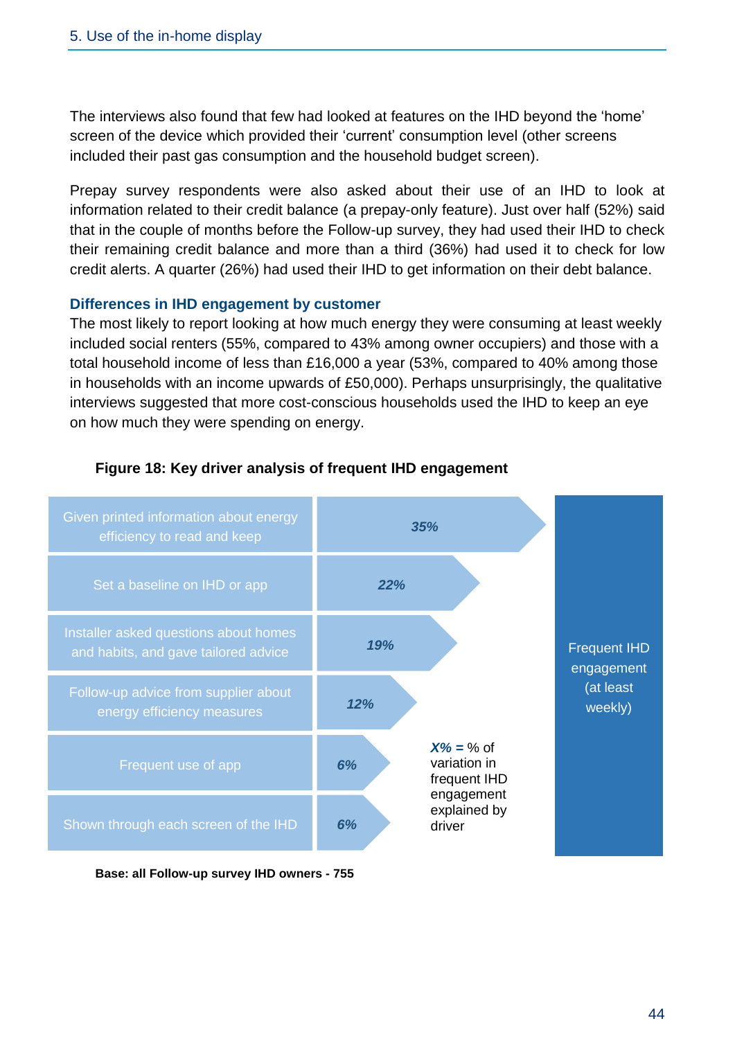The interviews also found that few had looked at features on the IHD beyond the 'home' screen of the device which provided their 'current' consumption level (other screens included their past gas consumption and the household budget screen).

Prepay survey respondents were also asked about their use of an IHD to look at information related to their credit balance (a prepay-only feature). Just over half (52%) said that in the couple of months before the Follow-up survey, they had used their IHD to check their remaining credit balance and more than a third (36%) had used it to check for low credit alerts. A quarter (26%) had used their IHD to get information on their debt balance.

### Differences in IHD engagement by customer

The most likely to report looking at how much energy they were consuming at least weekly included social renters (55%, compared to 43% among owner occupiers) and those with a total household income of less than £16,000 a year (53%, compared to 40% among those in households with an income upwards of £50,000). Perhaps unsurprisingly, the qualitative interviews suggested that more cost-conscious households used the IHD to keep an eye on how much they were spending on energy.

**Figure 18: Key driver analysis of frequent IHD engagement**

| Driver | % of variation explained |
| --- | --- |
| Given printed information about energy efficiency to read and keep | *35%* |
| Set a baseline on IHD or app | *22%* |
| Installer asked questions about homes and habits, and gave tailored advice | *19%* |
| Follow-up advice from supplier about energy efficiency measures | *12%* |
| Frequent use of app | *6%* |
| Shown through each screen of the IHD | *6%* |

Outcome: Frequent IHD engagement (at least weekly)

***X% =*** % of variation in frequent IHD engagement explained by driver

**Base: all Follow-up survey IHD owners - 755**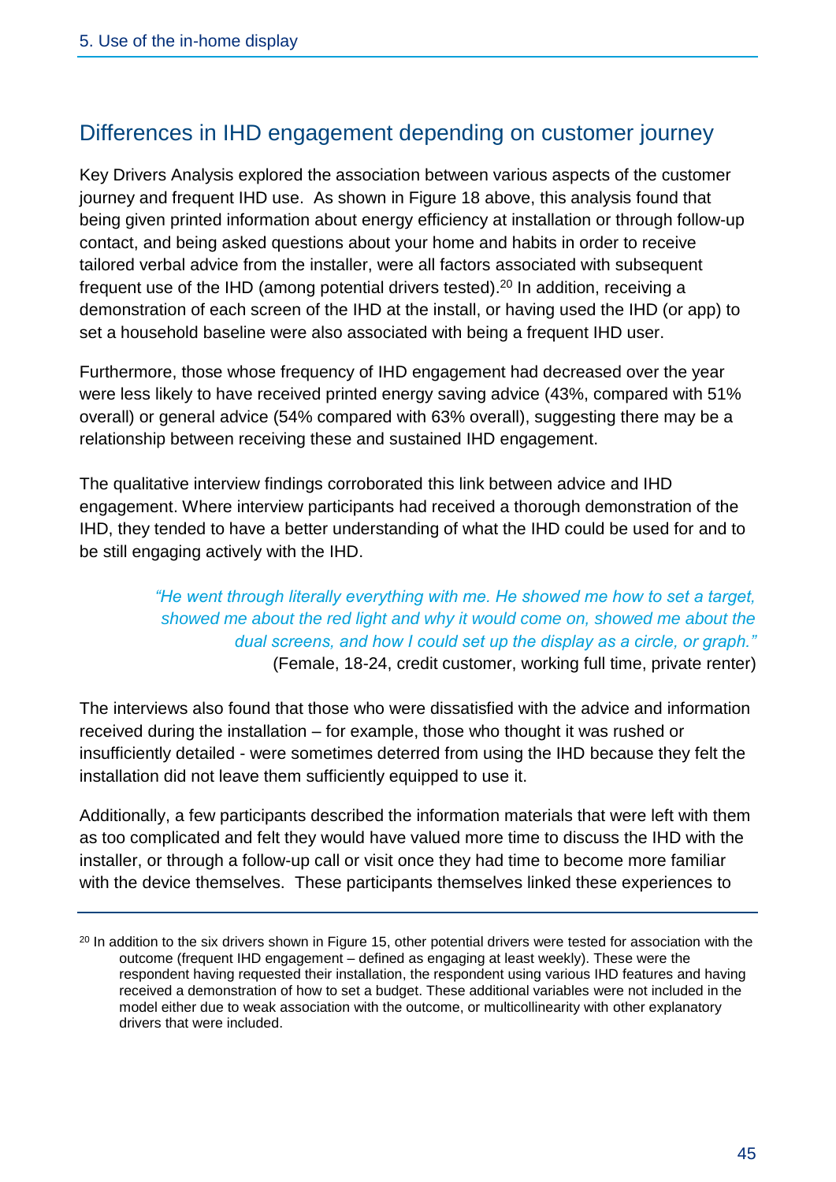## Differences in IHD engagement depending on customer journey

Key Drivers Analysis explored the association between various aspects of the customer journey and frequent IHD use. As shown in Figure 18 above, this analysis found that being given printed information about energy efficiency at installation or through follow-up contact, and being asked questions about your home and habits in order to receive tailored verbal advice from the installer, were all factors associated with subsequent frequent use of the IHD (among potential drivers tested).[20] In addition, receiving a demonstration of each screen of the IHD at the install, or having used the IHD (or app) to set a household baseline were also associated with being a frequent IHD user.

Furthermore, those whose frequency of IHD engagement had decreased over the year were less likely to have received printed energy saving advice (43%, compared with 51% overall) or general advice (54% compared with 63% overall), suggesting there may be a relationship between receiving these and sustained IHD engagement.

The qualitative interview findings corroborated this link between advice and IHD engagement. Where interview participants had received a thorough demonstration of the IHD, they tended to have a better understanding of what the IHD could be used for and to be still engaging actively with the IHD.

> *"He went through literally everything with me. He showed me how to set a target, showed me about the red light and why it would come on, showed me about the dual screens, and how I could set up the display as a circle, or graph."*
> (Female, 18-24, credit customer, working full time, private renter)

The interviews also found that those who were dissatisfied with the advice and information received during the installation – for example, those who thought it was rushed or insufficiently detailed - were sometimes deterred from using the IHD because they felt the installation did not leave them sufficiently equipped to use it.

Additionally, a few participants described the information materials that were left with them as too complicated and felt they would have valued more time to discuss the IHD with the installer, or through a follow-up call or visit once they had time to become more familiar with the device themselves. These participants themselves linked these experiences to

---

[20] In addition to the six drivers shown in Figure 15, other potential drivers were tested for association with the outcome (frequent IHD engagement – defined as engaging at least weekly). These were the respondent having requested their installation, the respondent using various IHD features and having received a demonstration of how to set a budget. These additional variables were not included in the model either due to weak association with the outcome, or multicollinearity with other explanatory drivers that were included.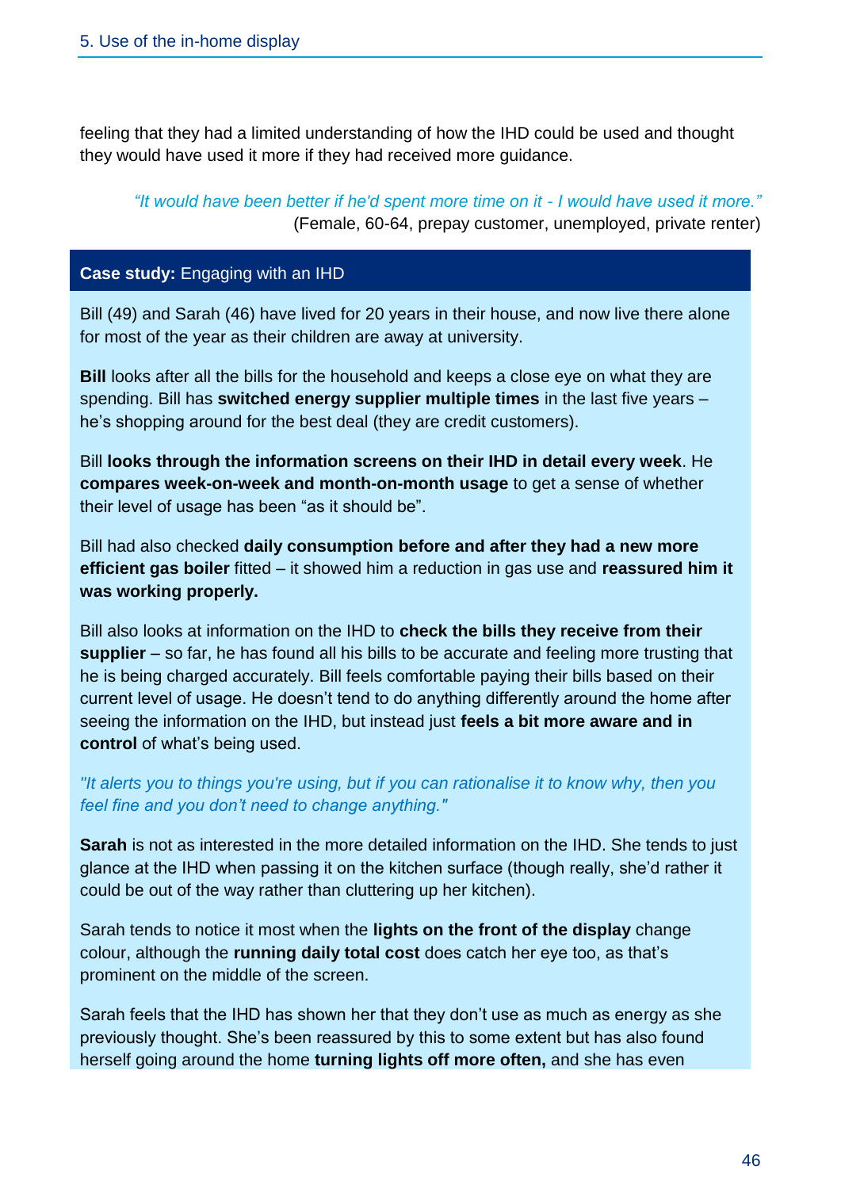feeling that they had a limited understanding of how the IHD could be used and thought they would have used it more if they had received more guidance.

> *"It would have been better if he'd spent more time on it - I would have used it more."*
> (Female, 60-64, prepay customer, unemployed, private renter)

**Case study:** Engaging with an IHD

Bill (49) and Sarah (46) have lived for 20 years in their house, and now live there alone for most of the year as their children are away at university.

**Bill** looks after all the bills for the household and keeps a close eye on what they are spending. Bill has **switched energy supplier multiple times** in the last five years – he's shopping around for the best deal (they are credit customers).

Bill **looks through the information screens on their IHD in detail every week**. He **compares week-on-week and month-on-month usage** to get a sense of whether their level of usage has been "as it should be".

Bill had also checked **daily consumption before and after they had a new more efficient gas boiler** fitted – it showed him a reduction in gas use and **reassured him it was working properly.**

Bill also looks at information on the IHD to **check the bills they receive from their supplier** – so far, he has found all his bills to be accurate and feeling more trusting that he is being charged accurately. Bill feels comfortable paying their bills based on their current level of usage. He doesn't tend to do anything differently around the home after seeing the information on the IHD, but instead just **feels a bit more aware and in control** of what's being used.

*"It alerts you to things you're using, but if you can rationalise it to know why, then you feel fine and you don't need to change anything."*

**Sarah** is not as interested in the more detailed information on the IHD. She tends to just glance at the IHD when passing it on the kitchen surface (though really, she'd rather it could be out of the way rather than cluttering up her kitchen).

Sarah tends to notice it most when the **lights on the front of the display** change colour, although the **running daily total cost** does catch her eye too, as that's prominent on the middle of the screen.

Sarah feels that the IHD has shown her that they don't use as much as energy as she previously thought. She's been reassured by this to some extent but has also found herself going around the home **turning lights off more often,** and she has even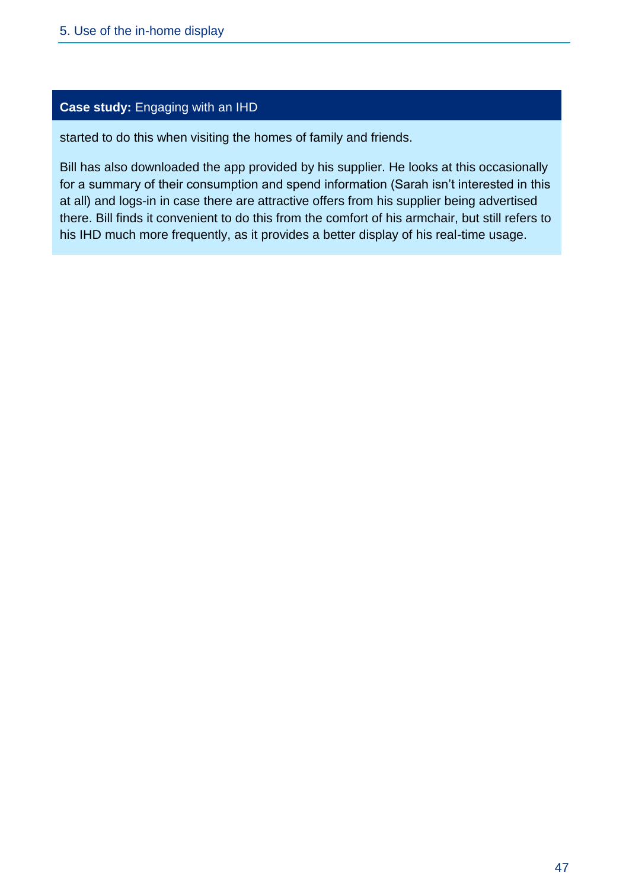**Case study:** Engaging with an IHD

started to do this when visiting the homes of family and friends.

Bill has also downloaded the app provided by his supplier. He looks at this occasionally for a summary of their consumption and spend information (Sarah isn't interested in this at all) and logs-in in case there are attractive offers from his supplier being advertised there. Bill finds it convenient to do this from the comfort of his armchair, but still refers to his IHD much more frequently, as it provides a better display of his real-time usage.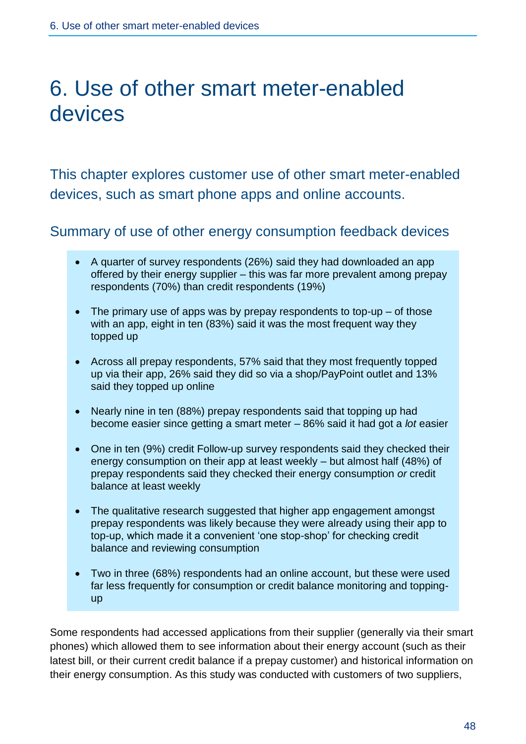# 6. Use of other smart meter-enabled devices

This chapter explores customer use of other smart meter-enabled devices, such as smart phone apps and online accounts.

## Summary of use of other energy consumption feedback devices

- A quarter of survey respondents (26%) said they had downloaded an app offered by their energy supplier – this was far more prevalent among prepay respondents (70%) than credit respondents (19%)
- The primary use of apps was by prepay respondents to top-up – of those with an app, eight in ten (83%) said it was the most frequent way they topped up
- Across all prepay respondents, 57% said that they most frequently topped up via their app, 26% said they did so via a shop/PayPoint outlet and 13% said they topped up online
- Nearly nine in ten (88%) prepay respondents said that topping up had become easier since getting a smart meter – 86% said it had got a *lot* easier
- One in ten (9%) credit Follow-up survey respondents said they checked their energy consumption on their app at least weekly – but almost half (48%) of prepay respondents said they checked their energy consumption *or* credit balance at least weekly
- The qualitative research suggested that higher app engagement amongst prepay respondents was likely because they were already using their app to top-up, which made it a convenient 'one stop-shop' for checking credit balance and reviewing consumption
- Two in three (68%) respondents had an online account, but these were used far less frequently for consumption or credit balance monitoring and topping-up

Some respondents had accessed applications from their supplier (generally via their smart phones) which allowed them to see information about their energy account (such as their latest bill, or their current credit balance if a prepay customer) and historical information on their energy consumption. As this study was conducted with customers of two suppliers,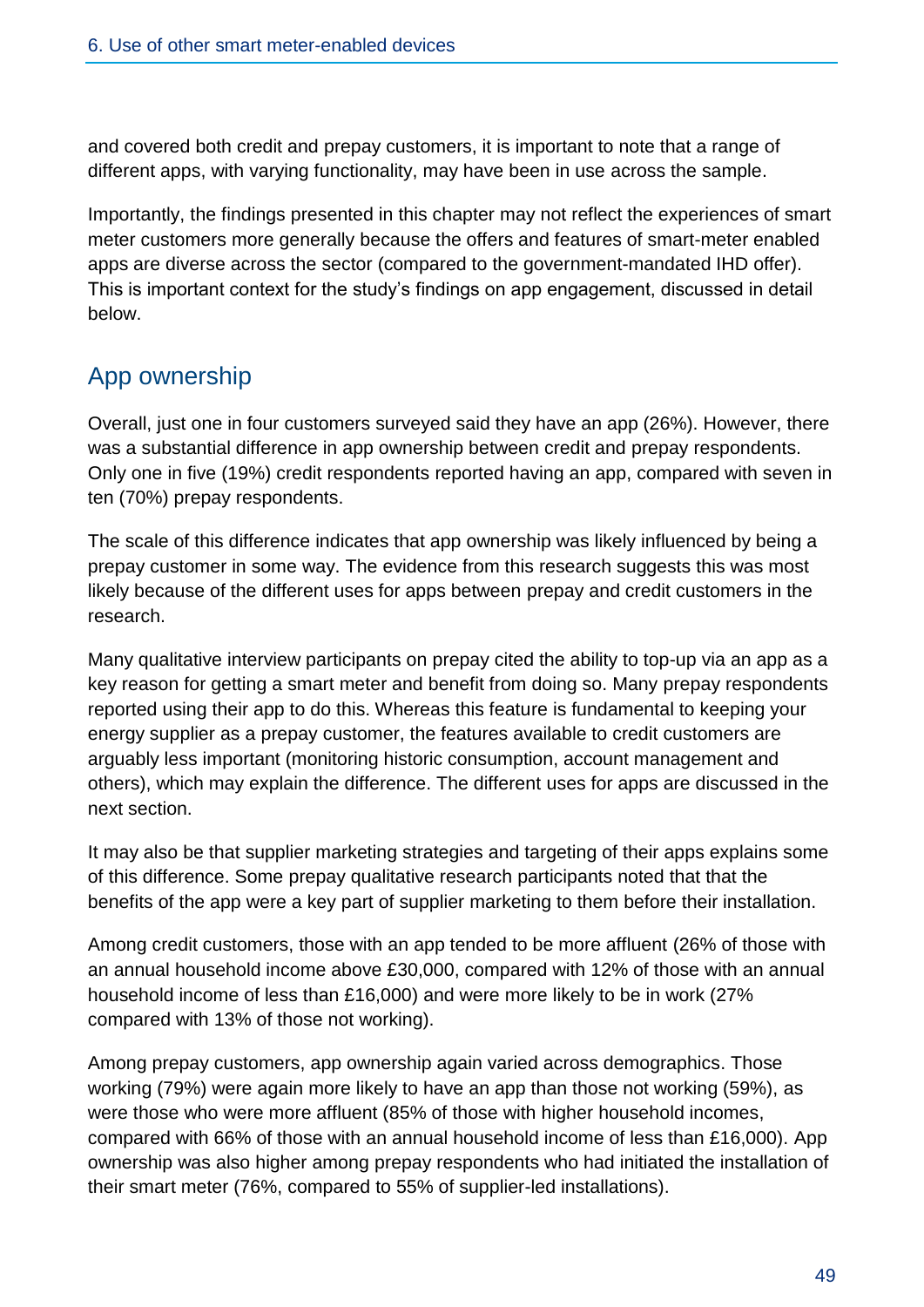and covered both credit and prepay customers, it is important to note that a range of different apps, with varying functionality, may have been in use across the sample.

Importantly, the findings presented in this chapter may not reflect the experiences of smart meter customers more generally because the offers and features of smart-meter enabled apps are diverse across the sector (compared to the government-mandated IHD offer). This is important context for the study's findings on app engagement, discussed in detail below.

## App ownership

Overall, just one in four customers surveyed said they have an app (26%). However, there was a substantial difference in app ownership between credit and prepay respondents. Only one in five (19%) credit respondents reported having an app, compared with seven in ten (70%) prepay respondents.

The scale of this difference indicates that app ownership was likely influenced by being a prepay customer in some way. The evidence from this research suggests this was most likely because of the different uses for apps between prepay and credit customers in the research.

Many qualitative interview participants on prepay cited the ability to top-up via an app as a key reason for getting a smart meter and benefit from doing so. Many prepay respondents reported using their app to do this. Whereas this feature is fundamental to keeping your energy supplier as a prepay customer, the features available to credit customers are arguably less important (monitoring historic consumption, account management and others), which may explain the difference. The different uses for apps are discussed in the next section.

It may also be that supplier marketing strategies and targeting of their apps explains some of this difference. Some prepay qualitative research participants noted that that the benefits of the app were a key part of supplier marketing to them before their installation.

Among credit customers, those with an app tended to be more affluent (26% of those with an annual household income above £30,000, compared with 12% of those with an annual household income of less than £16,000) and were more likely to be in work (27% compared with 13% of those not working).

Among prepay customers, app ownership again varied across demographics. Those working (79%) were again more likely to have an app than those not working (59%), as were those who were more affluent (85% of those with higher household incomes, compared with 66% of those with an annual household income of less than £16,000). App ownership was also higher among prepay respondents who had initiated the installation of their smart meter (76%, compared to 55% of supplier-led installations).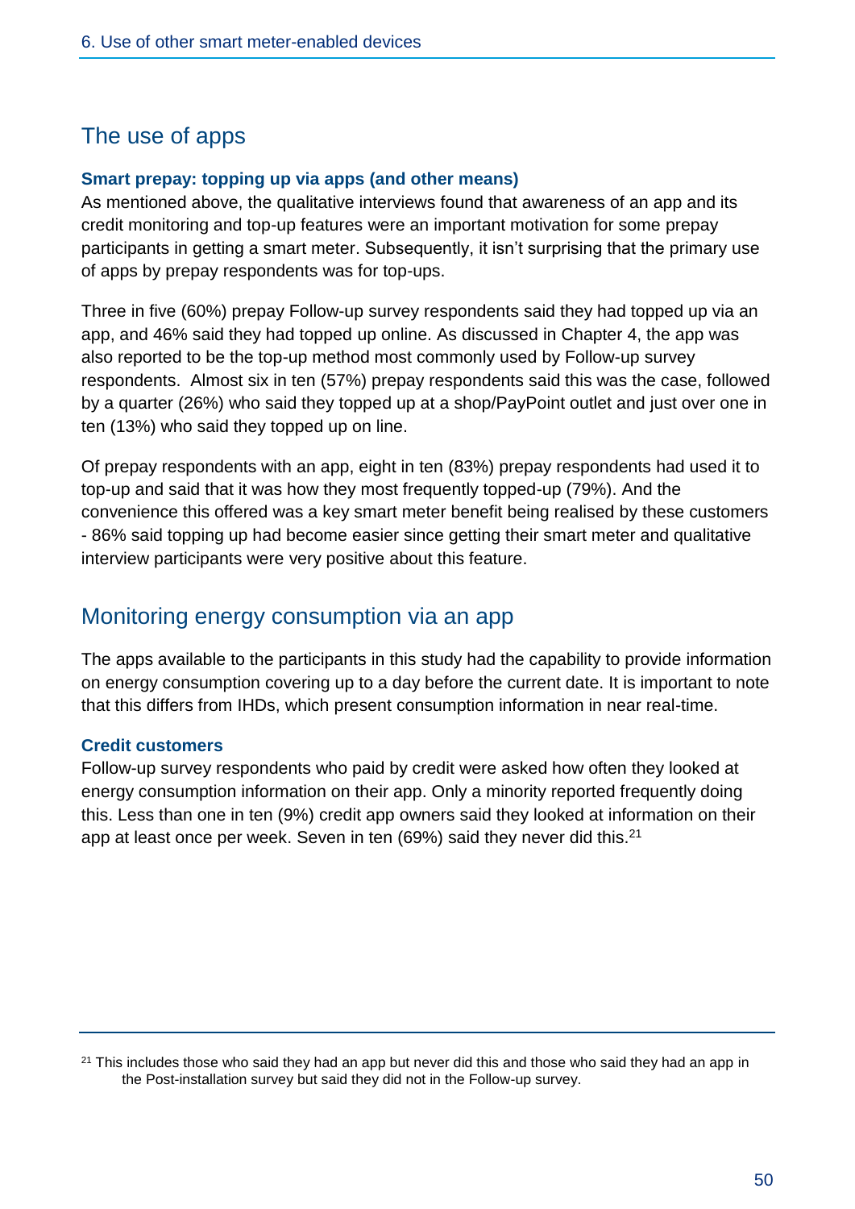## The use of apps

### Smart prepay: topping up via apps (and other means)

As mentioned above, the qualitative interviews found that awareness of an app and its credit monitoring and top-up features were an important motivation for some prepay participants in getting a smart meter. Subsequently, it isn't surprising that the primary use of apps by prepay respondents was for top-ups.

Three in five (60%) prepay Follow-up survey respondents said they had topped up via an app, and 46% said they had topped up online. As discussed in Chapter 4, the app was also reported to be the top-up method most commonly used by Follow-up survey respondents. Almost six in ten (57%) prepay respondents said this was the case, followed by a quarter (26%) who said they topped up at a shop/PayPoint outlet and just over one in ten (13%) who said they topped up on line.

Of prepay respondents with an app, eight in ten (83%) prepay respondents had used it to top-up and said that it was how they most frequently topped-up (79%). And the convenience this offered was a key smart meter benefit being realised by these customers - 86% said topping up had become easier since getting their smart meter and qualitative interview participants were very positive about this feature.

## Monitoring energy consumption via an app

The apps available to the participants in this study had the capability to provide information on energy consumption covering up to a day before the current date. It is important to note that this differs from IHDs, which present consumption information in near real-time.

### Credit customers

Follow-up survey respondents who paid by credit were asked how often they looked at energy consumption information on their app. Only a minority reported frequently doing this. Less than one in ten (9%) credit app owners said they looked at information on their app at least once per week. Seven in ten (69%) said they never did this.[21]

[21] This includes those who said they had an app but never did this and those who said they had an app in the Post-installation survey but said they did not in the Follow-up survey.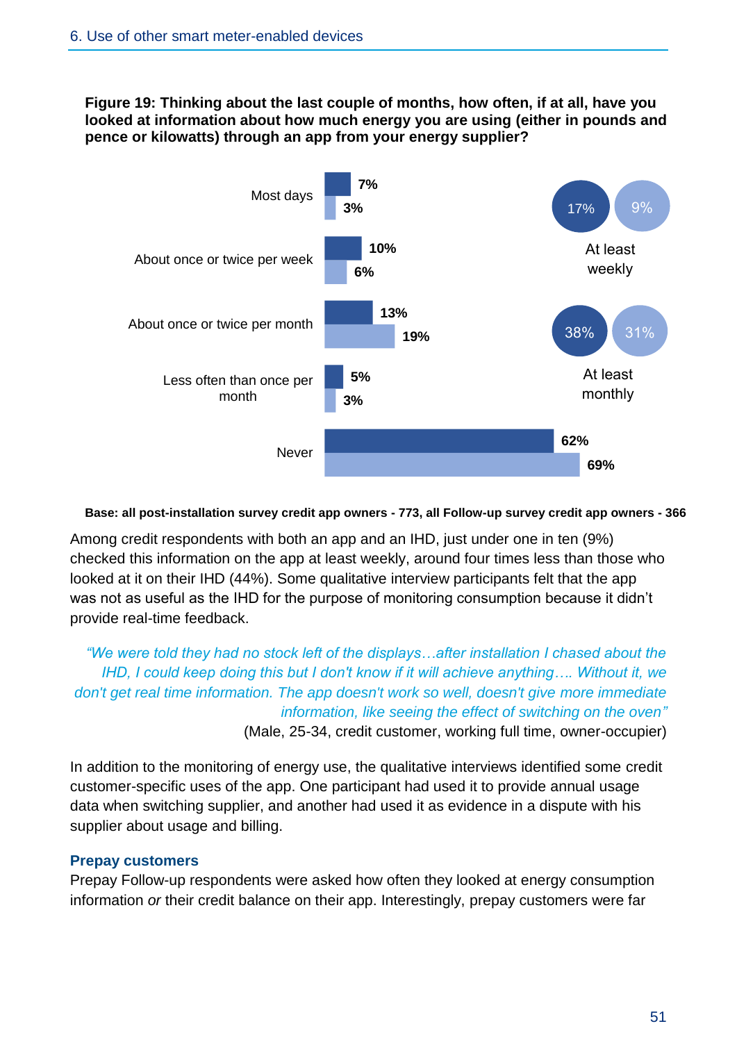**Figure 19: Thinking about the last couple of months, how often, if at all, have you looked at information about how much energy you are using (either in pounds and pence or kilowatts) through an app from your energy supplier?**

| | Post-installation survey | Follow-up survey |
|---|---|---|
| Most days | 7% | 3% |
| About once or twice per week | 10% | 6% |
| About once or twice per month | 13% | 19% |
| Less often than once per month | 5% | 3% |
| Never | 62% | 69% |
| At least weekly | 17% | 9% |
| At least monthly | 38% | 31% |

**Base: all post-installation survey credit app owners - 773, all Follow-up survey credit app owners - 366**

Among credit respondents with both an app and an IHD, just under one in ten (9%) checked this information on the app at least weekly, around four times less than those who looked at it on their IHD (44%). Some qualitative interview participants felt that the app was not as useful as the IHD for the purpose of monitoring consumption because it didn't provide real-time feedback.

> *"We were told they had no stock left of the displays…after installation I chased about the IHD, I could keep doing this but I don't know if it will achieve anything…. Without it, we don't get real time information. The app doesn't work so well, doesn't give more immediate information, like seeing the effect of switching on the oven"*
>
> (Male, 25-34, credit customer, working full time, owner-occupier)

In addition to the monitoring of energy use, the qualitative interviews identified some credit customer-specific uses of the app. One participant had used it to provide annual usage data when switching supplier, and another had used it as evidence in a dispute with his supplier about usage and billing.

### Prepay customers

Prepay Follow-up respondents were asked how often they looked at energy consumption information *or* their credit balance on their app. Interestingly, prepay customers were far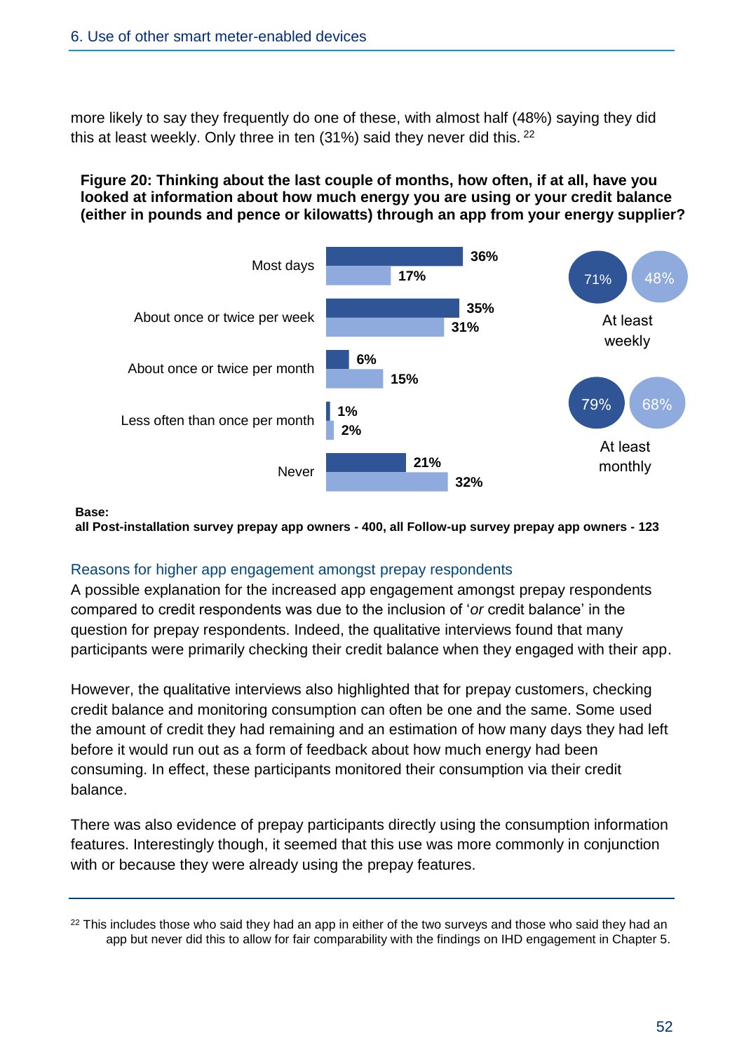more likely to say they frequently do one of these, with almost half (48%) saying they did this at least weekly. Only three in ten (31%) said they never did this. [22]

**Figure 20: Thinking about the last couple of months, how often, if at all, have you looked at information about how much energy you are using or your credit balance (either in pounds and pence or kilowatts) through an app from your energy supplier?**

| | Post-installation survey | Follow-up survey |
|---|---|---|
| Most days | 36% | 17% |
| About once or twice per week | 35% | 31% |
| About once or twice per month | 6% | 15% |
| Less often than once per month | 1% | 2% |
| Never | 21% | 32% |
| At least weekly | 71% | 48% |
| At least monthly | 79% | 68% |

**Base:**
**all Post-installation survey prepay app owners - 400, all Follow-up survey prepay app owners - 123**

## Reasons for higher app engagement amongst prepay respondents

A possible explanation for the increased app engagement amongst prepay respondents compared to credit respondents was due to the inclusion of '*or* credit balance' in the question for prepay respondents. Indeed, the qualitative interviews found that many participants were primarily checking their credit balance when they engaged with their app.

However, the qualitative interviews also highlighted that for prepay customers, checking credit balance and monitoring consumption can often be one and the same. Some used the amount of credit they had remaining and an estimation of how many days they had left before it would run out as a form of feedback about how much energy had been consuming. In effect, these participants monitored their consumption via their credit balance.

There was also evidence of prepay participants directly using the consumption information features. Interestingly though, it seemed that this use was more commonly in conjunction with or because they were already using the prepay features.

[22] This includes those who said they had an app in either of the two surveys and those who said they had an app but never did this to allow for fair comparability with the findings on IHD engagement in Chapter 5.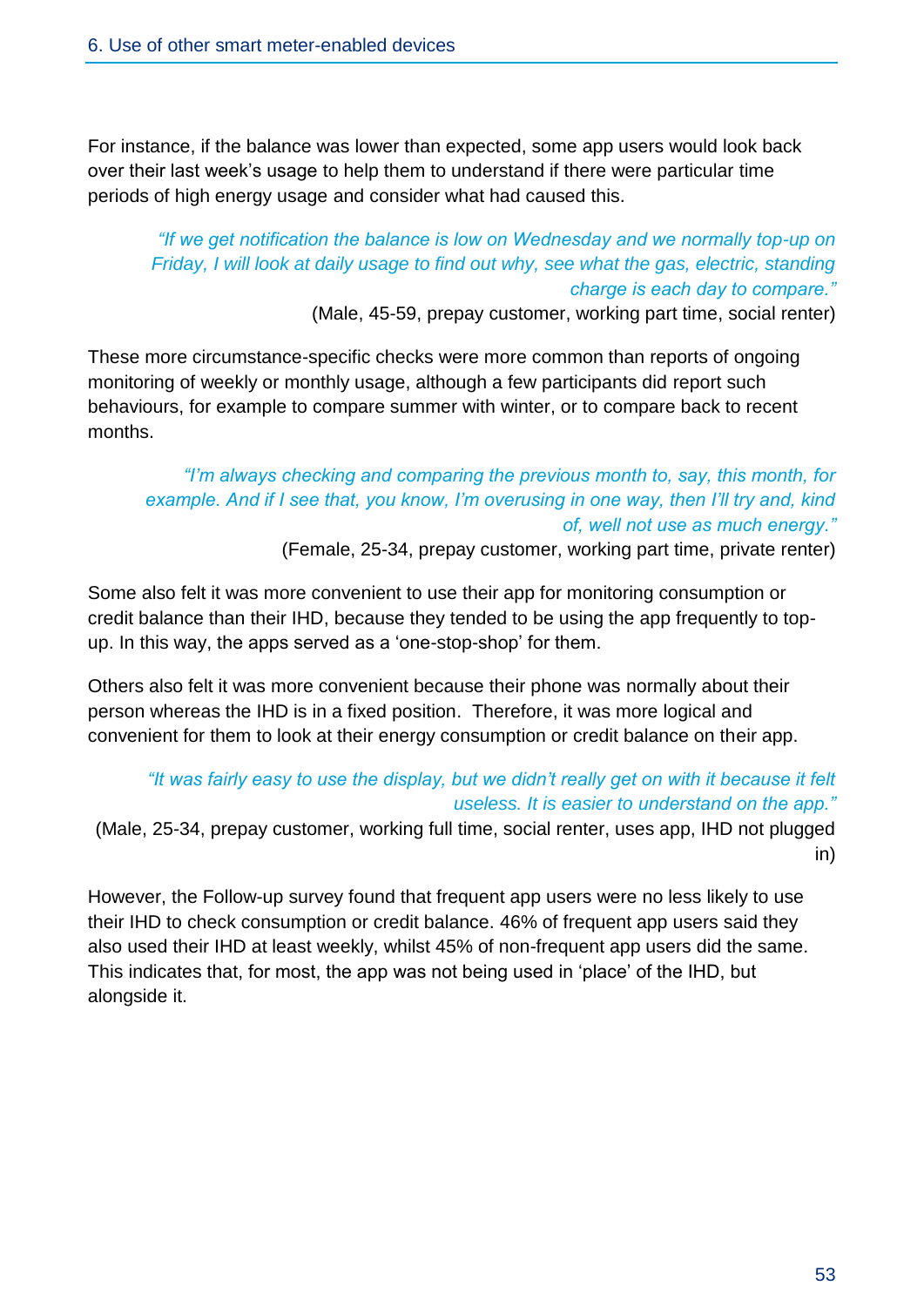For instance, if the balance was lower than expected, some app users would look back over their last week's usage to help them to understand if there were particular time periods of high energy usage and consider what had caused this.

> *"If we get notification the balance is low on Wednesday and we normally top-up on Friday, I will look at daily usage to find out why, see what the gas, electric, standing charge is each day to compare."*
>
> (Male, 45-59, prepay customer, working part time, social renter)

These more circumstance-specific checks were more common than reports of ongoing monitoring of weekly or monthly usage, although a few participants did report such behaviours, for example to compare summer with winter, or to compare back to recent months.

> *"I'm always checking and comparing the previous month to, say, this month, for example. And if I see that, you know, I'm overusing in one way, then I'll try and, kind of, well not use as much energy."*
>
> (Female, 25-34, prepay customer, working part time, private renter)

Some also felt it was more convenient to use their app for monitoring consumption or credit balance than their IHD, because they tended to be using the app frequently to top-up. In this way, the apps served as a 'one-stop-shop' for them.

Others also felt it was more convenient because their phone was normally about their person whereas the IHD is in a fixed position. Therefore, it was more logical and convenient for them to look at their energy consumption or credit balance on their app.

> *"It was fairly easy to use the display, but we didn't really get on with it because it felt useless. It is easier to understand on the app."*
>
> (Male, 25-34, prepay customer, working full time, social renter, uses app, IHD not plugged in)

However, the Follow-up survey found that frequent app users were no less likely to use their IHD to check consumption or credit balance. 46% of frequent app users said they also used their IHD at least weekly, whilst 45% of non-frequent app users did the same. This indicates that, for most, the app was not being used in 'place' of the IHD, but alongside it.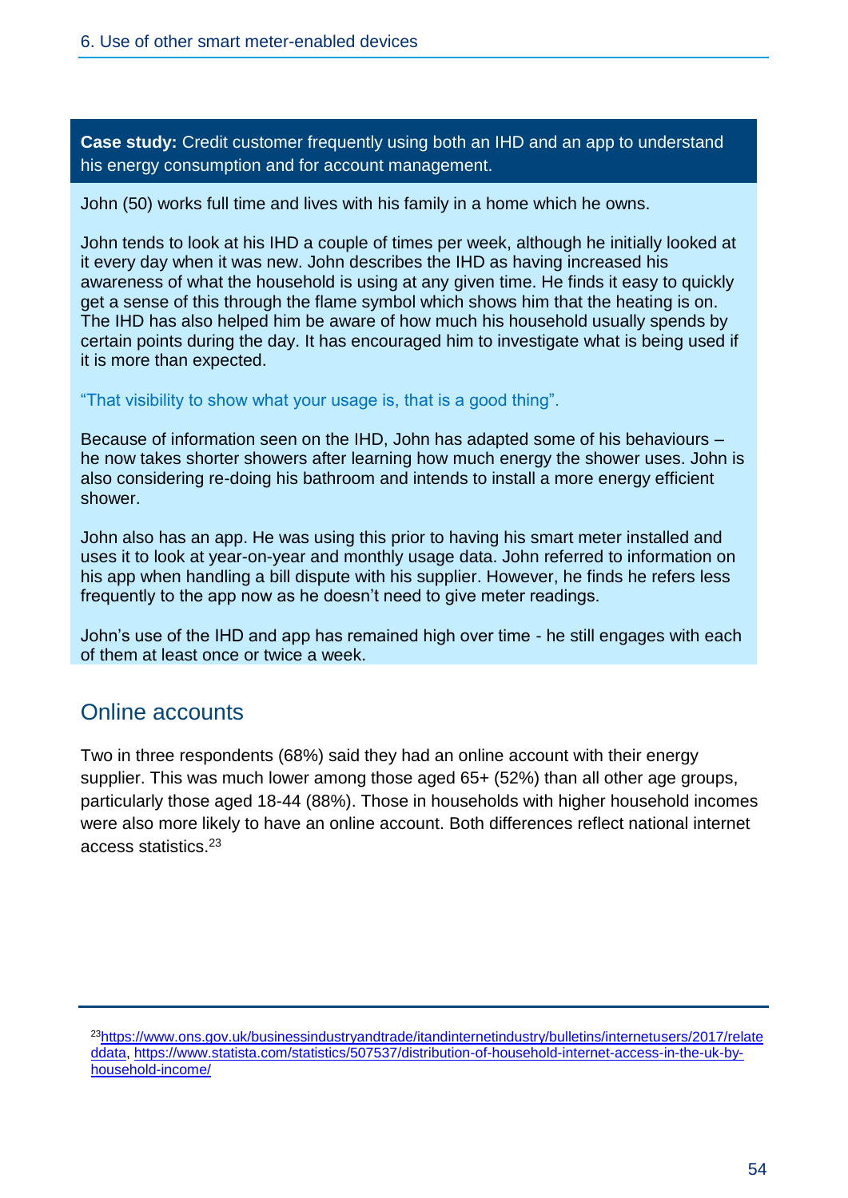**Case study:** Credit customer frequently using both an IHD and an app to understand his energy consumption and for account management.

John (50) works full time and lives with his family in a home which he owns.

John tends to look at his IHD a couple of times per week, although he initially looked at it every day when it was new. John describes the IHD as having increased his awareness of what the household is using at any given time. He finds it easy to quickly get a sense of this through the flame symbol which shows him that the heating is on. The IHD has also helped him be aware of how much his household usually spends by certain points during the day. It has encouraged him to investigate what is being used if it is more than expected.

"That visibility to show what your usage is, that is a good thing".

Because of information seen on the IHD, John has adapted some of his behaviours – he now takes shorter showers after learning how much energy the shower uses. John is also considering re-doing his bathroom and intends to install a more energy efficient shower.

John also has an app. He was using this prior to having his smart meter installed and uses it to look at year-on-year and monthly usage data. John referred to information on his app when handling a bill dispute with his supplier. However, he finds he refers less frequently to the app now as he doesn't need to give meter readings.

John's use of the IHD and app has remained high over time - he still engages with each of them at least once or twice a week.

## Online accounts

Two in three respondents (68%) said they had an online account with their energy supplier. This was much lower among those aged 65+ (52%) than all other age groups, particularly those aged 18-44 (88%). Those in households with higher household incomes were also more likely to have an online account. Both differences reflect national internet access statistics.[23]

[23] https://www.ons.gov.uk/businessindustryandtrade/itandinternetindustry/bulletins/internetusers/2017/relateddata, https://www.statista.com/statistics/507537/distribution-of-household-internet-access-in-the-uk-by-household-income/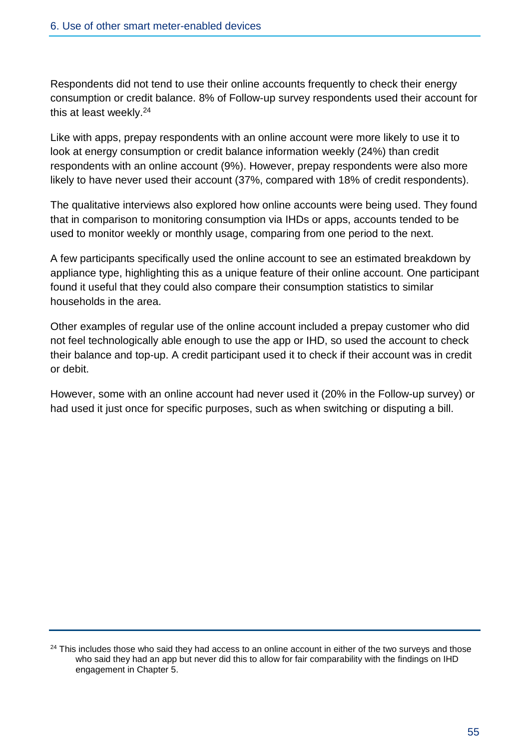Respondents did not tend to use their online accounts frequently to check their energy consumption or credit balance. 8% of Follow-up survey respondents used their account for this at least weekly.[24]

Like with apps, prepay respondents with an online account were more likely to use it to look at energy consumption or credit balance information weekly (24%) than credit respondents with an online account (9%). However, prepay respondents were also more likely to have never used their account (37%, compared with 18% of credit respondents).

The qualitative interviews also explored how online accounts were being used. They found that in comparison to monitoring consumption via IHDs or apps, accounts tended to be used to monitor weekly or monthly usage, comparing from one period to the next.

A few participants specifically used the online account to see an estimated breakdown by appliance type, highlighting this as a unique feature of their online account. One participant found it useful that they could also compare their consumption statistics to similar households in the area.

Other examples of regular use of the online account included a prepay customer who did not feel technologically able enough to use the app or IHD, so used the account to check their balance and top-up. A credit participant used it to check if their account was in credit or debit.

However, some with an online account had never used it (20% in the Follow-up survey) or had used it just once for specific purposes, such as when switching or disputing a bill.

---

[24] This includes those who said they had access to an online account in either of the two surveys and those who said they had an app but never did this to allow for fair comparability with the findings on IHD engagement in Chapter 5.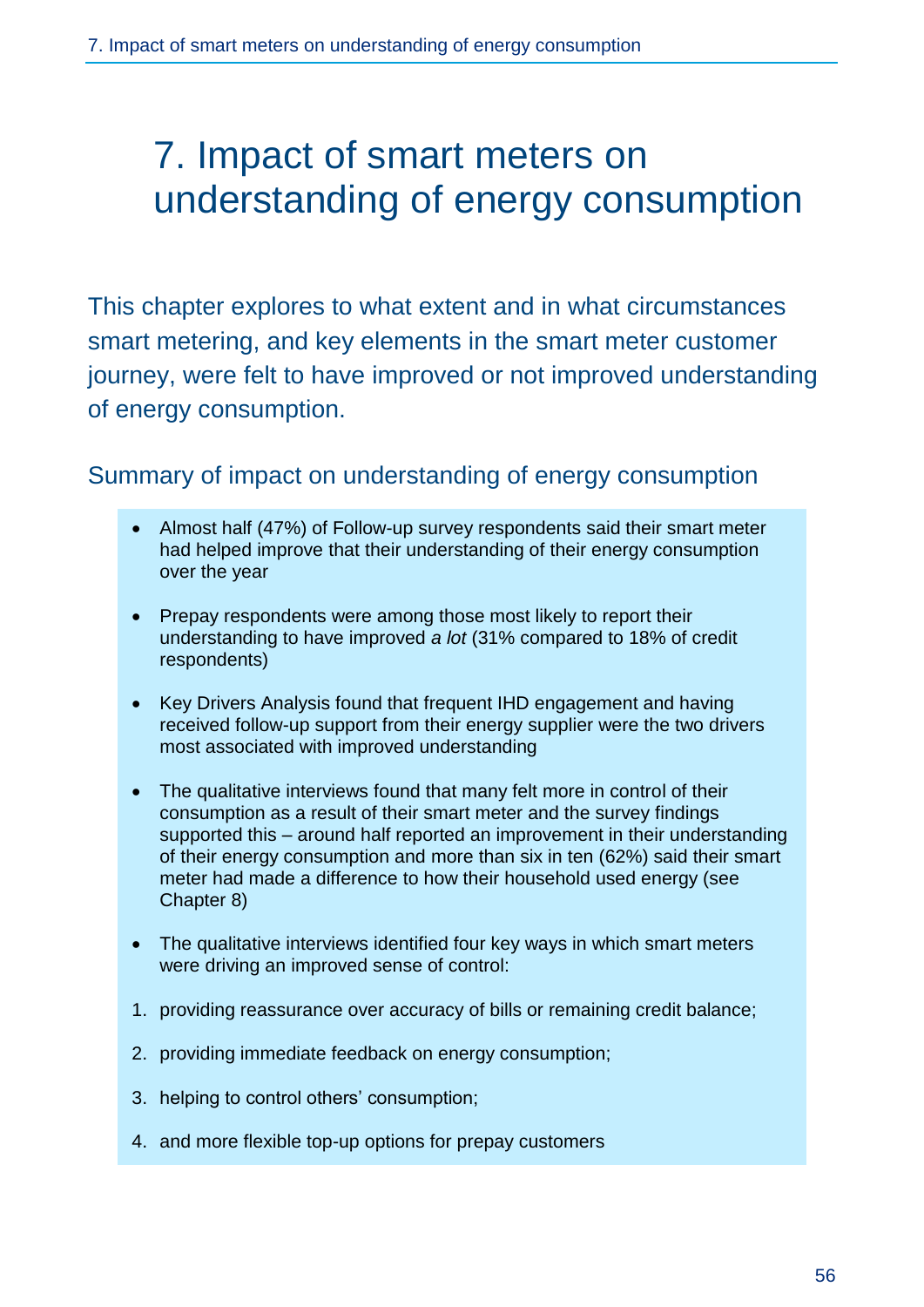# 7. Impact of smart meters on understanding of energy consumption

This chapter explores to what extent and in what circumstances smart metering, and key elements in the smart meter customer journey, were felt to have improved or not improved understanding of energy consumption.

## Summary of impact on understanding of energy consumption

- Almost half (47%) of Follow-up survey respondents said their smart meter had helped improve that their understanding of their energy consumption over the year
- Prepay respondents were among those most likely to report their understanding to have improved *a lot* (31% compared to 18% of credit respondents)
- Key Drivers Analysis found that frequent IHD engagement and having received follow-up support from their energy supplier were the two drivers most associated with improved understanding
- The qualitative interviews found that many felt more in control of their consumption as a result of their smart meter and the survey findings supported this – around half reported an improvement in their understanding of their energy consumption and more than six in ten (62%) said their smart meter had made a difference to how their household used energy (see Chapter 8)
- The qualitative interviews identified four key ways in which smart meters were driving an improved sense of control:

1. providing reassurance over accuracy of bills or remaining credit balance;
2. providing immediate feedback on energy consumption;
3. helping to control others' consumption;
4. and more flexible top-up options for prepay customers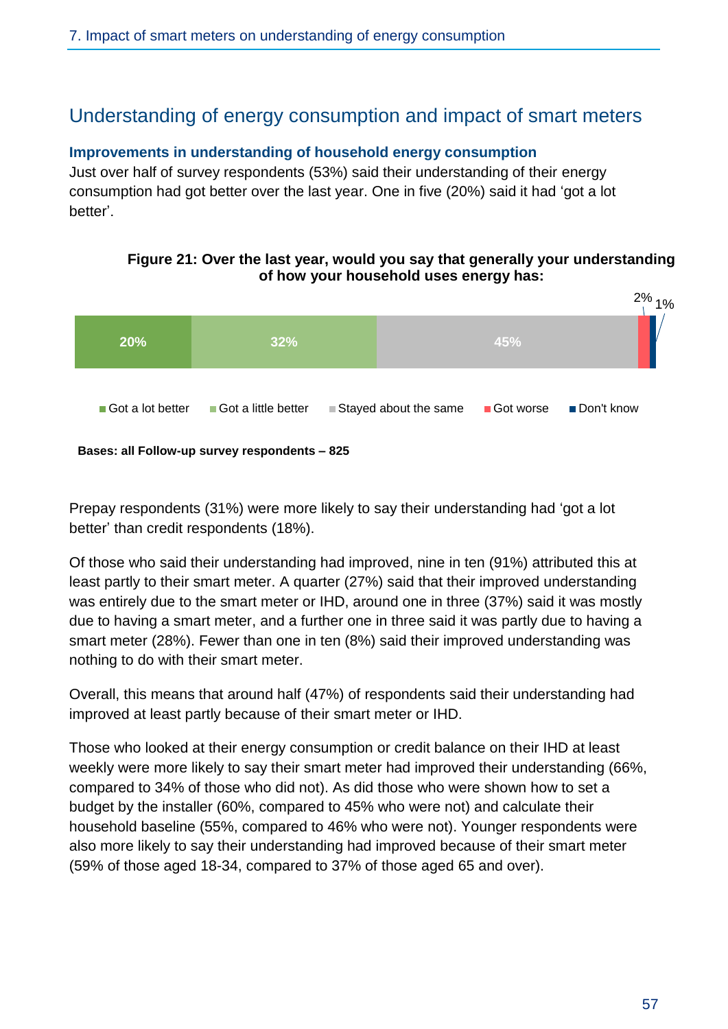## Understanding of energy consumption and impact of smart meters

### Improvements in understanding of household energy consumption

Just over half of survey respondents (53%) said their understanding of their energy consumption had got better over the last year. One in five (20%) said it had 'got a lot better'.

**Figure 21: Over the last year, would you say that generally your understanding of how your household uses energy has:**

| Got a lot better | Got a little better | Stayed about the same | Got worse | Don't know |
|---|---|---|---|---|
| 20% | 32% | 45% | 2% | 1% |

**Bases: all Follow-up survey respondents – 825**

Prepay respondents (31%) were more likely to say their understanding had 'got a lot better' than credit respondents (18%).

Of those who said their understanding had improved, nine in ten (91%) attributed this at least partly to their smart meter. A quarter (27%) said that their improved understanding was entirely due to the smart meter or IHD, around one in three (37%) said it was mostly due to having a smart meter, and a further one in three said it was partly due to having a smart meter (28%). Fewer than one in ten (8%) said their improved understanding was nothing to do with their smart meter.

Overall, this means that around half (47%) of respondents said their understanding had improved at least partly because of their smart meter or IHD.

Those who looked at their energy consumption or credit balance on their IHD at least weekly were more likely to say their smart meter had improved their understanding (66%, compared to 34% of those who did not). As did those who were shown how to set a budget by the installer (60%, compared to 45% who were not) and calculate their household baseline (55%, compared to 46% who were not). Younger respondents were also more likely to say their understanding had improved because of their smart meter (59% of those aged 18-34, compared to 37% of those aged 65 and over).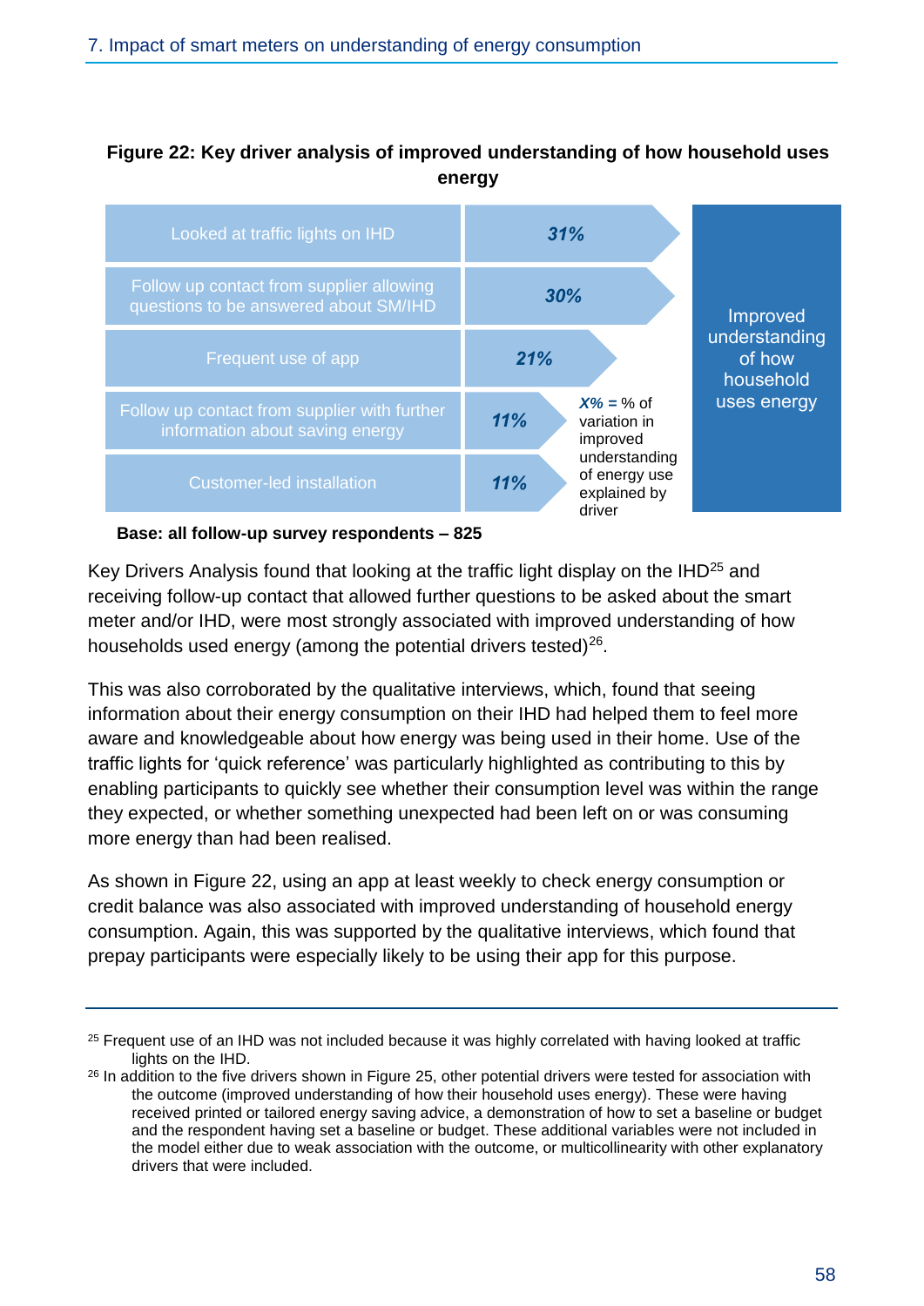**Figure 22: Key driver analysis of improved understanding of how household uses energy**

| Driver | % of variation in improved understanding of energy use explained by driver |
|---|---|
| Looked at traffic lights on IHD | 31% |
| Follow up contact from supplier allowing questions to be answered about SM/IHD | 30% |
| Frequent use of app | 21% |
| Follow up contact from supplier with further information about saving energy | 11% |
| Customer-led installation | 11% |

*X%* = % of variation in improved understanding of energy use explained by driver

Outcome: Improved understanding of how household uses energy

**Base: all follow-up survey respondents – 825**

Key Drivers Analysis found that looking at the traffic light display on the IHD[25] and receiving follow-up contact that allowed further questions to be asked about the smart meter and/or IHD, were most strongly associated with improved understanding of how households used energy (among the potential drivers tested)[26].

This was also corroborated by the qualitative interviews, which, found that seeing information about their energy consumption on their IHD had helped them to feel more aware and knowledgeable about how energy was being used in their home. Use of the traffic lights for 'quick reference' was particularly highlighted as contributing to this by enabling participants to quickly see whether their consumption level was within the range they expected, or whether something unexpected had been left on or was consuming more energy than had been realised.

As shown in Figure 22, using an app at least weekly to check energy consumption or credit balance was also associated with improved understanding of household energy consumption. Again, this was supported by the qualitative interviews, which found that prepay participants were especially likely to be using their app for this purpose.

---

[25] Frequent use of an IHD was not included because it was highly correlated with having looked at traffic lights on the IHD.

[26] In addition to the five drivers shown in Figure 25, other potential drivers were tested for association with the outcome (improved understanding of how their household uses energy). These were having received printed or tailored energy saving advice, a demonstration of how to set a baseline or budget and the respondent having set a baseline or budget. These additional variables were not included in the model either due to weak association with the outcome, or multicollinearity with other explanatory drivers that were included.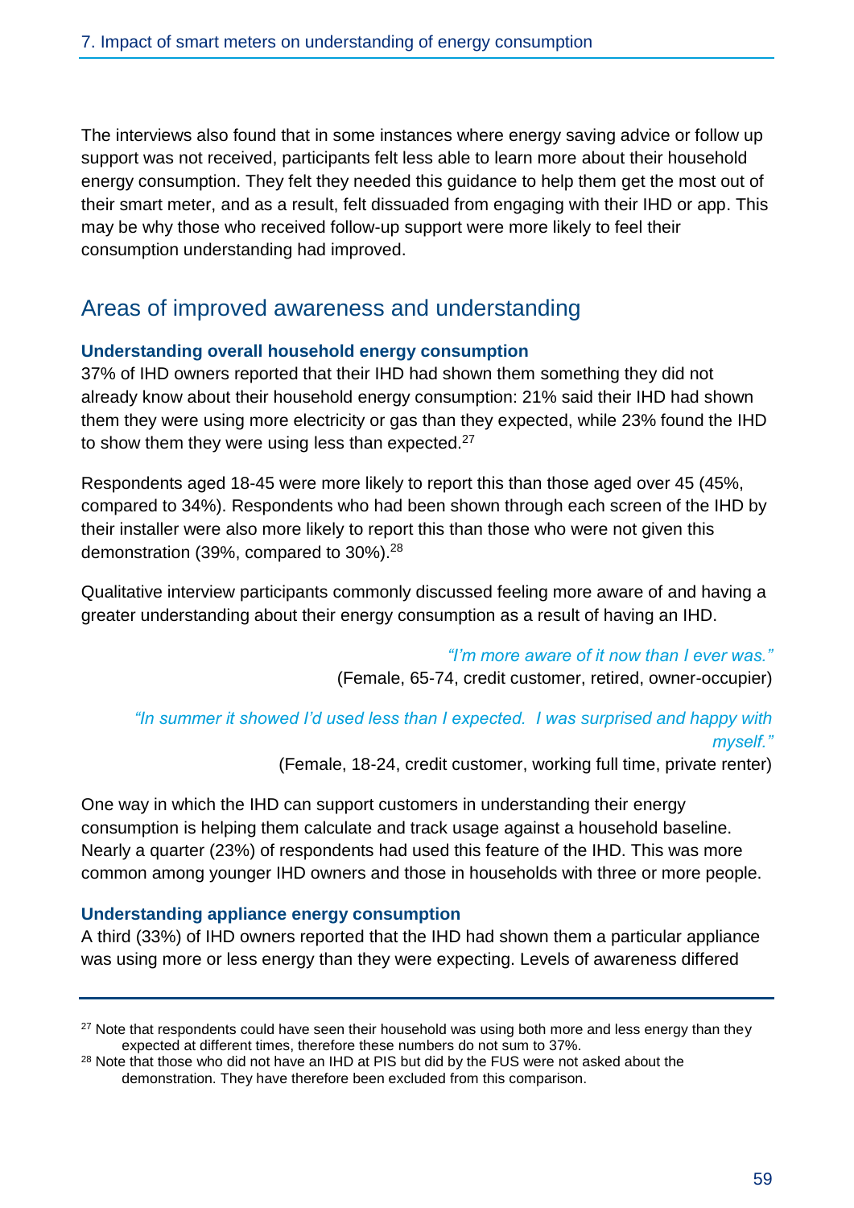The interviews also found that in some instances where energy saving advice or follow up support was not received, participants felt less able to learn more about their household energy consumption. They felt they needed this guidance to help them get the most out of their smart meter, and as a result, felt dissuaded from engaging with their IHD or app. This may be why those who received follow-up support were more likely to feel their consumption understanding had improved.

## Areas of improved awareness and understanding

### Understanding overall household energy consumption

37% of IHD owners reported that their IHD had shown them something they did not already know about their household energy consumption: 21% said their IHD had shown them they were using more electricity or gas than they expected, while 23% found the IHD to show them they were using less than expected.[27]

Respondents aged 18-45 were more likely to report this than those aged over 45 (45%, compared to 34%). Respondents who had been shown through each screen of the IHD by their installer were also more likely to report this than those who were not given this demonstration (39%, compared to 30%).[28]

Qualitative interview participants commonly discussed feeling more aware of and having a greater understanding about their energy consumption as a result of having an IHD.

> *"I'm more aware of it now than I ever was."*
> (Female, 65-74, credit customer, retired, owner-occupier)

> *"In summer it showed I'd used less than I expected. I was surprised and happy with myself."*
> (Female, 18-24, credit customer, working full time, private renter)

One way in which the IHD can support customers in understanding their energy consumption is helping them calculate and track usage against a household baseline. Nearly a quarter (23%) of respondents had used this feature of the IHD. This was more common among younger IHD owners and those in households with three or more people.

### Understanding appliance energy consumption

A third (33%) of IHD owners reported that the IHD had shown them a particular appliance was using more or less energy than they were expecting. Levels of awareness differed

---

[27] Note that respondents could have seen their household was using both more and less energy than they expected at different times, therefore these numbers do not sum to 37%.

[28] Note that those who did not have an IHD at PIS but did by the FUS were not asked about the demonstration. They have therefore been excluded from this comparison.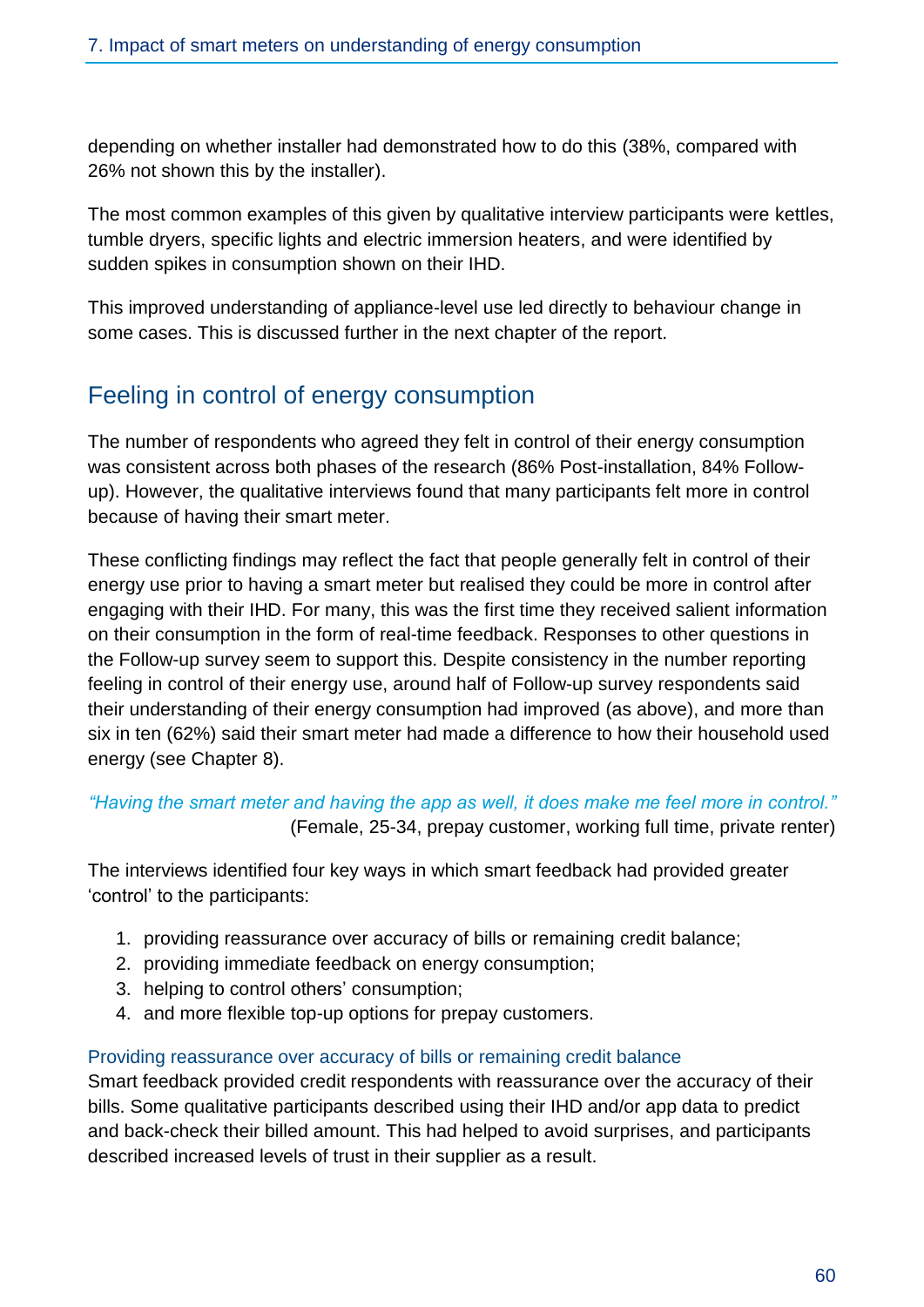depending on whether installer had demonstrated how to do this (38%, compared with 26% not shown this by the installer).

The most common examples of this given by qualitative interview participants were kettles, tumble dryers, specific lights and electric immersion heaters, and were identified by sudden spikes in consumption shown on their IHD.

This improved understanding of appliance-level use led directly to behaviour change in some cases. This is discussed further in the next chapter of the report.

## Feeling in control of energy consumption

The number of respondents who agreed they felt in control of their energy consumption was consistent across both phases of the research (86% Post-installation, 84% Follow-up). However, the qualitative interviews found that many participants felt more in control because of having their smart meter.

These conflicting findings may reflect the fact that people generally felt in control of their energy use prior to having a smart meter but realised they could be more in control after engaging with their IHD. For many, this was the first time they received salient information on their consumption in the form of real-time feedback. Responses to other questions in the Follow-up survey seem to support this. Despite consistency in the number reporting feeling in control of their energy use, around half of Follow-up survey respondents said their understanding of their energy consumption had improved (as above), and more than six in ten (62%) said their smart meter had made a difference to how their household used energy (see Chapter 8).

*"Having the smart meter and having the app as well, it does make me feel more in control."*
(Female, 25-34, prepay customer, working full time, private renter)

The interviews identified four key ways in which smart feedback had provided greater 'control' to the participants:

1. providing reassurance over accuracy of bills or remaining credit balance;
2. providing immediate feedback on energy consumption;
3. helping to control others' consumption;
4. and more flexible top-up options for prepay customers.

### Providing reassurance over accuracy of bills or remaining credit balance

Smart feedback provided credit respondents with reassurance over the accuracy of their bills. Some qualitative participants described using their IHD and/or app data to predict and back-check their billed amount. This had helped to avoid surprises, and participants described increased levels of trust in their supplier as a result.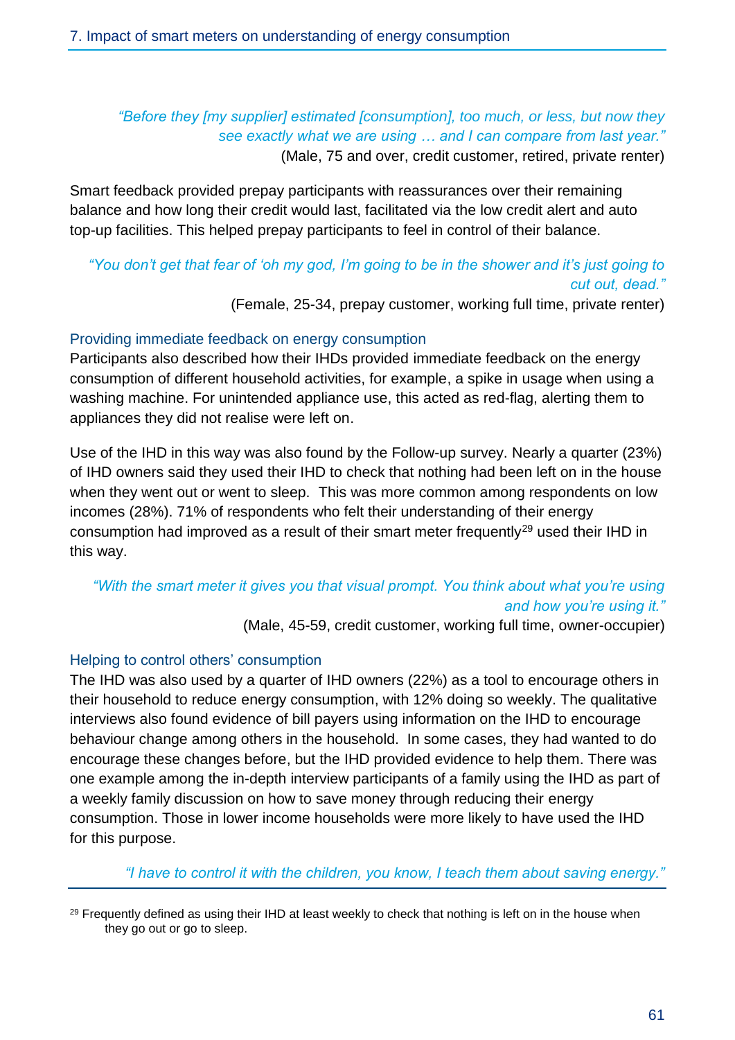> *"Before they [my supplier] estimated [consumption], too much, or less, but now they see exactly what we are using … and I can compare from last year."*
> (Male, 75 and over, credit customer, retired, private renter)

Smart feedback provided prepay participants with reassurances over their remaining balance and how long their credit would last, facilitated via the low credit alert and auto top-up facilities. This helped prepay participants to feel in control of their balance.

> *"You don't get that fear of 'oh my god, I'm going to be in the shower and it's just going to cut out, dead."*
> (Female, 25-34, prepay customer, working full time, private renter)

### Providing immediate feedback on energy consumption

Participants also described how their IHDs provided immediate feedback on the energy consumption of different household activities, for example, a spike in usage when using a washing machine. For unintended appliance use, this acted as red-flag, alerting them to appliances they did not realise were left on.

Use of the IHD in this way was also found by the Follow-up survey. Nearly a quarter (23%) of IHD owners said they used their IHD to check that nothing had been left on in the house when they went out or went to sleep. This was more common among respondents on low incomes (28%). 71% of respondents who felt their understanding of their energy consumption had improved as a result of their smart meter frequently[29] used their IHD in this way.

> *"With the smart meter it gives you that visual prompt. You think about what you're using and how you're using it."*
> (Male, 45-59, credit customer, working full time, owner-occupier)

### Helping to control others' consumption

The IHD was also used by a quarter of IHD owners (22%) as a tool to encourage others in their household to reduce energy consumption, with 12% doing so weekly. The qualitative interviews also found evidence of bill payers using information on the IHD to encourage behaviour change among others in the household. In some cases, they had wanted to do encourage these changes before, but the IHD provided evidence to help them. There was one example among the in-depth interview participants of a family using the IHD as part of a weekly family discussion on how to save money through reducing their energy consumption. Those in lower income households were more likely to have used the IHD for this purpose.

> *"I have to control it with the children, you know, I teach them about saving energy."*

---

[29] Frequently defined as using their IHD at least weekly to check that nothing is left on in the house when they go out or go to sleep.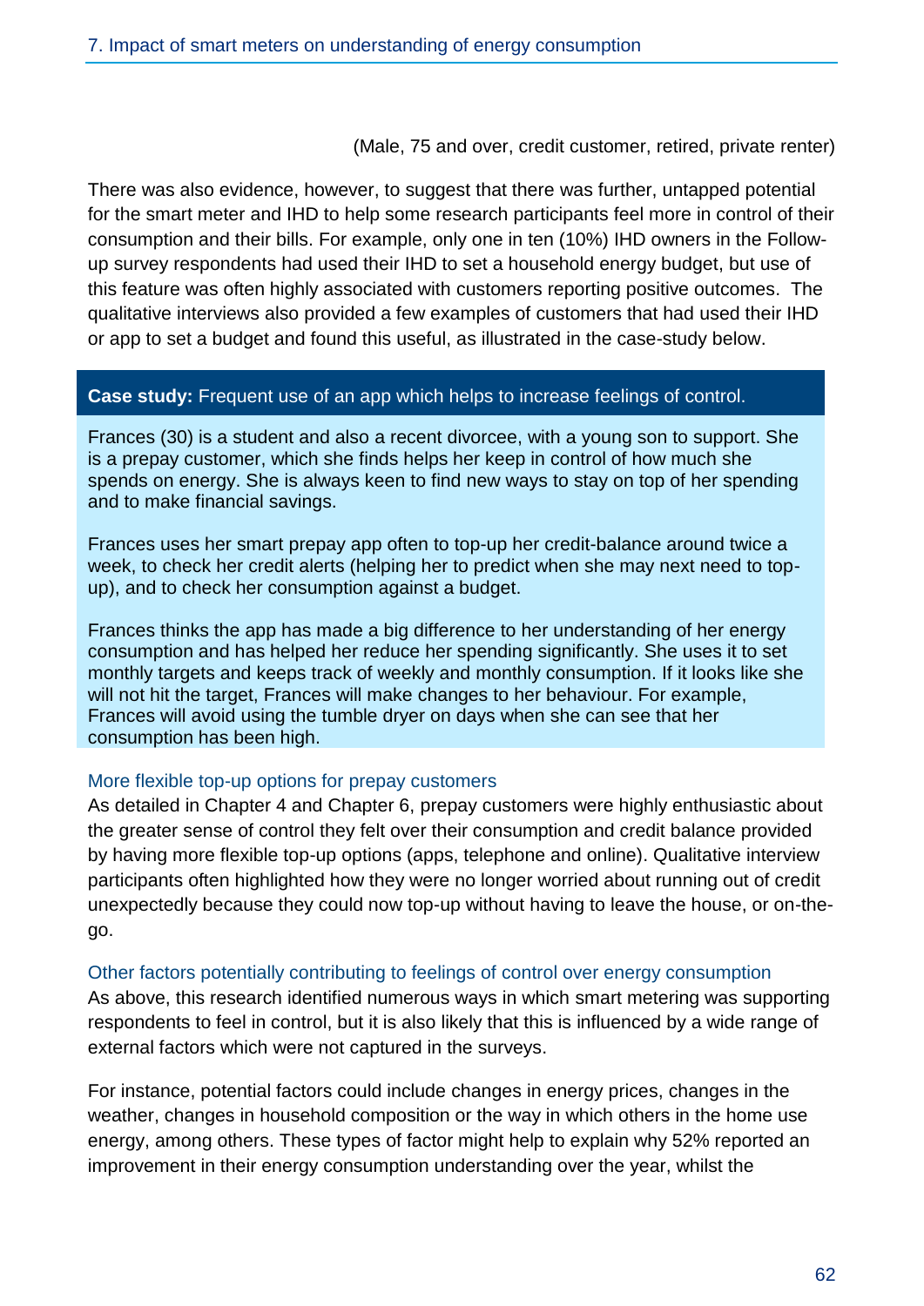(Male, 75 and over, credit customer, retired, private renter)

There was also evidence, however, to suggest that there was further, untapped potential for the smart meter and IHD to help some research participants feel more in control of their consumption and their bills. For example, only one in ten (10%) IHD owners in the Follow-up survey respondents had used their IHD to set a household energy budget, but use of this feature was often highly associated with customers reporting positive outcomes. The qualitative interviews also provided a few examples of customers that had used their IHD or app to set a budget and found this useful, as illustrated in the case-study below.

**Case study:** Frequent use of an app which helps to increase feelings of control.

Frances (30) is a student and also a recent divorcee, with a young son to support. She is a prepay customer, which she finds helps her keep in control of how much she spends on energy. She is always keen to find new ways to stay on top of her spending and to make financial savings.

Frances uses her smart prepay app often to top-up her credit-balance around twice a week, to check her credit alerts (helping her to predict when she may next need to top-up), and to check her consumption against a budget.

Frances thinks the app has made a big difference to her understanding of her energy consumption and has helped her reduce her spending significantly. She uses it to set monthly targets and keeps track of weekly and monthly consumption. If it looks like she will not hit the target, Frances will make changes to her behaviour. For example, Frances will avoid using the tumble dryer on days when she can see that her consumption has been high.

### More flexible top-up options for prepay customers

As detailed in Chapter 4 and Chapter 6, prepay customers were highly enthusiastic about the greater sense of control they felt over their consumption and credit balance provided by having more flexible top-up options (apps, telephone and online). Qualitative interview participants often highlighted how they were no longer worried about running out of credit unexpectedly because they could now top-up without having to leave the house, or on-the-go.

### Other factors potentially contributing to feelings of control over energy consumption

As above, this research identified numerous ways in which smart metering was supporting respondents to feel in control, but it is also likely that this is influenced by a wide range of external factors which were not captured in the surveys.

For instance, potential factors could include changes in energy prices, changes in the weather, changes in household composition or the way in which others in the home use energy, among others. These types of factor might help to explain why 52% reported an improvement in their energy consumption understanding over the year, whilst the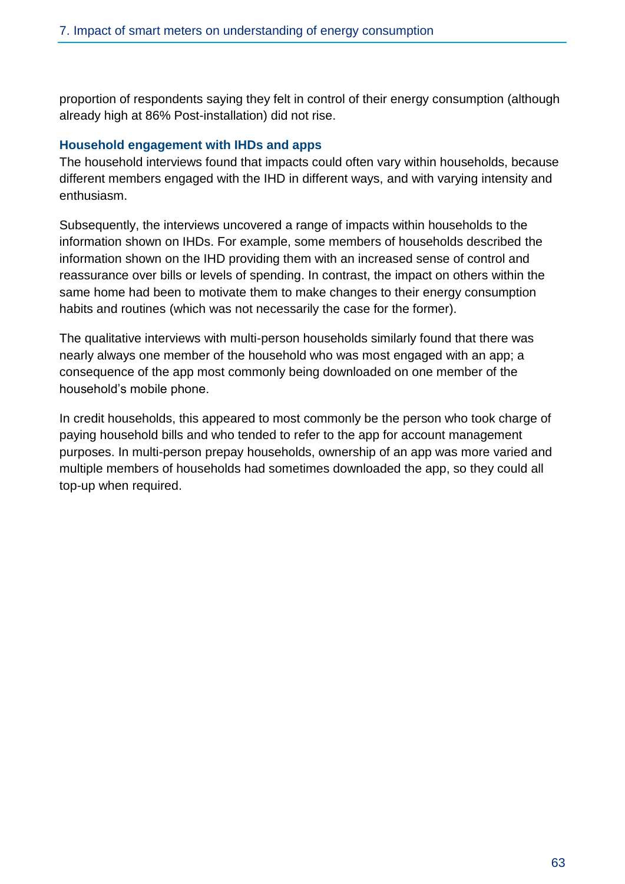proportion of respondents saying they felt in control of their energy consumption (although already high at 86% Post-installation) did not rise.

### Household engagement with IHDs and apps

The household interviews found that impacts could often vary within households, because different members engaged with the IHD in different ways, and with varying intensity and enthusiasm.

Subsequently, the interviews uncovered a range of impacts within households to the information shown on IHDs. For example, some members of households described the information shown on the IHD providing them with an increased sense of control and reassurance over bills or levels of spending. In contrast, the impact on others within the same home had been to motivate them to make changes to their energy consumption habits and routines (which was not necessarily the case for the former).

The qualitative interviews with multi-person households similarly found that there was nearly always one member of the household who was most engaged with an app; a consequence of the app most commonly being downloaded on one member of the household's mobile phone.

In credit households, this appeared to most commonly be the person who took charge of paying household bills and who tended to refer to the app for account management purposes. In multi-person prepay households, ownership of an app was more varied and multiple members of households had sometimes downloaded the app, so they could all top-up when required.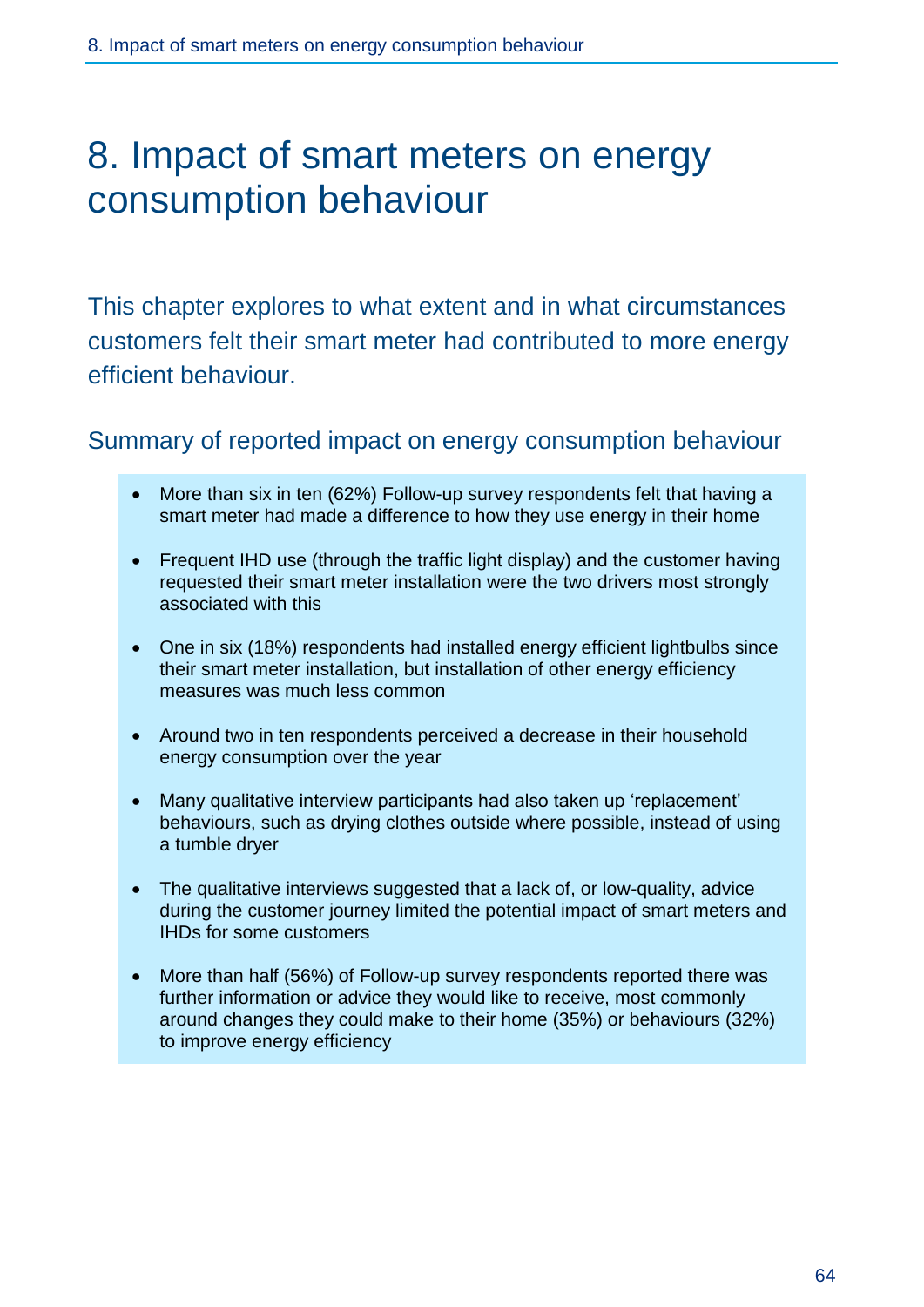# 8. Impact of smart meters on energy consumption behaviour

This chapter explores to what extent and in what circumstances customers felt their smart meter had contributed to more energy efficient behaviour.

## Summary of reported impact on energy consumption behaviour

- More than six in ten (62%) Follow-up survey respondents felt that having a smart meter had made a difference to how they use energy in their home
- Frequent IHD use (through the traffic light display) and the customer having requested their smart meter installation were the two drivers most strongly associated with this
- One in six (18%) respondents had installed energy efficient lightbulbs since their smart meter installation, but installation of other energy efficiency measures was much less common
- Around two in ten respondents perceived a decrease in their household energy consumption over the year
- Many qualitative interview participants had also taken up 'replacement' behaviours, such as drying clothes outside where possible, instead of using a tumble dryer
- The qualitative interviews suggested that a lack of, or low-quality, advice during the customer journey limited the potential impact of smart meters and IHDs for some customers
- More than half (56%) of Follow-up survey respondents reported there was further information or advice they would like to receive, most commonly around changes they could make to their home (35%) or behaviours (32%) to improve energy efficiency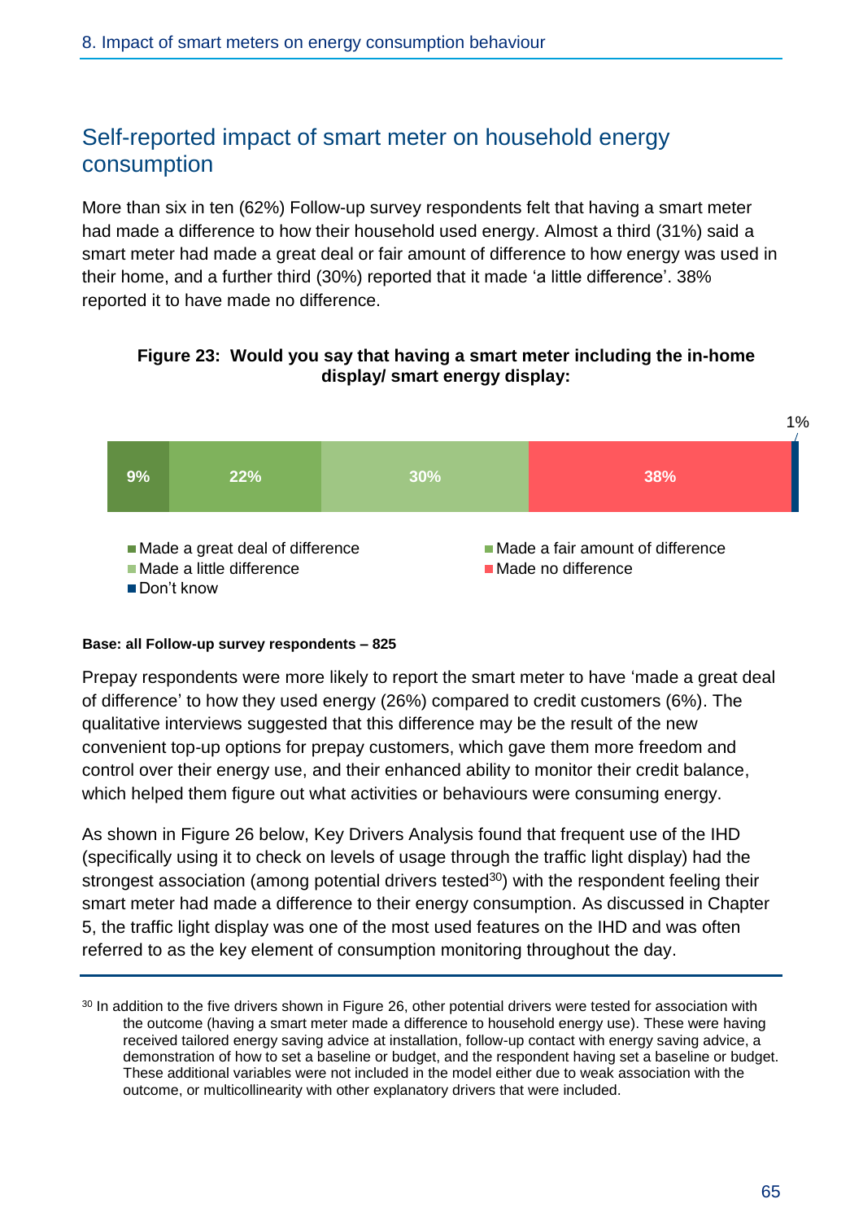## Self-reported impact of smart meter on household energy consumption

More than six in ten (62%) Follow-up survey respondents felt that having a smart meter had made a difference to how their household used energy. Almost a third (31%) said a smart meter had made a great deal or fair amount of difference to how energy was used in their home, and a further third (30%) reported that it made 'a little difference'. 38% reported it to have made no difference.

**Figure 23: Would you say that having a smart meter including the in-home display/ smart energy display:**

| Response | % |
|---|---|
| Made a great deal of difference | 9% |
| Made a fair amount of difference | 22% |
| Made a little difference | 30% |
| Made no difference | 38% |
| Don't know | 1% |

**Base: all Follow-up survey respondents – 825**

Prepay respondents were more likely to report the smart meter to have 'made a great deal of difference' to how they used energy (26%) compared to credit customers (6%). The qualitative interviews suggested that this difference may be the result of the new convenient top-up options for prepay customers, which gave them more freedom and control over their energy use, and their enhanced ability to monitor their credit balance, which helped them figure out what activities or behaviours were consuming energy.

As shown in Figure 26 below, Key Drivers Analysis found that frequent use of the IHD (specifically using it to check on levels of usage through the traffic light display) had the strongest association (among potential drivers tested[30]) with the respondent feeling their smart meter had made a difference to their energy consumption. As discussed in Chapter 5, the traffic light display was one of the most used features on the IHD and was often referred to as the key element of consumption monitoring throughout the day.

[30] In addition to the five drivers shown in Figure 26, other potential drivers were tested for association with the outcome (having a smart meter made a difference to household energy use). These were having received tailored energy saving advice at installation, follow-up contact with energy saving advice, a demonstration of how to set a baseline or budget, and the respondent having set a baseline or budget. These additional variables were not included in the model either due to weak association with the outcome, or multicollinearity with other explanatory drivers that were included.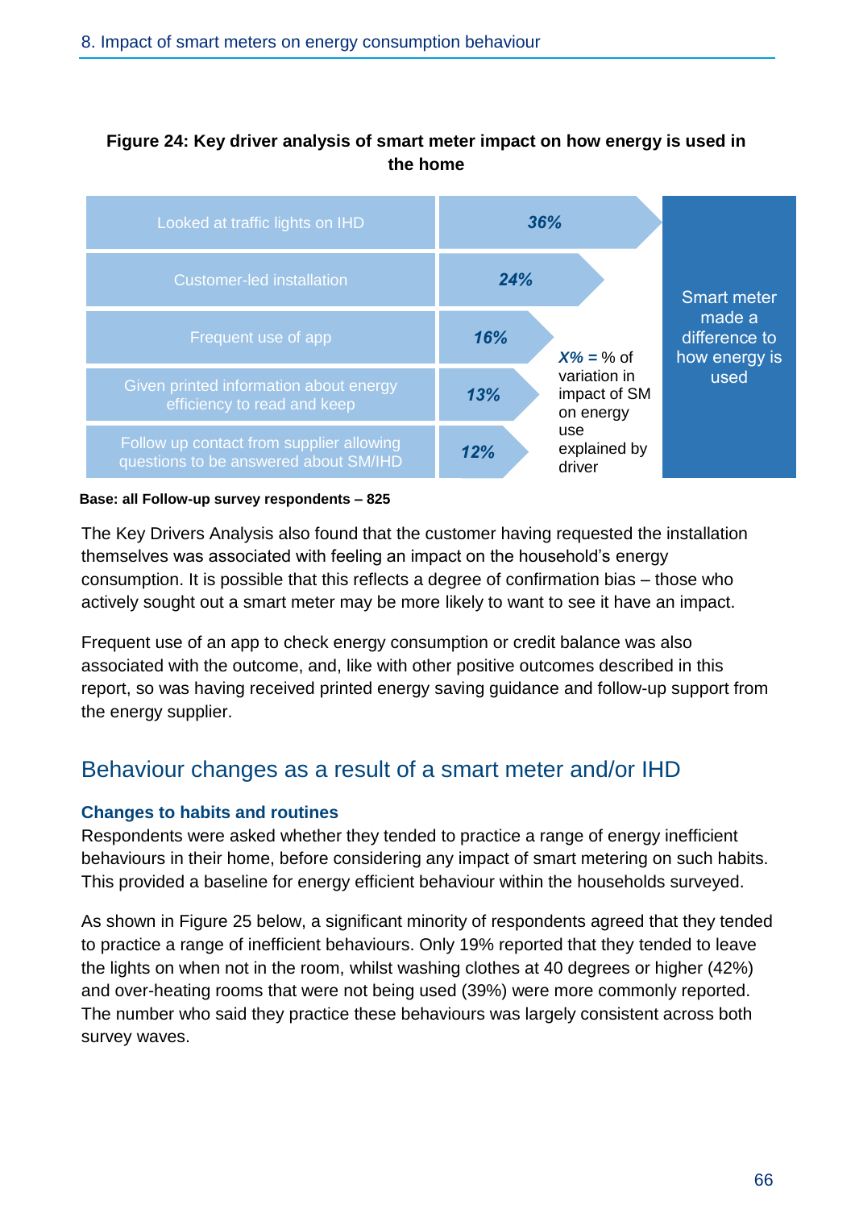**Figure 24: Key driver analysis of smart meter impact on how energy is used in the home**

| Driver | % of variation |
|---|---|
| Looked at traffic lights on IHD | *36%* |
| Customer-led installation | *24%* |
| Frequent use of app | *16%* |
| Given printed information about energy efficiency to read and keep | *13%* |
| Follow up contact from supplier allowing questions to be answered about SM/IHD | *12%* |

*X%* = % of variation in impact of SM on energy use explained by driver

Outcome: Smart meter made a difference to how energy is used

**Base: all Follow-up survey respondents – 825**

The Key Drivers Analysis also found that the customer having requested the installation themselves was associated with feeling an impact on the household's energy consumption. It is possible that this reflects a degree of confirmation bias – those who actively sought out a smart meter may be more likely to want to see it have an impact.

Frequent use of an app to check energy consumption or credit balance was also associated with the outcome, and, like with other positive outcomes described in this report, so was having received printed energy saving guidance and follow-up support from the energy supplier.

## Behaviour changes as a result of a smart meter and/or IHD

### Changes to habits and routines

Respondents were asked whether they tended to practice a range of energy inefficient behaviours in their home, before considering any impact of smart metering on such habits. This provided a baseline for energy efficient behaviour within the households surveyed.

As shown in Figure 25 below, a significant minority of respondents agreed that they tended to practice a range of inefficient behaviours. Only 19% reported that they tended to leave the lights on when not in the room, whilst washing clothes at 40 degrees or higher (42%) and over-heating rooms that were not being used (39%) were more commonly reported. The number who said they practice these behaviours was largely consistent across both survey waves.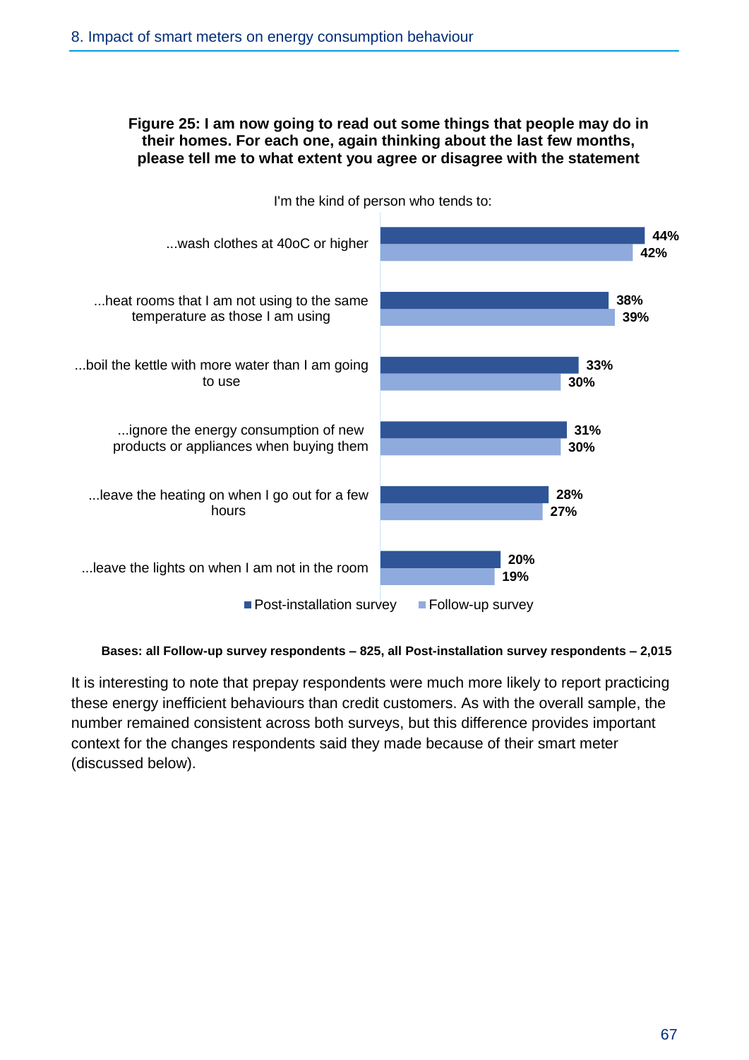**Figure 25: I am now going to read out some things that people may do in their homes. For each one, again thinking about the last few months, please tell me to what extent you agree or disagree with the statement**

I'm the kind of person who tends to:

| | Post-installation survey | Follow-up survey |
|---|---|---|
| ...wash clothes at 40oC or higher | 44% | 42% |
| ...heat rooms that I am not using to the same temperature as those I am using | 38% | 39% |
| ...boil the kettle with more water than I am going to use | 33% | 30% |
| ...ignore the energy consumption of new products or appliances when buying them | 31% | 30% |
| ...leave the heating on when I go out for a few hours | 28% | 27% |
| ...leave the lights on when I am not in the room | 20% | 19% |

**Bases: all Follow-up survey respondents – 825, all Post-installation survey respondents – 2,015**

It is interesting to note that prepay respondents were much more likely to report practicing these energy inefficient behaviours than credit customers. As with the overall sample, the number remained consistent across both surveys, but this difference provides important context for the changes respondents said they made because of their smart meter (discussed below).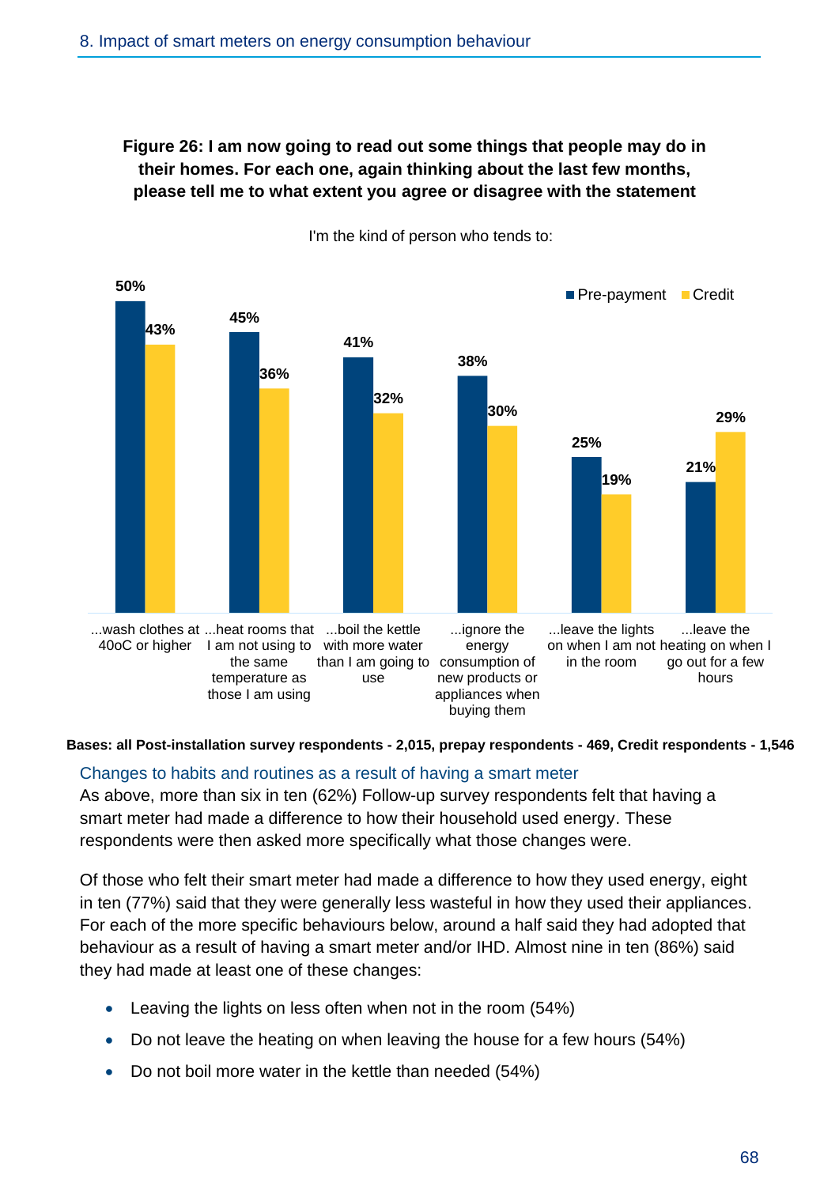**Figure 26: I am now going to read out some things that people may do in their homes. For each one, again thinking about the last few months, please tell me to what extent you agree or disagree with the statement**

I'm the kind of person who tends to:

| | Pre-payment | Credit |
|---|---|---|
| ...wash clothes at 40oC or higher | 50% | 43% |
| ...heat rooms that I am not using to the same temperature as those I am using | 45% | 36% |
| ...boil the kettle with more water than I am going to use | 41% | 32% |
| ...ignore the energy consumption of new products or appliances when buying them | 38% | 30% |
| ...leave the lights on when I am not in the room | 25% | 19% |
| ...leave the heating on when I go out for a few hours | 21% | 29% |

**Bases: all Post-installation survey respondents - 2,015, prepay respondents - 469, Credit respondents - 1,546**

### Changes to habits and routines as a result of having a smart meter

As above, more than six in ten (62%) Follow-up survey respondents felt that having a smart meter had made a difference to how their household used energy. These respondents were then asked more specifically what those changes were.

Of those who felt their smart meter had made a difference to how they used energy, eight in ten (77%) said that they were generally less wasteful in how they used their appliances. For each of the more specific behaviours below, around a half said they had adopted that behaviour as a result of having a smart meter and/or IHD. Almost nine in ten (86%) said they had made at least one of these changes:

- Leaving the lights on less often when not in the room (54%)
- Do not leave the heating on when leaving the house for a few hours (54%)
- Do not boil more water in the kettle than needed (54%)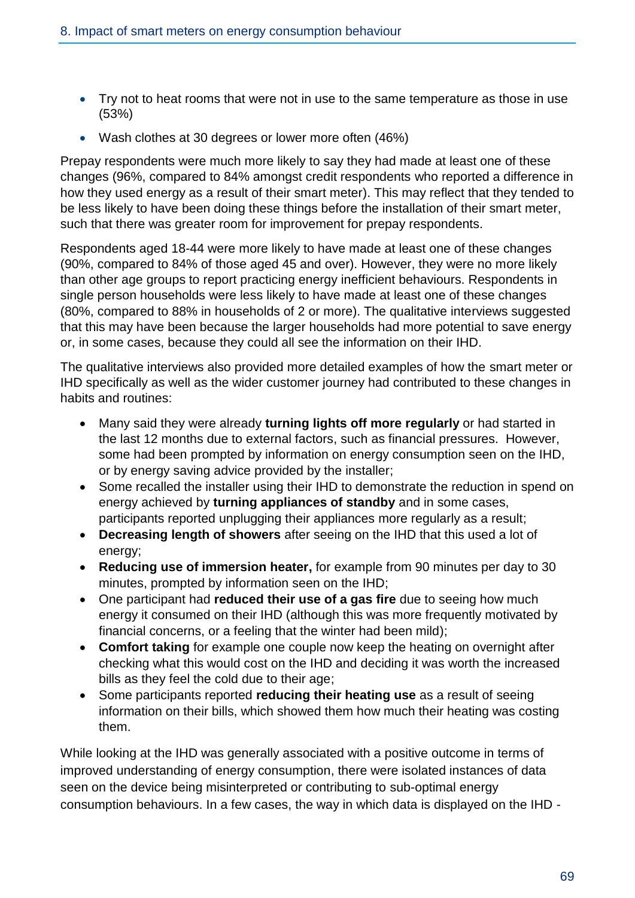- Try not to heat rooms that were not in use to the same temperature as those in use (53%)
- Wash clothes at 30 degrees or lower more often (46%)

Prepay respondents were much more likely to say they had made at least one of these changes (96%, compared to 84% amongst credit respondents who reported a difference in how they used energy as a result of their smart meter). This may reflect that they tended to be less likely to have been doing these things before the installation of their smart meter, such that there was greater room for improvement for prepay respondents.

Respondents aged 18-44 were more likely to have made at least one of these changes (90%, compared to 84% of those aged 45 and over). However, they were no more likely than other age groups to report practicing energy inefficient behaviours. Respondents in single person households were less likely to have made at least one of these changes (80%, compared to 88% in households of 2 or more). The qualitative interviews suggested that this may have been because the larger households had more potential to save energy or, in some cases, because they could all see the information on their IHD.

The qualitative interviews also provided more detailed examples of how the smart meter or IHD specifically as well as the wider customer journey had contributed to these changes in habits and routines:

- Many said they were already **turning lights off more regularly** or had started in the last 12 months due to external factors, such as financial pressures. However, some had been prompted by information on energy consumption seen on the IHD, or by energy saving advice provided by the installer;
- Some recalled the installer using their IHD to demonstrate the reduction in spend on energy achieved by **turning appliances of standby** and in some cases, participants reported unplugging their appliances more regularly as a result;
- **Decreasing length of showers** after seeing on the IHD that this used a lot of energy;
- **Reducing use of immersion heater,** for example from 90 minutes per day to 30 minutes, prompted by information seen on the IHD;
- One participant had **reduced their use of a gas fire** due to seeing how much energy it consumed on their IHD (although this was more frequently motivated by financial concerns, or a feeling that the winter had been mild);
- **Comfort taking** for example one couple now keep the heating on overnight after checking what this would cost on the IHD and deciding it was worth the increased bills as they feel the cold due to their age;
- Some participants reported **reducing their heating use** as a result of seeing information on their bills, which showed them how much their heating was costing them.

While looking at the IHD was generally associated with a positive outcome in terms of improved understanding of energy consumption, there were isolated instances of data seen on the device being misinterpreted or contributing to sub-optimal energy consumption behaviours. In a few cases, the way in which data is displayed on the IHD -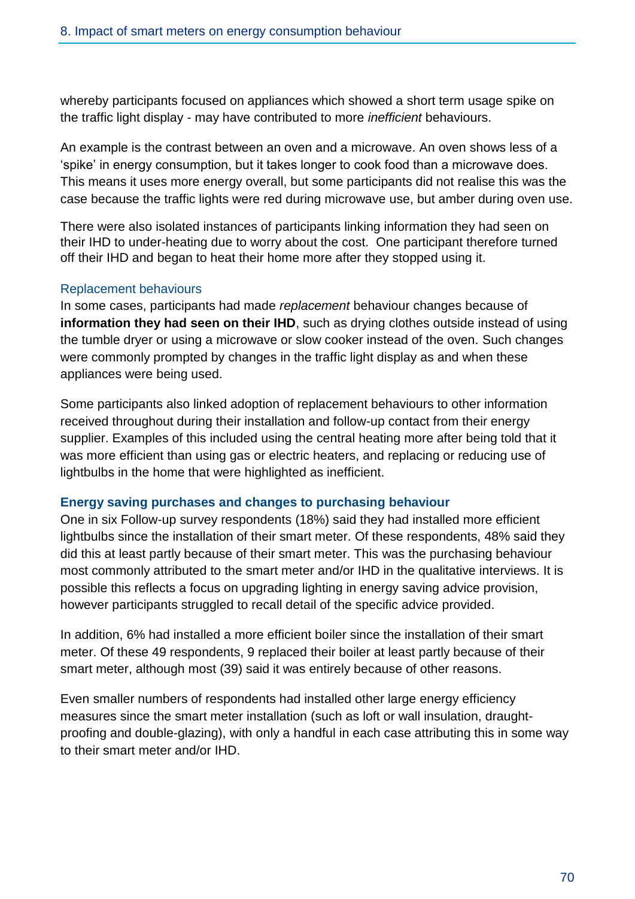whereby participants focused on appliances which showed a short term usage spike on the traffic light display - may have contributed to more *inefficient* behaviours.

An example is the contrast between an oven and a microwave. An oven shows less of a 'spike' in energy consumption, but it takes longer to cook food than a microwave does. This means it uses more energy overall, but some participants did not realise this was the case because the traffic lights were red during microwave use, but amber during oven use.

There were also isolated instances of participants linking information they had seen on their IHD to under-heating due to worry about the cost. One participant therefore turned off their IHD and began to heat their home more after they stopped using it.

### Replacement behaviours

In some cases, participants had made *replacement* behaviour changes because of **information they had seen on their IHD**, such as drying clothes outside instead of using the tumble dryer or using a microwave or slow cooker instead of the oven. Such changes were commonly prompted by changes in the traffic light display as and when these appliances were being used.

Some participants also linked adoption of replacement behaviours to other information received throughout during their installation and follow-up contact from their energy supplier. Examples of this included using the central heating more after being told that it was more efficient than using gas or electric heaters, and replacing or reducing use of lightbulbs in the home that were highlighted as inefficient.

### Energy saving purchases and changes to purchasing behaviour

One in six Follow-up survey respondents (18%) said they had installed more efficient lightbulbs since the installation of their smart meter. Of these respondents, 48% said they did this at least partly because of their smart meter. This was the purchasing behaviour most commonly attributed to the smart meter and/or IHD in the qualitative interviews. It is possible this reflects a focus on upgrading lighting in energy saving advice provision, however participants struggled to recall detail of the specific advice provided.

In addition, 6% had installed a more efficient boiler since the installation of their smart meter. Of these 49 respondents, 9 replaced their boiler at least partly because of their smart meter, although most (39) said it was entirely because of other reasons.

Even smaller numbers of respondents had installed other large energy efficiency measures since the smart meter installation (such as loft or wall insulation, draught-proofing and double-glazing), with only a handful in each case attributing this in some way to their smart meter and/or IHD.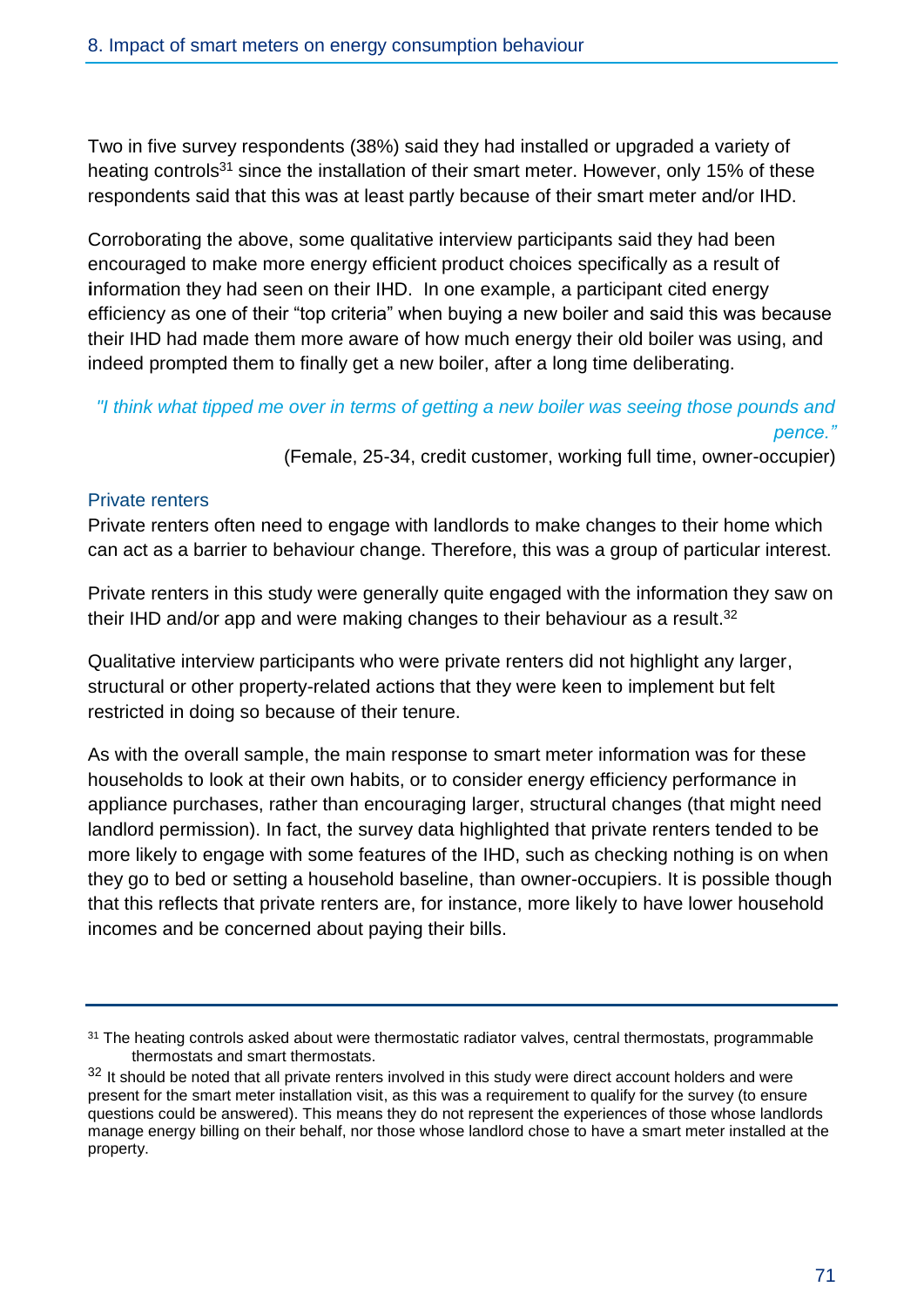Two in five survey respondents (38%) said they had installed or upgraded a variety of heating controls[31] since the installation of their smart meter. However, only 15% of these respondents said that this was at least partly because of their smart meter and/or IHD.

Corroborating the above, some qualitative interview participants said they had been encouraged to make more energy efficient product choices specifically as a result of information they had seen on their IHD. In one example, a participant cited energy efficiency as one of their "top criteria" when buying a new boiler and said this was because their IHD had made them more aware of how much energy their old boiler was using, and indeed prompted them to finally get a new boiler, after a long time deliberating.

*"I think what tipped me over in terms of getting a new boiler was seeing those pounds and pence."*

(Female, 25-34, credit customer, working full time, owner-occupier)

### Private renters

Private renters often need to engage with landlords to make changes to their home which can act as a barrier to behaviour change. Therefore, this was a group of particular interest.

Private renters in this study were generally quite engaged with the information they saw on their IHD and/or app and were making changes to their behaviour as a result.[32]

Qualitative interview participants who were private renters did not highlight any larger, structural or other property-related actions that they were keen to implement but felt restricted in doing so because of their tenure.

As with the overall sample, the main response to smart meter information was for these households to look at their own habits, or to consider energy efficiency performance in appliance purchases, rather than encouraging larger, structural changes (that might need landlord permission). In fact, the survey data highlighted that private renters tended to be more likely to engage with some features of the IHD, such as checking nothing is on when they go to bed or setting a household baseline, than owner-occupiers. It is possible though that this reflects that private renters are, for instance, more likely to have lower household incomes and be concerned about paying their bills.

---

[31] The heating controls asked about were thermostatic radiator valves, central thermostats, programmable thermostats and smart thermostats.

[32] It should be noted that all private renters involved in this study were direct account holders and were present for the smart meter installation visit, as this was a requirement to qualify for the survey (to ensure questions could be answered). This means they do not represent the experiences of those whose landlords manage energy billing on their behalf, nor those whose landlord chose to have a smart meter installed at the property.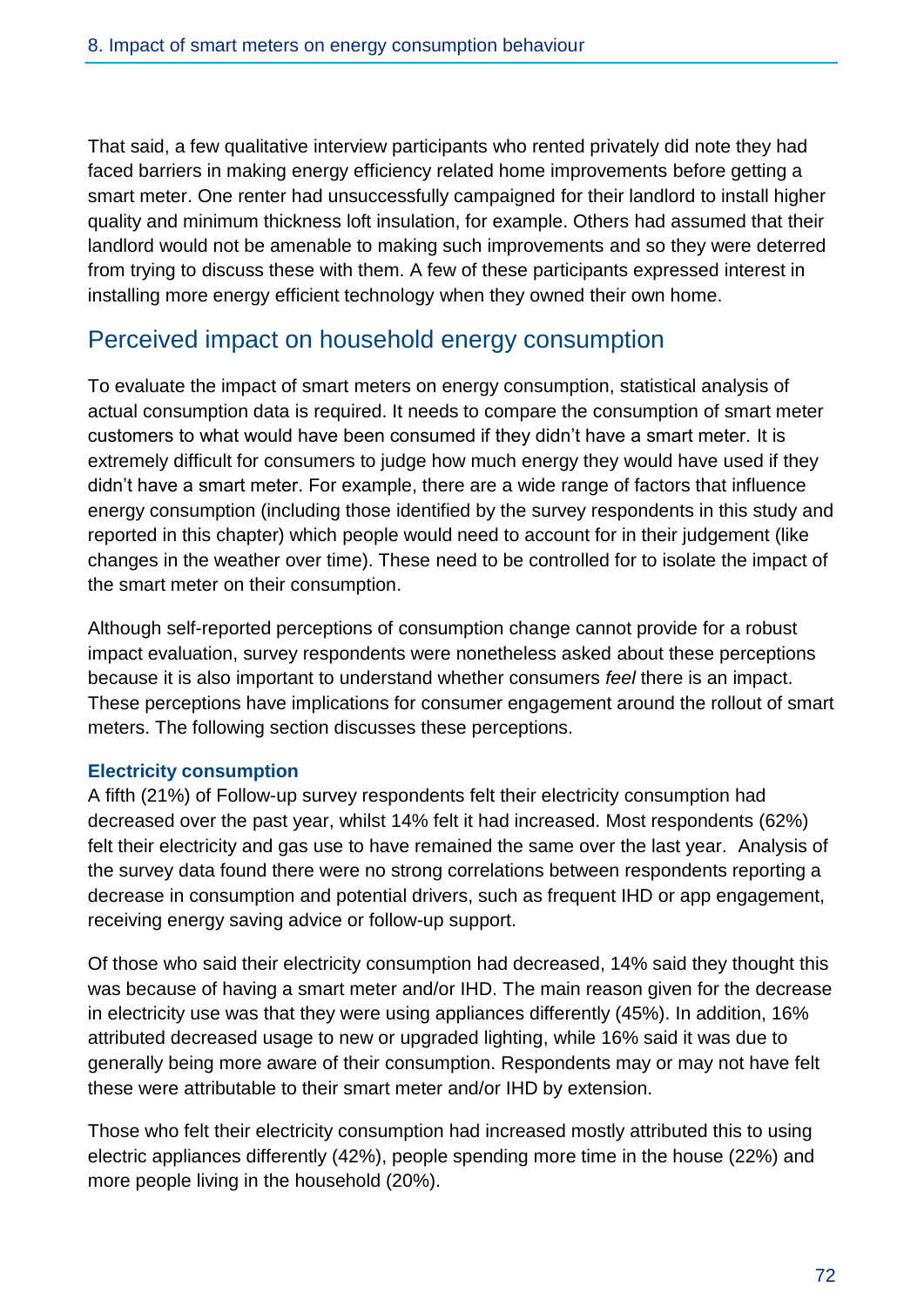That said, a few qualitative interview participants who rented privately did note they had faced barriers in making energy efficiency related home improvements before getting a smart meter. One renter had unsuccessfully campaigned for their landlord to install higher quality and minimum thickness loft insulation, for example. Others had assumed that their landlord would not be amenable to making such improvements and so they were deterred from trying to discuss these with them. A few of these participants expressed interest in installing more energy efficient technology when they owned their own home.

## Perceived impact on household energy consumption

To evaluate the impact of smart meters on energy consumption, statistical analysis of actual consumption data is required. It needs to compare the consumption of smart meter customers to what would have been consumed if they didn't have a smart meter. It is extremely difficult for consumers to judge how much energy they would have used if they didn't have a smart meter. For example, there are a wide range of factors that influence energy consumption (including those identified by the survey respondents in this study and reported in this chapter) which people would need to account for in their judgement (like changes in the weather over time). These need to be controlled for to isolate the impact of the smart meter on their consumption.

Although self-reported perceptions of consumption change cannot provide for a robust impact evaluation, survey respondents were nonetheless asked about these perceptions because it is also important to understand whether consumers *feel* there is an impact. These perceptions have implications for consumer engagement around the rollout of smart meters. The following section discusses these perceptions.

### Electricity consumption

A fifth (21%) of Follow-up survey respondents felt their electricity consumption had decreased over the past year, whilst 14% felt it had increased. Most respondents (62%) felt their electricity and gas use to have remained the same over the last year. Analysis of the survey data found there were no strong correlations between respondents reporting a decrease in consumption and potential drivers, such as frequent IHD or app engagement, receiving energy saving advice or follow-up support.

Of those who said their electricity consumption had decreased, 14% said they thought this was because of having a smart meter and/or IHD. The main reason given for the decrease in electricity use was that they were using appliances differently (45%). In addition, 16% attributed decreased usage to new or upgraded lighting, while 16% said it was due to generally being more aware of their consumption. Respondents may or may not have felt these were attributable to their smart meter and/or IHD by extension.

Those who felt their electricity consumption had increased mostly attributed this to using electric appliances differently (42%), people spending more time in the house (22%) and more people living in the household (20%).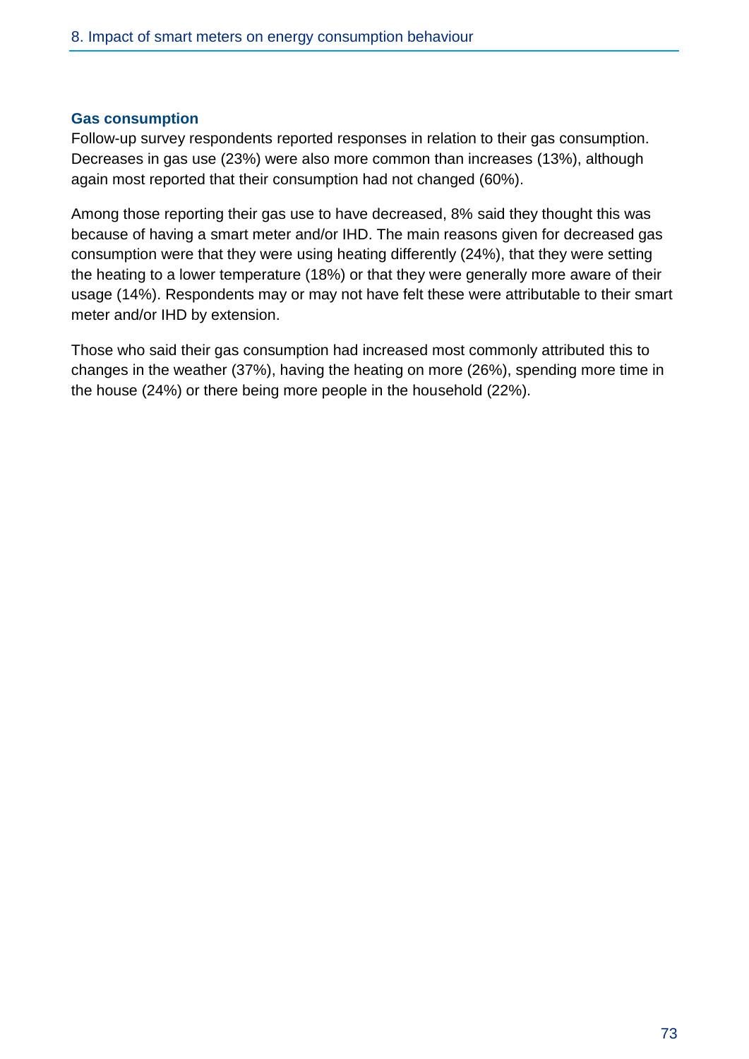### Gas consumption

Follow-up survey respondents reported responses in relation to their gas consumption. Decreases in gas use (23%) were also more common than increases (13%), although again most reported that their consumption had not changed (60%).

Among those reporting their gas use to have decreased, 8% said they thought this was because of having a smart meter and/or IHD. The main reasons given for decreased gas consumption were that they were using heating differently (24%), that they were setting the heating to a lower temperature (18%) or that they were generally more aware of their usage (14%). Respondents may or may not have felt these were attributable to their smart meter and/or IHD by extension.

Those who said their gas consumption had increased most commonly attributed this to changes in the weather (37%), having the heating on more (26%), spending more time in the house (24%) or there being more people in the household (22%).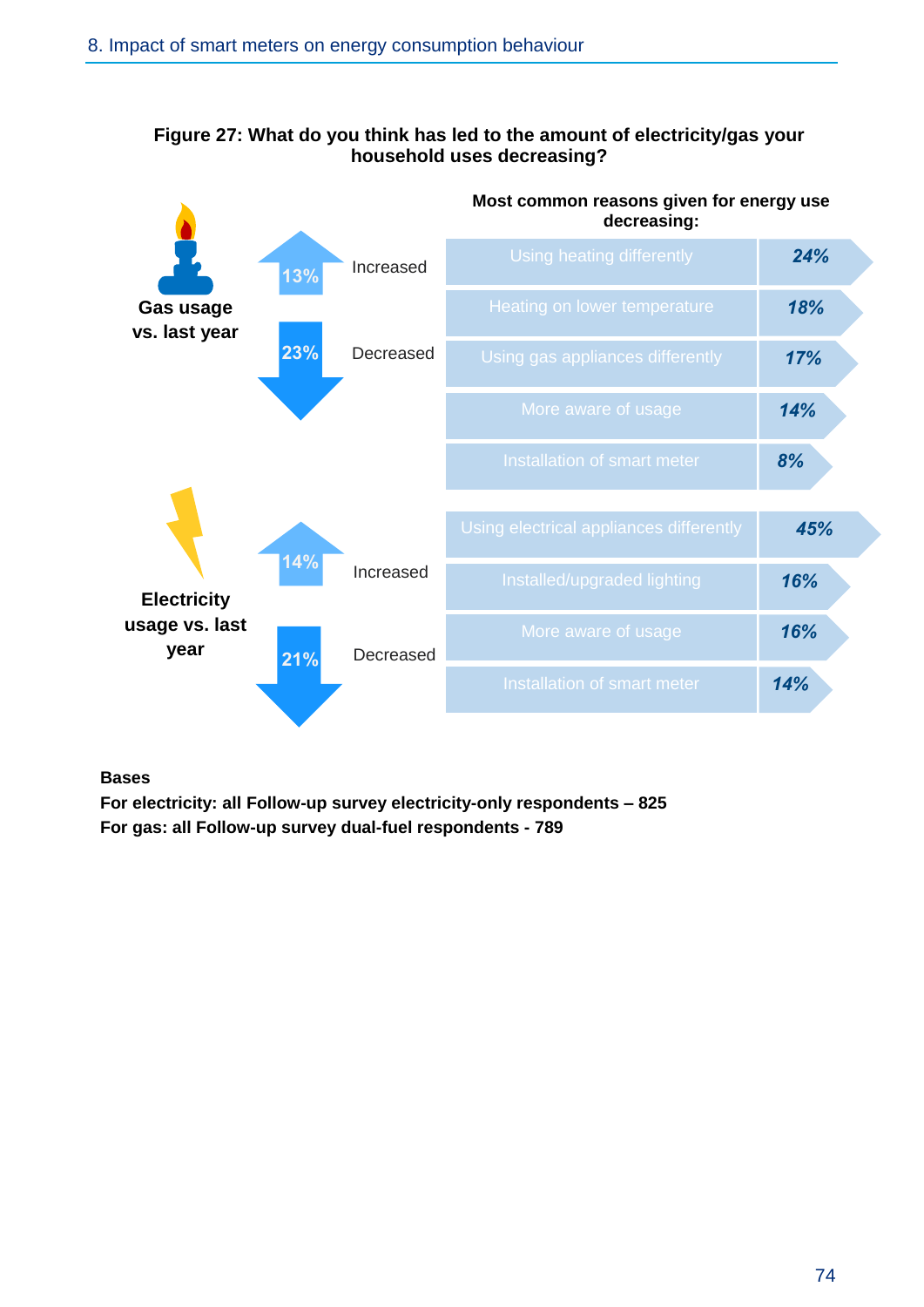**Figure 27: What do you think has led to the amount of electricity/gas your household uses decreasing?**

**Most common reasons given for energy use decreasing:**

**Gas usage vs. last year**

- Increased: 13%
- Decreased: 23%

| Reason | % |
|---|---|
| Using heating differently | 24% |
| Heating on lower temperature | 18% |
| Using gas appliances differently | 17% |
| More aware of usage | 14% |
| Installation of smart meter | 8% |

**Electricity usage vs. last year**

- Increased: 14%
- Decreased: 21%

| Reason | % |
|---|---|
| Using electrical appliances differently | 45% |
| Installed/upgraded lighting | 16% |
| More aware of usage | 16% |
| Installation of smart meter | 14% |

**Bases**
**For electricity: all Follow-up survey electricity-only respondents – 825**
**For gas: all Follow-up survey dual-fuel respondents - 789**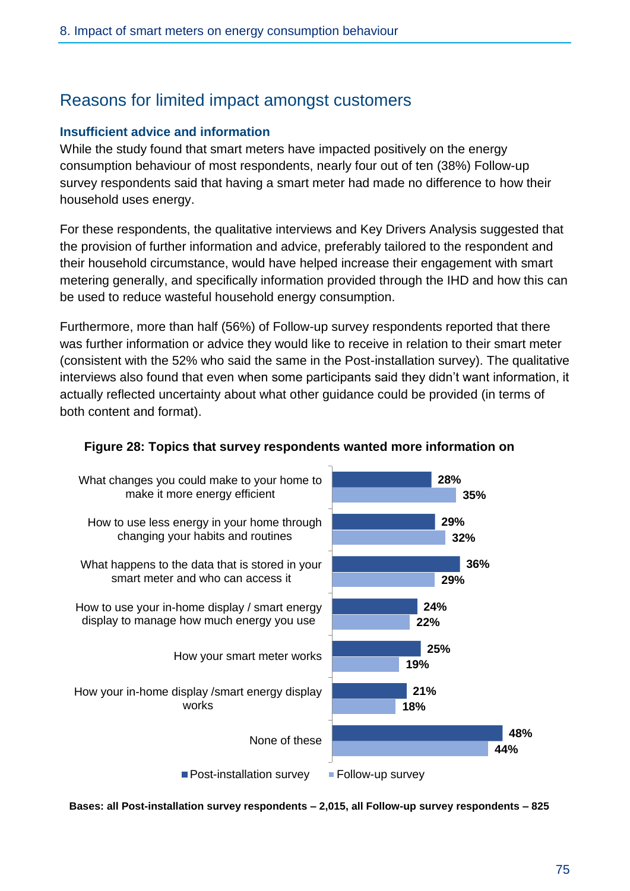## Reasons for limited impact amongst customers

### Insufficient advice and information

While the study found that smart meters have impacted positively on the energy consumption behaviour of most respondents, nearly four out of ten (38%) Follow-up survey respondents said that having a smart meter had made no difference to how their household uses energy.

For these respondents, the qualitative interviews and Key Drivers Analysis suggested that the provision of further information and advice, preferably tailored to the respondent and their household circumstance, would have helped increase their engagement with smart metering generally, and specifically information provided through the IHD and how this can be used to reduce wasteful household energy consumption.

Furthermore, more than half (56%) of Follow-up survey respondents reported that there was further information or advice they would like to receive in relation to their smart meter (consistent with the 52% who said the same in the Post-installation survey). The qualitative interviews also found that even when some participants said they didn't want information, it actually reflected uncertainty about what other guidance could be provided (in terms of both content and format).

**Figure 28: Topics that survey respondents wanted more information on**

| Topic | Post-installation survey | Follow-up survey |
|---|---|---|
| What changes you could make to your home to make it more energy efficient | 28% | 35% |
| How to use less energy in your home through changing your habits and routines | 29% | 32% |
| What happens to the data that is stored in your smart meter and who can access it | 36% | 29% |
| How to use your in-home display / smart energy display to manage how much energy you use | 24% | 22% |
| How your smart meter works | 25% | 19% |
| How your in-home display /smart energy display works | 21% | 18% |
| None of these | 48% | 44% |

**Bases: all Post-installation survey respondents – 2,015, all Follow-up survey respondents – 825**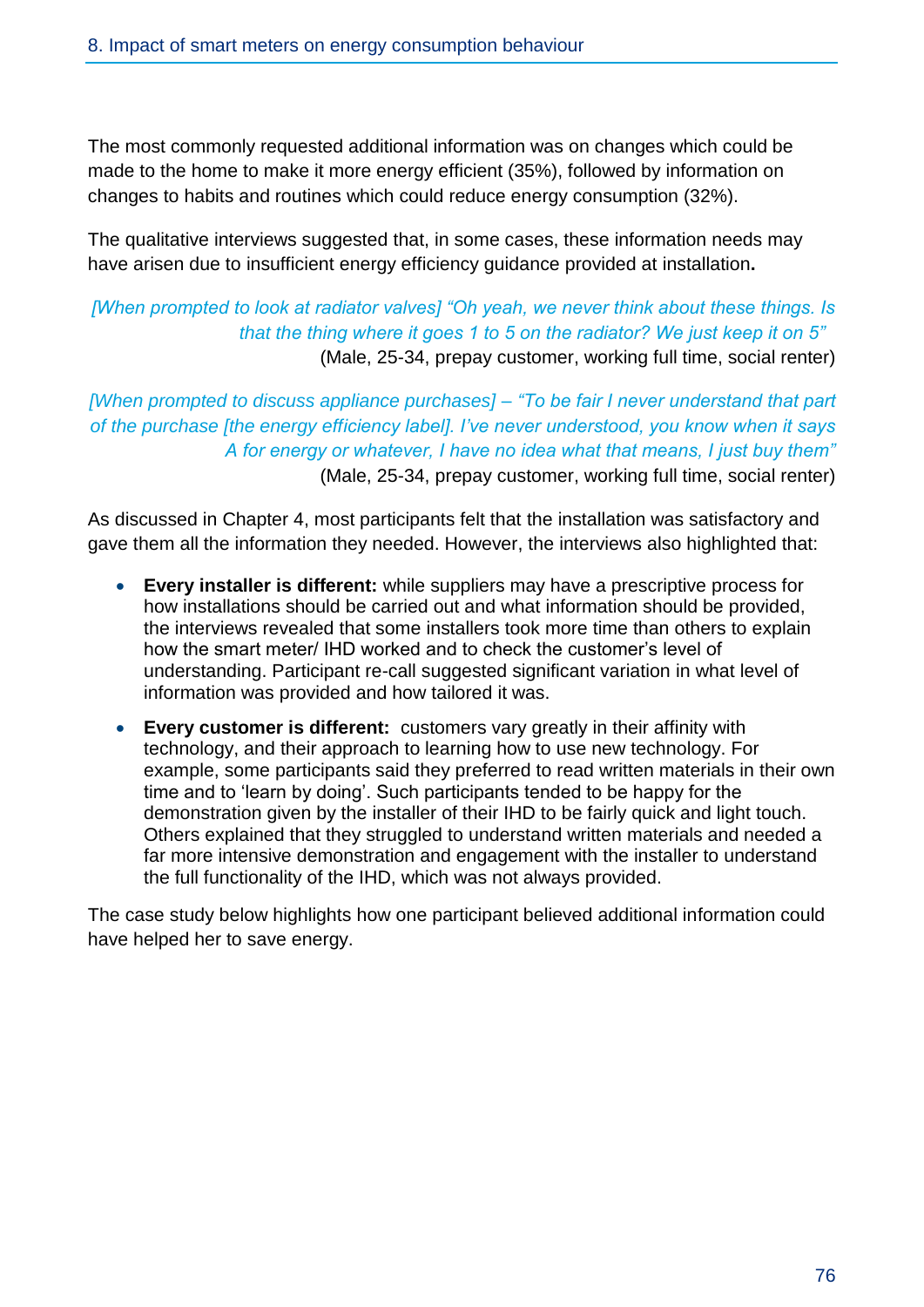The most commonly requested additional information was on changes which could be made to the home to make it more energy efficient (35%), followed by information on changes to habits and routines which could reduce energy consumption (32%).

The qualitative interviews suggested that, in some cases, these information needs may have arisen due to insufficient energy efficiency guidance provided at installation**.**

*[When prompted to look at radiator valves] "Oh yeah, we never think about these things. Is that the thing where it goes 1 to 5 on the radiator? We just keep it on 5"*
(Male, 25-34, prepay customer, working full time, social renter)

*[When prompted to discuss appliance purchases] – "To be fair I never understand that part of the purchase [the energy efficiency label]. I've never understood, you know when it says A for energy or whatever, I have no idea what that means, I just buy them"*
(Male, 25-34, prepay customer, working full time, social renter)

As discussed in Chapter 4, most participants felt that the installation was satisfactory and gave them all the information they needed. However, the interviews also highlighted that:

- **Every installer is different:** while suppliers may have a prescriptive process for how installations should be carried out and what information should be provided, the interviews revealed that some installers took more time than others to explain how the smart meter/ IHD worked and to check the customer's level of understanding. Participant re-call suggested significant variation in what level of information was provided and how tailored it was.
- **Every customer is different:** customers vary greatly in their affinity with technology, and their approach to learning how to use new technology. For example, some participants said they preferred to read written materials in their own time and to 'learn by doing'. Such participants tended to be happy for the demonstration given by the installer of their IHD to be fairly quick and light touch. Others explained that they struggled to understand written materials and needed a far more intensive demonstration and engagement with the installer to understand the full functionality of the IHD, which was not always provided.

The case study below highlights how one participant believed additional information could have helped her to save energy.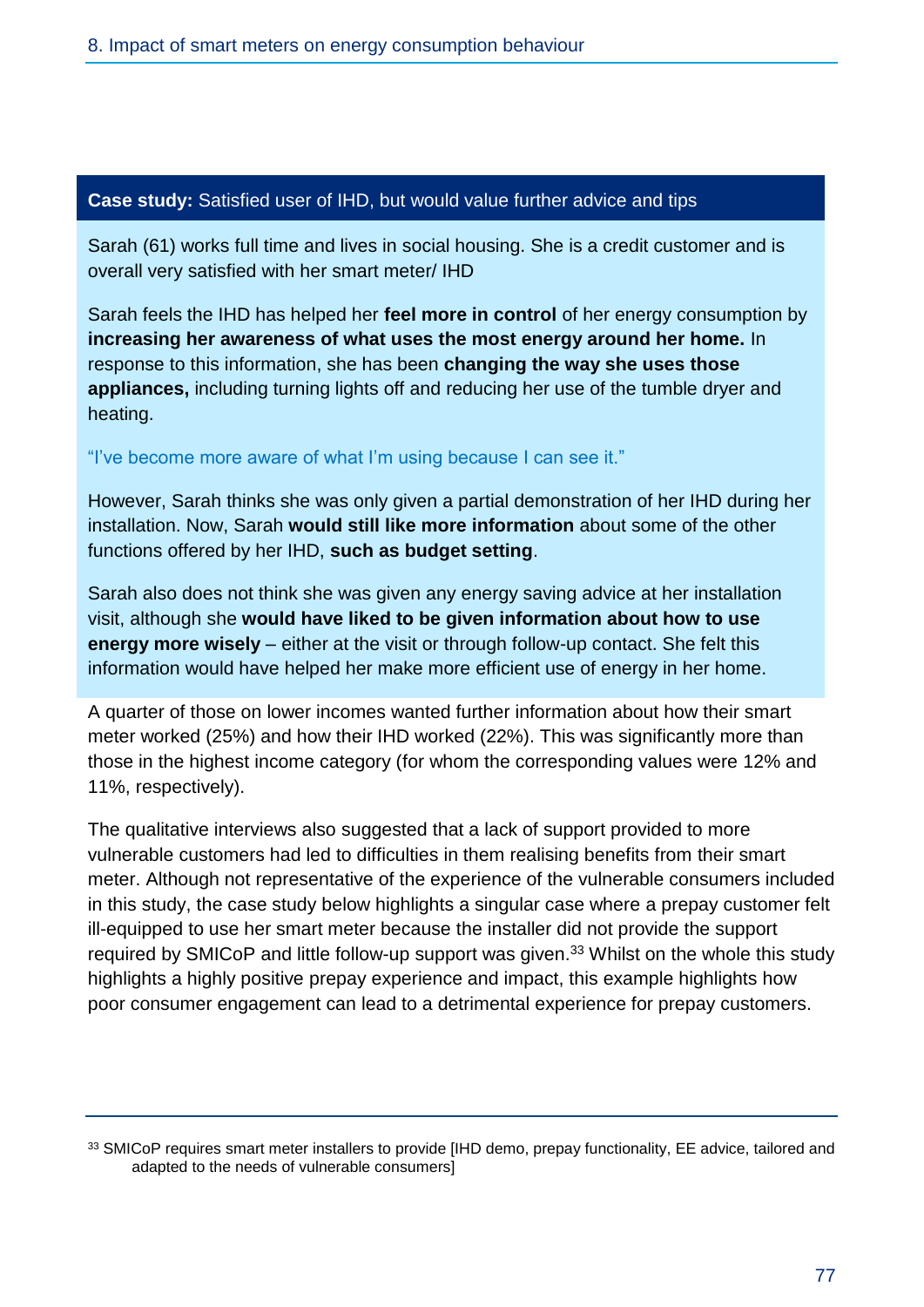**Case study:** Satisfied user of IHD, but would value further advice and tips

Sarah (61) works full time and lives in social housing. She is a credit customer and is overall very satisfied with her smart meter/ IHD

Sarah feels the IHD has helped her **feel more in control** of her energy consumption by **increasing her awareness of what uses the most energy around her home.** In response to this information, she has been **changing the way she uses those appliances,** including turning lights off and reducing her use of the tumble dryer and heating.

"I've become more aware of what I'm using because I can see it."

However, Sarah thinks she was only given a partial demonstration of her IHD during her installation. Now, Sarah **would still like more information** about some of the other functions offered by her IHD, **such as budget setting**.

Sarah also does not think she was given any energy saving advice at her installation visit, although she **would have liked to be given information about how to use energy more wisely** – either at the visit or through follow-up contact. She felt this information would have helped her make more efficient use of energy in her home.

A quarter of those on lower incomes wanted further information about how their smart meter worked (25%) and how their IHD worked (22%). This was significantly more than those in the highest income category (for whom the corresponding values were 12% and 11%, respectively).

The qualitative interviews also suggested that a lack of support provided to more vulnerable customers had led to difficulties in them realising benefits from their smart meter. Although not representative of the experience of the vulnerable consumers included in this study, the case study below highlights a singular case where a prepay customer felt ill-equipped to use her smart meter because the installer did not provide the support required by SMICoP and little follow-up support was given.[33] Whilst on the whole this study highlights a highly positive prepay experience and impact, this example highlights how poor consumer engagement can lead to a detrimental experience for prepay customers.

---

[33] SMICoP requires smart meter installers to provide [IHD demo, prepay functionality, EE advice, tailored and adapted to the needs of vulnerable consumers]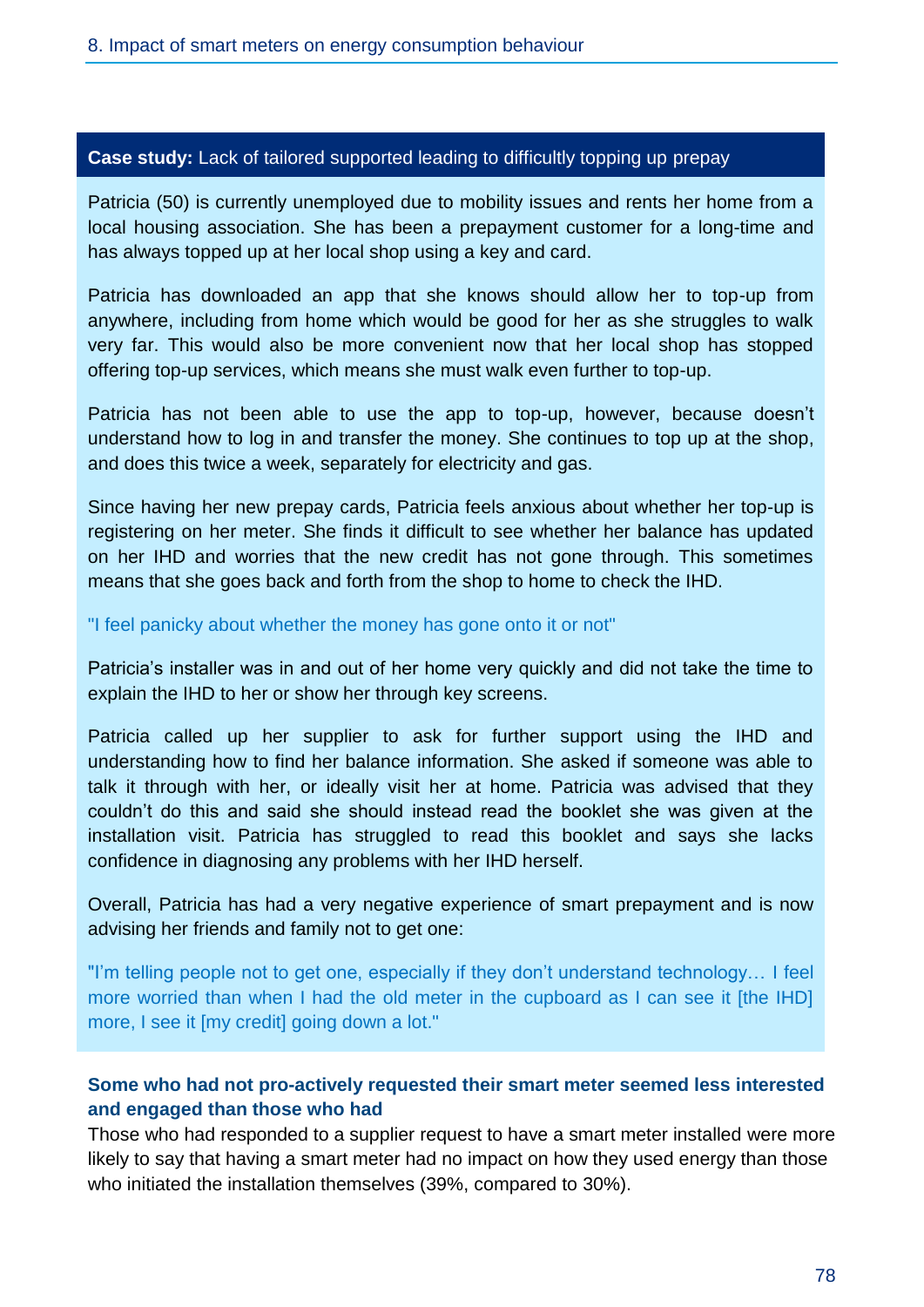**Case study:** Lack of tailored supported leading to difficultly topping up prepay

Patricia (50) is currently unemployed due to mobility issues and rents her home from a local housing association. She has been a prepayment customer for a long-time and has always topped up at her local shop using a key and card.

Patricia has downloaded an app that she knows should allow her to top-up from anywhere, including from home which would be good for her as she struggles to walk very far. This would also be more convenient now that her local shop has stopped offering top-up services, which means she must walk even further to top-up.

Patricia has not been able to use the app to top-up, however, because doesn't understand how to log in and transfer the money. She continues to top up at the shop, and does this twice a week, separately for electricity and gas.

Since having her new prepay cards, Patricia feels anxious about whether her top-up is registering on her meter. She finds it difficult to see whether her balance has updated on her IHD and worries that the new credit has not gone through. This sometimes means that she goes back and forth from the shop to home to check the IHD.

"I feel panicky about whether the money has gone onto it or not"

Patricia's installer was in and out of her home very quickly and did not take the time to explain the IHD to her or show her through key screens.

Patricia called up her supplier to ask for further support using the IHD and understanding how to find her balance information. She asked if someone was able to talk it through with her, or ideally visit her at home. Patricia was advised that they couldn't do this and said she should instead read the booklet she was given at the installation visit. Patricia has struggled to read this booklet and says she lacks confidence in diagnosing any problems with her IHD herself.

Overall, Patricia has had a very negative experience of smart prepayment and is now advising her friends and family not to get one:

"I'm telling people not to get one, especially if they don't understand technology… I feel more worried than when I had the old meter in the cupboard as I can see it [the IHD] more, I see it [my credit] going down a lot."

### Some who had not pro-actively requested their smart meter seemed less interested and engaged than those who had

Those who had responded to a supplier request to have a smart meter installed were more likely to say that having a smart meter had no impact on how they used energy than those who initiated the installation themselves (39%, compared to 30%).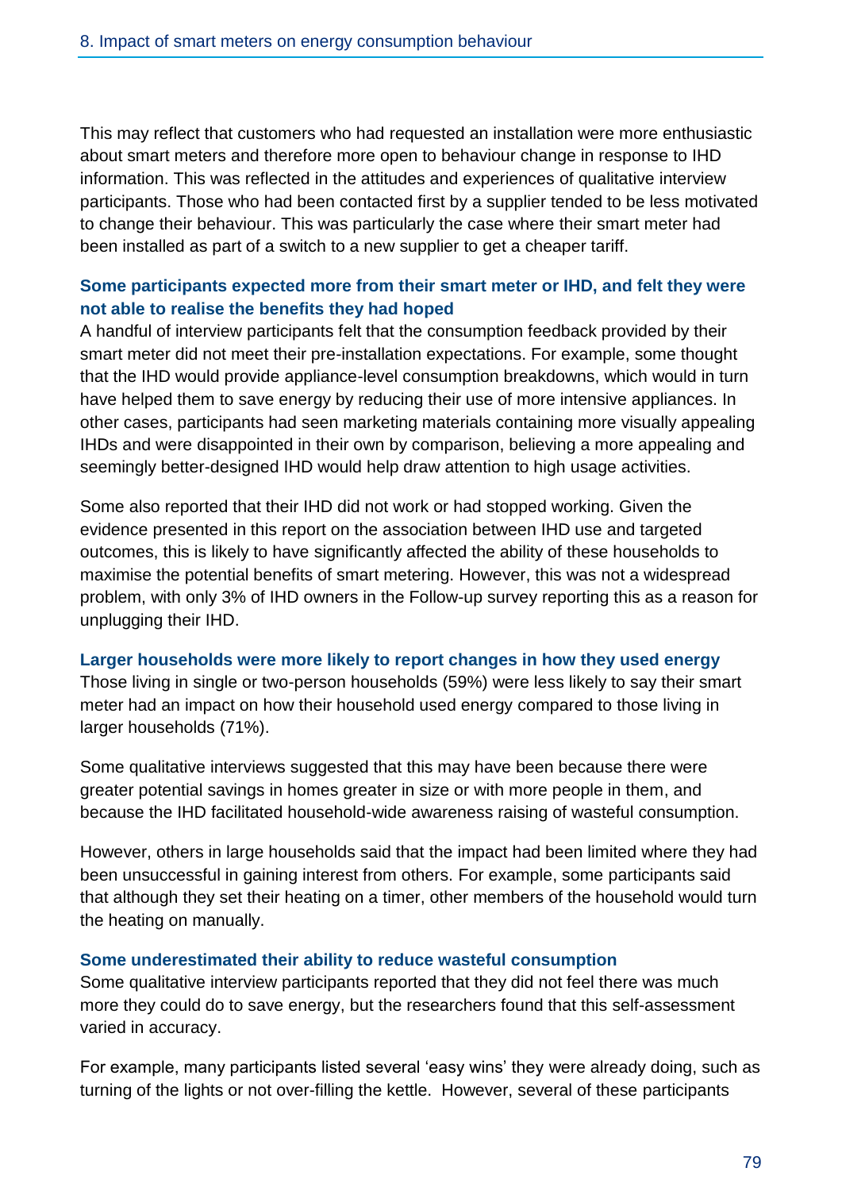This may reflect that customers who had requested an installation were more enthusiastic about smart meters and therefore more open to behaviour change in response to IHD information. This was reflected in the attitudes and experiences of qualitative interview participants. Those who had been contacted first by a supplier tended to be less motivated to change their behaviour. This was particularly the case where their smart meter had been installed as part of a switch to a new supplier to get a cheaper tariff.

### Some participants expected more from their smart meter or IHD, and felt they were not able to realise the benefits they had hoped

A handful of interview participants felt that the consumption feedback provided by their smart meter did not meet their pre-installation expectations. For example, some thought that the IHD would provide appliance-level consumption breakdowns, which would in turn have helped them to save energy by reducing their use of more intensive appliances. In other cases, participants had seen marketing materials containing more visually appealing IHDs and were disappointed in their own by comparison, believing a more appealing and seemingly better-designed IHD would help draw attention to high usage activities.

Some also reported that their IHD did not work or had stopped working. Given the evidence presented in this report on the association between IHD use and targeted outcomes, this is likely to have significantly affected the ability of these households to maximise the potential benefits of smart metering. However, this was not a widespread problem, with only 3% of IHD owners in the Follow-up survey reporting this as a reason for unplugging their IHD.

### Larger households were more likely to report changes in how they used energy

Those living in single or two-person households (59%) were less likely to say their smart meter had an impact on how their household used energy compared to those living in larger households (71%).

Some qualitative interviews suggested that this may have been because there were greater potential savings in homes greater in size or with more people in them, and because the IHD facilitated household-wide awareness raising of wasteful consumption.

However, others in large households said that the impact had been limited where they had been unsuccessful in gaining interest from others. For example, some participants said that although they set their heating on a timer, other members of the household would turn the heating on manually.

### Some underestimated their ability to reduce wasteful consumption

Some qualitative interview participants reported that they did not feel there was much more they could do to save energy, but the researchers found that this self-assessment varied in accuracy.

For example, many participants listed several 'easy wins' they were already doing, such as turning of the lights or not over-filling the kettle. However, several of these participants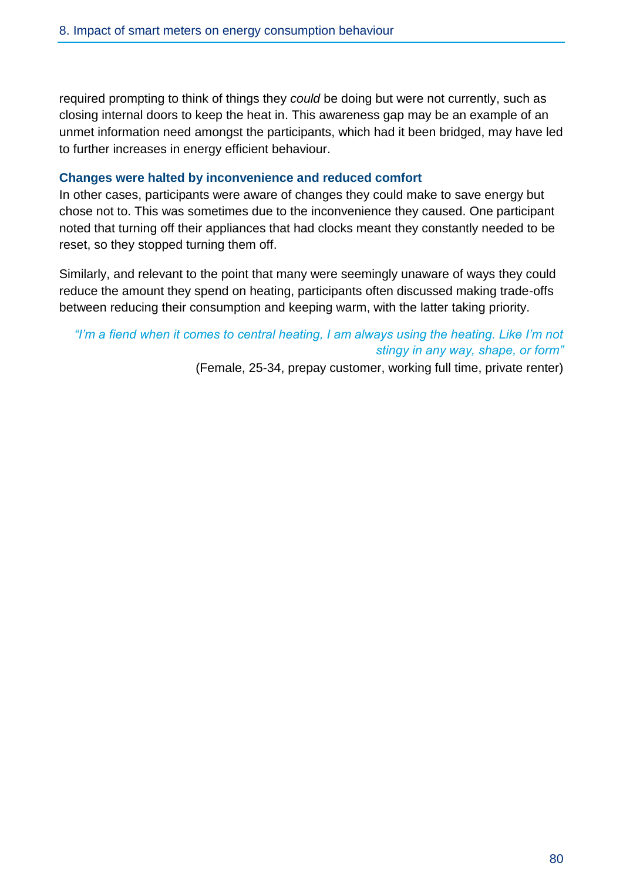required prompting to think of things they *could* be doing but were not currently, such as closing internal doors to keep the heat in. This awareness gap may be an example of an unmet information need amongst the participants, which had it been bridged, may have led to further increases in energy efficient behaviour.

### Changes were halted by inconvenience and reduced comfort

In other cases, participants were aware of changes they could make to save energy but chose not to. This was sometimes due to the inconvenience they caused. One participant noted that turning off their appliances that had clocks meant they constantly needed to be reset, so they stopped turning them off.

Similarly, and relevant to the point that many were seemingly unaware of ways they could reduce the amount they spend on heating, participants often discussed making trade-offs between reducing their consumption and keeping warm, with the latter taking priority.

> *"I'm a fiend when it comes to central heating, I am always using the heating. Like I'm not stingy in any way, shape, or form"*
>
> (Female, 25-34, prepay customer, working full time, private renter)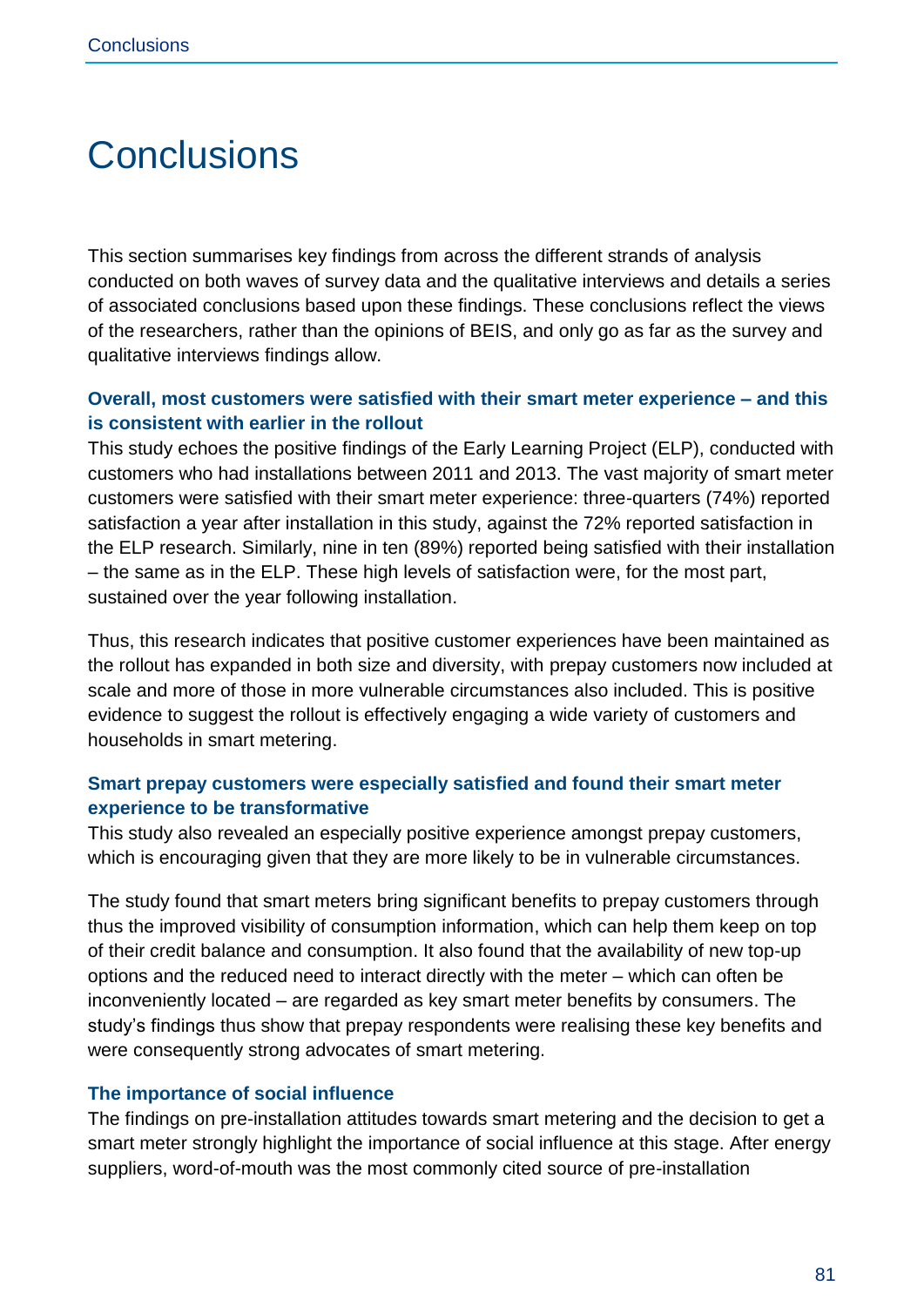# Conclusions

This section summarises key findings from across the different strands of analysis conducted on both waves of survey data and the qualitative interviews and details a series of associated conclusions based upon these findings. These conclusions reflect the views of the researchers, rather than the opinions of BEIS, and only go as far as the survey and qualitative interviews findings allow.

### Overall, most customers were satisfied with their smart meter experience – and this is consistent with earlier in the rollout

This study echoes the positive findings of the Early Learning Project (ELP), conducted with customers who had installations between 2011 and 2013. The vast majority of smart meter customers were satisfied with their smart meter experience: three-quarters (74%) reported satisfaction a year after installation in this study, against the 72% reported satisfaction in the ELP research. Similarly, nine in ten (89%) reported being satisfied with their installation – the same as in the ELP. These high levels of satisfaction were, for the most part, sustained over the year following installation.

Thus, this research indicates that positive customer experiences have been maintained as the rollout has expanded in both size and diversity, with prepay customers now included at scale and more of those in more vulnerable circumstances also included. This is positive evidence to suggest the rollout is effectively engaging a wide variety of customers and households in smart metering.

### Smart prepay customers were especially satisfied and found their smart meter experience to be transformative

This study also revealed an especially positive experience amongst prepay customers, which is encouraging given that they are more likely to be in vulnerable circumstances.

The study found that smart meters bring significant benefits to prepay customers through thus the improved visibility of consumption information, which can help them keep on top of their credit balance and consumption. It also found that the availability of new top-up options and the reduced need to interact directly with the meter – which can often be inconveniently located – are regarded as key smart meter benefits by consumers. The study's findings thus show that prepay respondents were realising these key benefits and were consequently strong advocates of smart metering.

### The importance of social influence

The findings on pre-installation attitudes towards smart metering and the decision to get a smart meter strongly highlight the importance of social influence at this stage. After energy suppliers, word-of-mouth was the most commonly cited source of pre-installation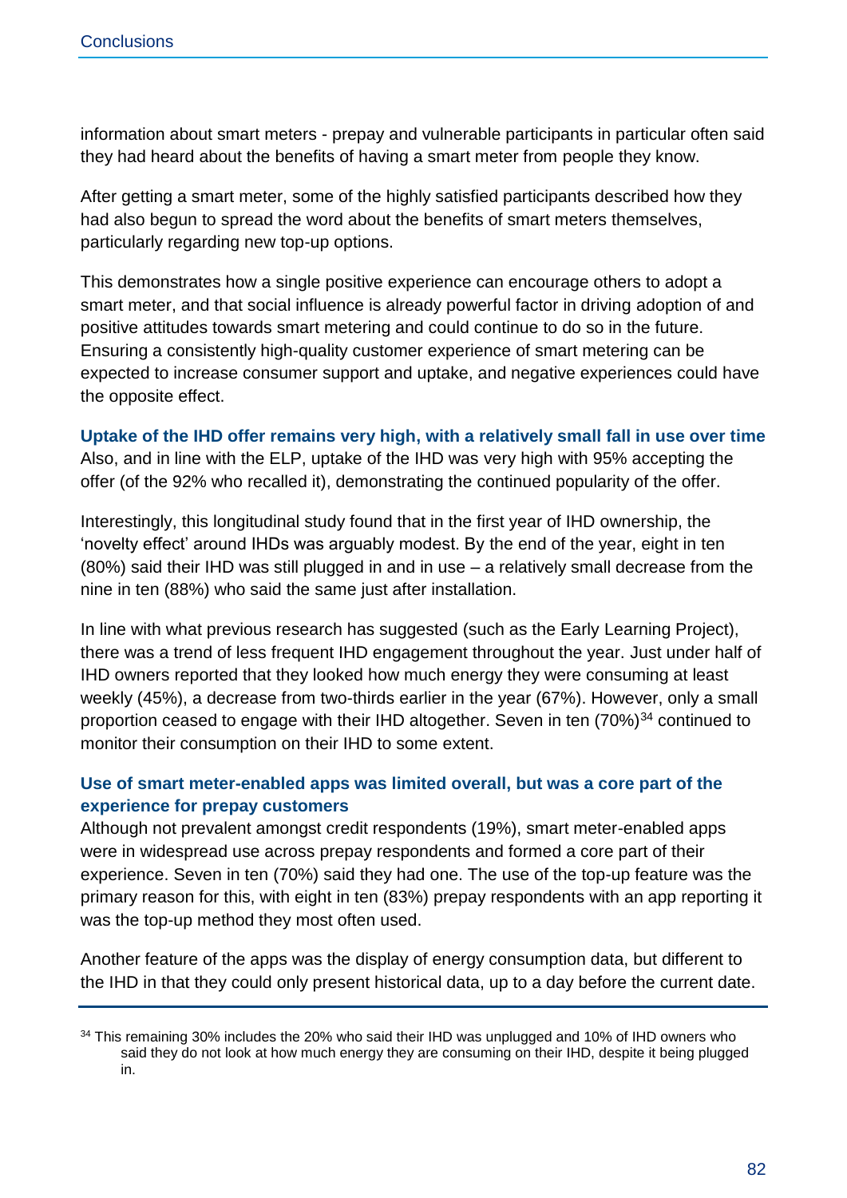information about smart meters - prepay and vulnerable participants in particular often said they had heard about the benefits of having a smart meter from people they know.

After getting a smart meter, some of the highly satisfied participants described how they had also begun to spread the word about the benefits of smart meters themselves, particularly regarding new top-up options.

This demonstrates how a single positive experience can encourage others to adopt a smart meter, and that social influence is already powerful factor in driving adoption of and positive attitudes towards smart metering and could continue to do so in the future. Ensuring a consistently high-quality customer experience of smart metering can be expected to increase consumer support and uptake, and negative experiences could have the opposite effect.

### Uptake of the IHD offer remains very high, with a relatively small fall in use over time

Also, and in line with the ELP, uptake of the IHD was very high with 95% accepting the offer (of the 92% who recalled it), demonstrating the continued popularity of the offer.

Interestingly, this longitudinal study found that in the first year of IHD ownership, the 'novelty effect' around IHDs was arguably modest. By the end of the year, eight in ten (80%) said their IHD was still plugged in and in use – a relatively small decrease from the nine in ten (88%) who said the same just after installation.

In line with what previous research has suggested (such as the Early Learning Project), there was a trend of less frequent IHD engagement throughout the year. Just under half of IHD owners reported that they looked how much energy they were consuming at least weekly (45%), a decrease from two-thirds earlier in the year (67%). However, only a small proportion ceased to engage with their IHD altogether. Seven in ten (70%)[34] continued to monitor their consumption on their IHD to some extent.

### Use of smart meter-enabled apps was limited overall, but was a core part of the experience for prepay customers

Although not prevalent amongst credit respondents (19%), smart meter-enabled apps were in widespread use across prepay respondents and formed a core part of their experience. Seven in ten (70%) said they had one. The use of the top-up feature was the primary reason for this, with eight in ten (83%) prepay respondents with an app reporting it was the top-up method they most often used.

Another feature of the apps was the display of energy consumption data, but different to the IHD in that they could only present historical data, up to a day before the current date.

[34] This remaining 30% includes the 20% who said their IHD was unplugged and 10% of IHD owners who said they do not look at how much energy they are consuming on their IHD, despite it being plugged in.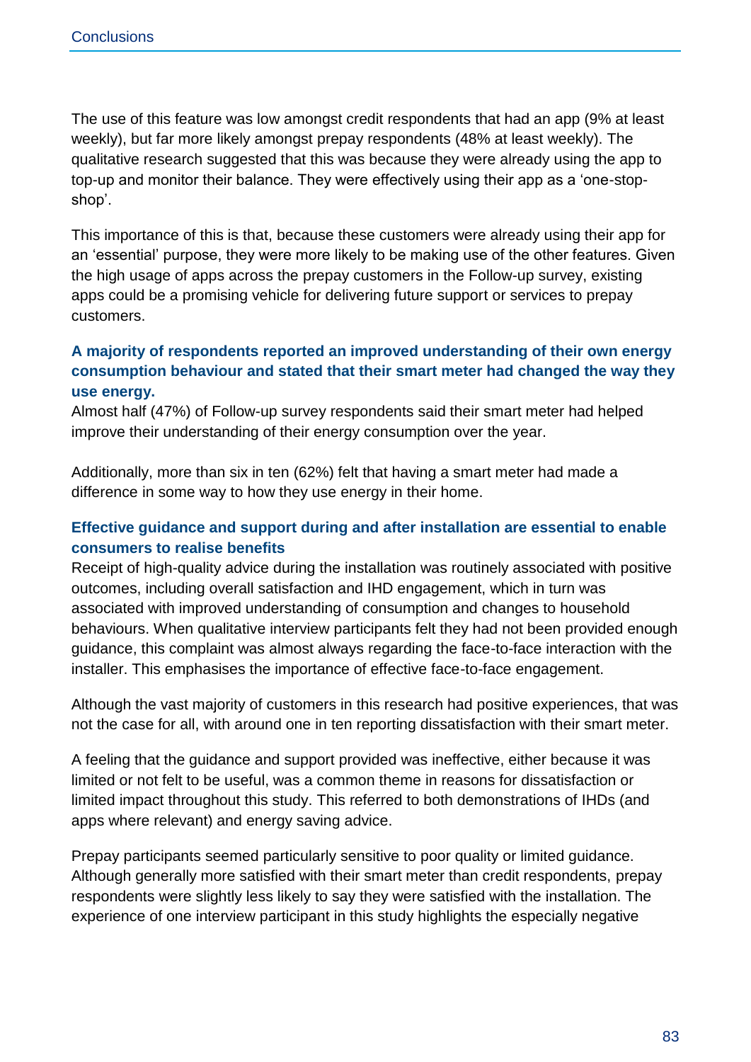The use of this feature was low amongst credit respondents that had an app (9% at least weekly), but far more likely amongst prepay respondents (48% at least weekly). The qualitative research suggested that this was because they were already using the app to top-up and monitor their balance. They were effectively using their app as a 'one-stop-shop'.

This importance of this is that, because these customers were already using their app for an 'essential' purpose, they were more likely to be making use of the other features. Given the high usage of apps across the prepay customers in the Follow-up survey, existing apps could be a promising vehicle for delivering future support or services to prepay customers.

### A majority of respondents reported an improved understanding of their own energy consumption behaviour and stated that their smart meter had changed the way they use energy.

Almost half (47%) of Follow-up survey respondents said their smart meter had helped improve their understanding of their energy consumption over the year.

Additionally, more than six in ten (62%) felt that having a smart meter had made a difference in some way to how they use energy in their home.

### Effective guidance and support during and after installation are essential to enable consumers to realise benefits

Receipt of high-quality advice during the installation was routinely associated with positive outcomes, including overall satisfaction and IHD engagement, which in turn was associated with improved understanding of consumption and changes to household behaviours. When qualitative interview participants felt they had not been provided enough guidance, this complaint was almost always regarding the face-to-face interaction with the installer. This emphasises the importance of effective face-to-face engagement.

Although the vast majority of customers in this research had positive experiences, that was not the case for all, with around one in ten reporting dissatisfaction with their smart meter.

A feeling that the guidance and support provided was ineffective, either because it was limited or not felt to be useful, was a common theme in reasons for dissatisfaction or limited impact throughout this study. This referred to both demonstrations of IHDs (and apps where relevant) and energy saving advice.

Prepay participants seemed particularly sensitive to poor quality or limited guidance. Although generally more satisfied with their smart meter than credit respondents, prepay respondents were slightly less likely to say they were satisfied with the installation. The experience of one interview participant in this study highlights the especially negative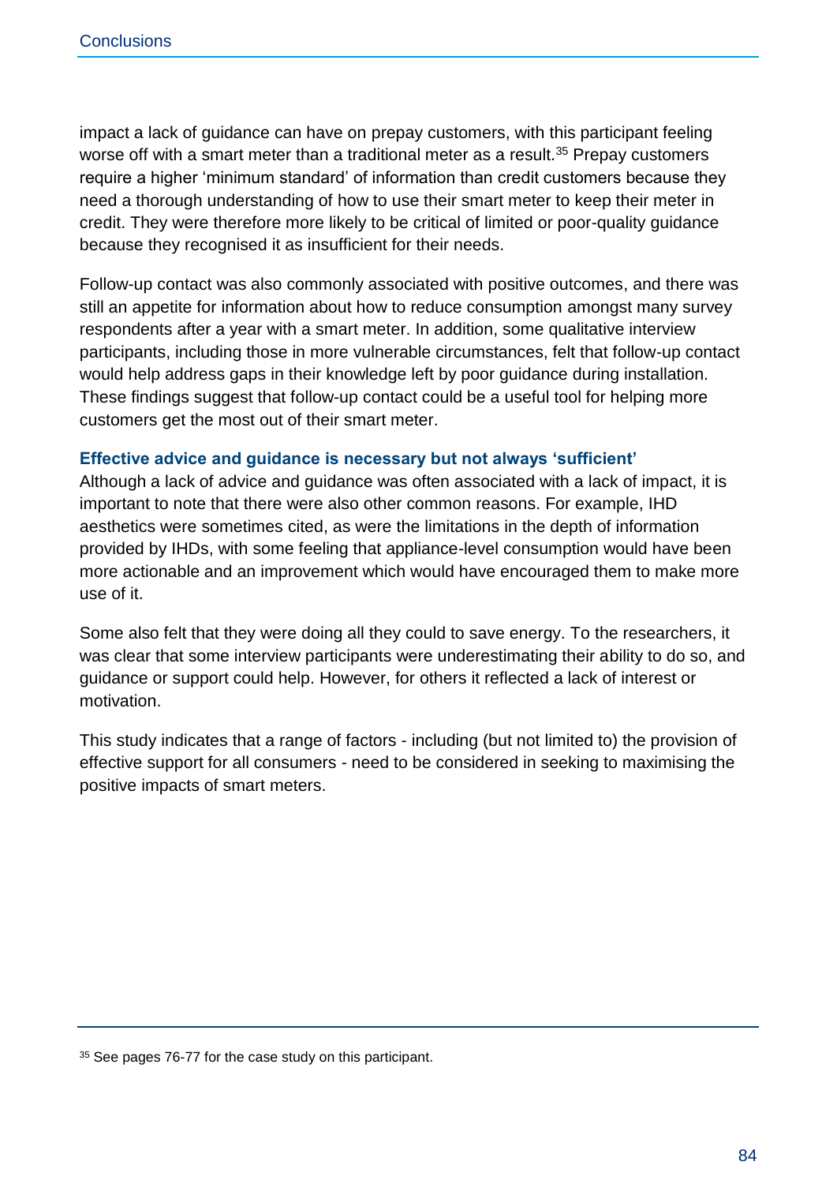impact a lack of guidance can have on prepay customers, with this participant feeling worse off with a smart meter than a traditional meter as a result.[35] Prepay customers require a higher 'minimum standard' of information than credit customers because they need a thorough understanding of how to use their smart meter to keep their meter in credit. They were therefore more likely to be critical of limited or poor-quality guidance because they recognised it as insufficient for their needs.

Follow-up contact was also commonly associated with positive outcomes, and there was still an appetite for information about how to reduce consumption amongst many survey respondents after a year with a smart meter. In addition, some qualitative interview participants, including those in more vulnerable circumstances, felt that follow-up contact would help address gaps in their knowledge left by poor guidance during installation. These findings suggest that follow-up contact could be a useful tool for helping more customers get the most out of their smart meter.

### Effective advice and guidance is necessary but not always 'sufficient'

Although a lack of advice and guidance was often associated with a lack of impact, it is important to note that there were also other common reasons. For example, IHD aesthetics were sometimes cited, as were the limitations in the depth of information provided by IHDs, with some feeling that appliance-level consumption would have been more actionable and an improvement which would have encouraged them to make more use of it.

Some also felt that they were doing all they could to save energy. To the researchers, it was clear that some interview participants were underestimating their ability to do so, and guidance or support could help. However, for others it reflected a lack of interest or motivation.

This study indicates that a range of factors - including (but not limited to) the provision of effective support for all consumers - need to be considered in seeking to maximising the positive impacts of smart meters.

---

[35] See pages 76-77 for the case study on this participant.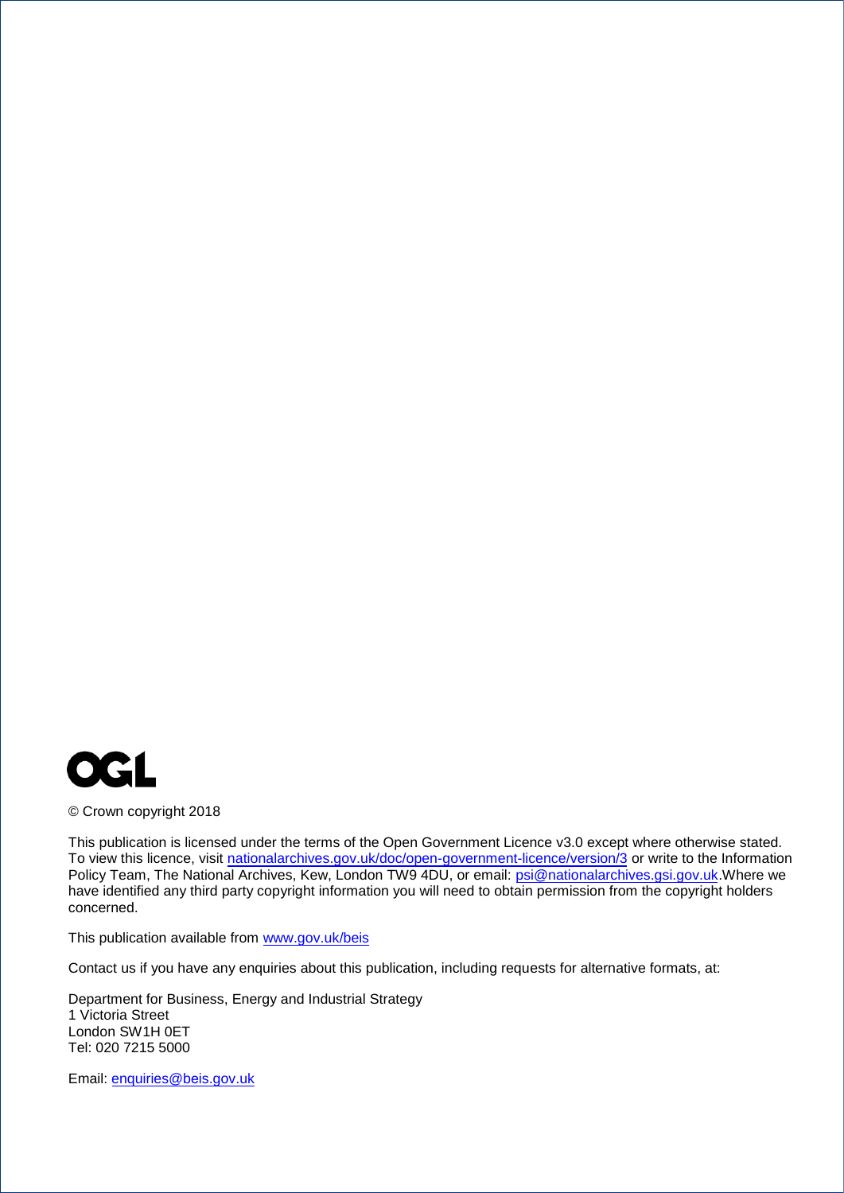OGL

© Crown copyright 2018

This publication is licensed under the terms of the Open Government Licence v3.0 except where otherwise stated. To view this licence, visit nationalarchives.gov.uk/doc/open-government-licence/version/3 or write to the Information Policy Team, The National Archives, Kew, London TW9 4DU, or email: psi@nationalarchives.gsi.gov.uk.Where we have identified any third party copyright information you will need to obtain permission from the copyright holders concerned.

This publication available from www.gov.uk/beis

Contact us if you have any enquiries about this publication, including requests for alternative formats, at:

Department for Business, Energy and Industrial Strategy
1 Victoria Street
London SW1H 0ET
Tel: 020 7215 5000

Email: enquiries@beis.gov.uk